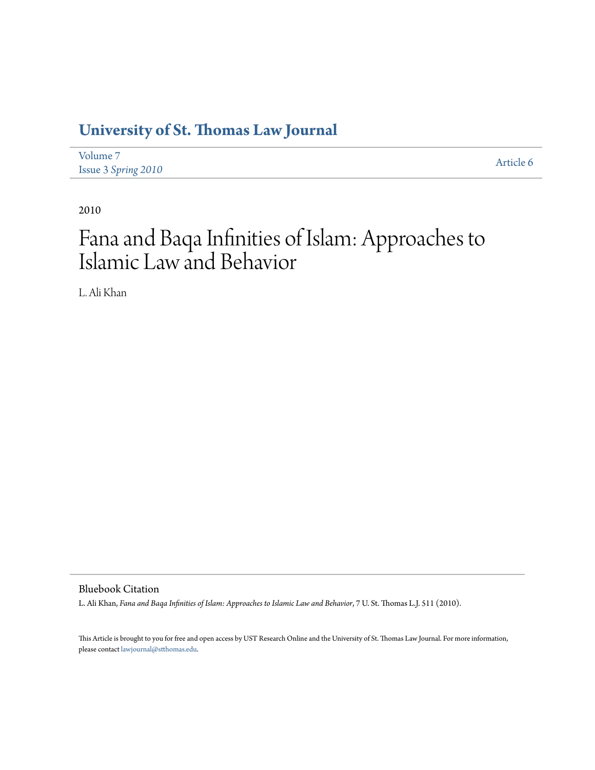# University of St. Thomas Law Journal

Volume 7
Issue 3 *Spring 2010*

Article 6

2010

# Fana and Baqa Infinities of Islam: Approaches to Islamic Law and Behavior

L. Ali Khan

## Bluebook Citation

L. Ali Khan, *Fana and Baqa Infinities of Islam: Approaches to Islamic Law and Behavior*, 7 U. St. Thomas L.J. 511 (2010).

This Article is brought to you for free and open access by UST Research Online and the University of St. Thomas Law Journal. For more information, please contact lawjournal@stthomas.edu.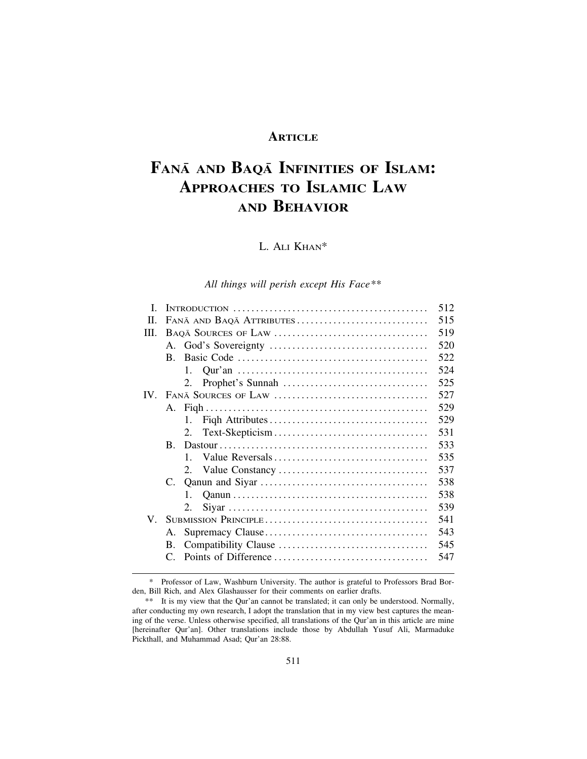**ARTICLE**

# FANĀ AND BAQĀ INFINITIES OF ISLAM: APPROACHES TO ISLAMIC LAW AND BEHAVIOR

L. ALI KHAN*

*All things will perish except His Face***

| | | |
|---|---|---|
| I. | INTRODUCTION | 512 |
| II. | FANĀ AND BAQĀ ATTRIBUTES | 515 |
| III. | BAQĀ SOURCES OF LAW | 519 |
| | A. God's Sovereignty | 520 |
| | B. Basic Code | 522 |
| | 1. Qur'an | 524 |
| | 2. Prophet's Sunnah | 525 |
| IV. | FANĀ SOURCES OF LAW | 527 |
| | A. Fiqh | 529 |
| | 1. Fiqh Attributes | 529 |
| | 2. Text-Skepticism | 531 |
| | B. Dastour | 533 |
| | 1. Value Reversals | 535 |
| | 2. Value Constancy | 537 |
| | C. Qanun and Siyar | 538 |
| | 1. Qanun | 538 |
| | 2. Siyar | 539 |
| V. | SUBMISSION PRINCIPLE | 541 |
| | A. Supremacy Clause | 543 |
| | B. Compatibility Clause | 545 |
| | C. Points of Difference | 547 |

\* Professor of Law, Washburn University. The author is grateful to Professors Brad Borden, Bill Rich, and Alex Glashausser for their comments on earlier drafts.

\*\* It is my view that the Qur'an cannot be translated; it can only be understood. Normally, after conducting my own research, I adopt the translation that in my view best captures the meaning of the verse. Unless otherwise specified, all translations of the Qur'an in this article are mine [hereinafter Qur'an]. Other translations include those by Abdullah Yusuf Ali, Marmaduke Pickthall, and Muhammad Asad; Qur'an 28:88.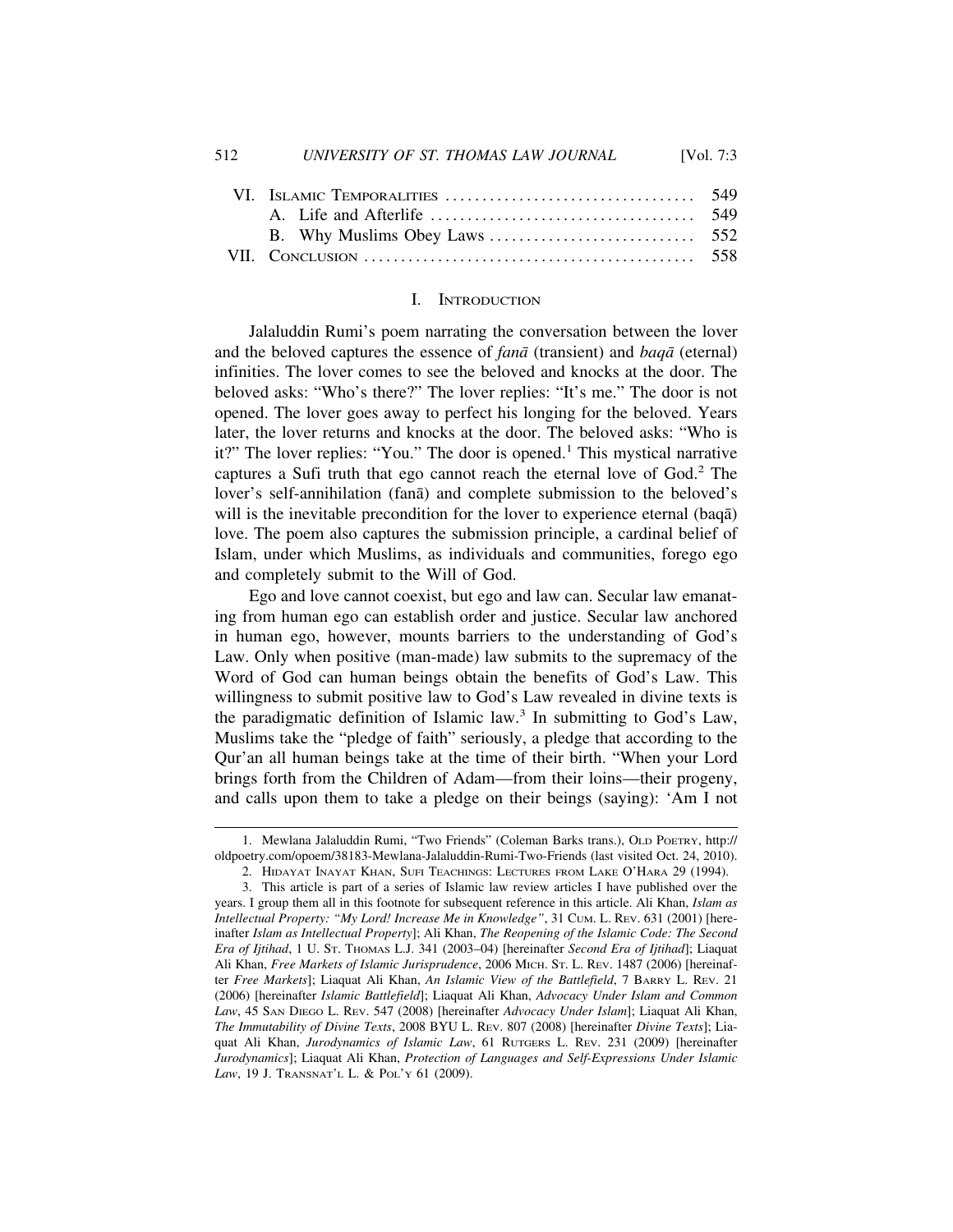| | | |
|---|---|---|
| VI. | Islamic Temporalities | 549 |
| | A. Life and Afterlife | 549 |
| | B. Why Muslims Obey Laws | 552 |
| VII. | Conclusion | 558 |

## I. Introduction

Jalaluddin Rumi's poem narrating the conversation between the lover and the beloved captures the essence of *fanā* (transient) and *baqā* (eternal) infinities. The lover comes to see the beloved and knocks at the door. The beloved asks: "Who's there?" The lover replies: "It's me." The door is not opened. The lover goes away to perfect his longing for the beloved. Years later, the lover returns and knocks at the door. The beloved asks: "Who is it?" The lover replies: "You." The door is opened.[1] This mystical narrative captures a Sufi truth that ego cannot reach the eternal love of God.[2] The lover's self-annihilation (fanā) and complete submission to the beloved's will is the inevitable precondition for the lover to experience eternal (baqā) love. The poem also captures the submission principle, a cardinal belief of Islam, under which Muslims, as individuals and communities, forego ego and completely submit to the Will of God.

Ego and love cannot coexist, but ego and law can. Secular law emanating from human ego can establish order and justice. Secular law anchored in human ego, however, mounts barriers to the understanding of God's Law. Only when positive (man-made) law submits to the supremacy of the Word of God can human beings obtain the benefits of God's Law. This willingness to submit positive law to God's Law revealed in divine texts is the paradigmatic definition of Islamic law.[3] In submitting to God's Law, Muslims take the "pledge of faith" seriously, a pledge that according to the Qur'an all human beings take at the time of their birth. "When your Lord brings forth from the Children of Adam—from their loins—their progeny, and calls upon them to take a pledge on their beings (saying): 'Am I not

---

1. Mewlana Jalaluddin Rumi, "Two Friends" (Coleman Barks trans.), Old Poetry, http://oldpoetry.com/opoem/38183-Mewlana-Jalaluddin-Rumi-Two-Friends (last visited Oct. 24, 2010).

2. Hidayat Inayat Khan, Sufi Teachings: Lectures from Lake O'Hara 29 (1994).

3. This article is part of a series of Islamic law review articles I have published over the years. I group them all in this footnote for subsequent reference in this article. Ali Khan, *Islam as Intellectual Property: "My Lord! Increase Me in Knowledge"*, 31 Cum. L. Rev. 631 (2001) [hereinafter *Islam as Intellectual Property*]; Ali Khan, *The Reopening of the Islamic Code: The Second Era of Ijtihad*, 1 U. St. Thomas L.J. 341 (2003–04) [hereinafter *Second Era of Ijtihad*]; Liaquat Ali Khan, *Free Markets of Islamic Jurisprudence*, 2006 Mich. St. L. Rev. 1487 (2006) [hereinafter *Free Markets*]; Liaquat Ali Khan, *An Islamic View of the Battlefield*, 7 Barry L. Rev. 21 (2006) [hereinafter *Islamic Battlefield*]; Liaquat Ali Khan, *Advocacy Under Islam and Common Law*, 45 San Diego L. Rev. 547 (2008) [hereinafter *Advocacy Under Islam*]; Liaquat Ali Khan, *The Immutability of Divine Texts*, 2008 BYU L. Rev. 807 (2008) [hereinafter *Divine Texts*]; Liaquat Ali Khan, *Jurodynamics of Islamic Law*, 61 Rutgers L. Rev. 231 (2009) [hereinafter *Jurodynamics*]; Liaquat Ali Khan, *Protection of Languages and Self-Expressions Under Islamic Law*, 19 J. Transnat'l L. & Pol'y 61 (2009).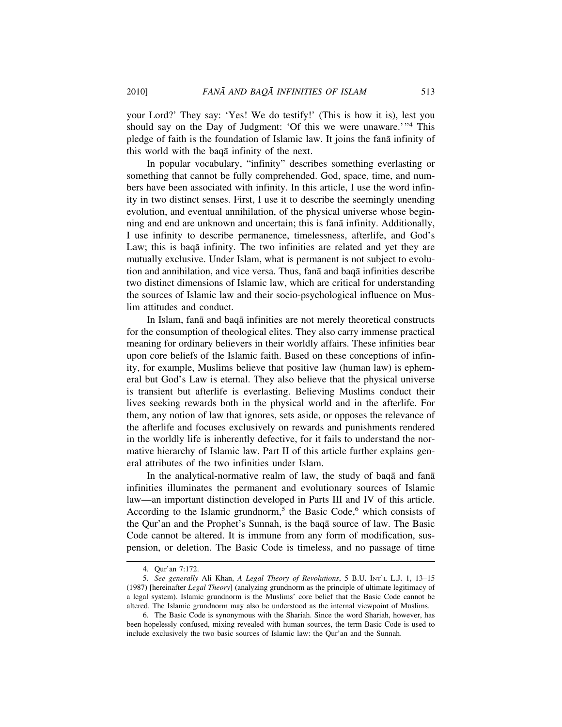your Lord?' They say: 'Yes! We do testify!' (This is how it is), lest you should say on the Day of Judgment: 'Of this we were unaware.'"[4] This pledge of faith is the foundation of Islamic law. It joins the fanā infinity of this world with the baqā infinity of the next.

In popular vocabulary, "infinity" describes something everlasting or something that cannot be fully comprehended. God, space, time, and numbers have been associated with infinity. In this article, I use the word infinity in two distinct senses. First, I use it to describe the seemingly unending evolution, and eventual annihilation, of the physical universe whose beginning and end are unknown and uncertain; this is fanā infinity. Additionally, I use infinity to describe permanence, timelessness, afterlife, and God's Law; this is baqā infinity. The two infinities are related and yet they are mutually exclusive. Under Islam, what is permanent is not subject to evolution and annihilation, and vice versa. Thus, fanā and baqā infinities describe two distinct dimensions of Islamic law, which are critical for understanding the sources of Islamic law and their socio-psychological influence on Muslim attitudes and conduct.

In Islam, fanā and baqā infinities are not merely theoretical constructs for the consumption of theological elites. They also carry immense practical meaning for ordinary believers in their worldly affairs. These infinities bear upon core beliefs of the Islamic faith. Based on these conceptions of infinity, for example, Muslims believe that positive law (human law) is ephemeral but God's Law is eternal. They also believe that the physical universe is transient but afterlife is everlasting. Believing Muslims conduct their lives seeking rewards both in the physical world and in the afterlife. For them, any notion of law that ignores, sets aside, or opposes the relevance of the afterlife and focuses exclusively on rewards and punishments rendered in the worldly life is inherently defective, for it fails to understand the normative hierarchy of Islamic law. Part II of this article further explains general attributes of the two infinities under Islam.

In the analytical-normative realm of law, the study of baqā and fanā infinities illuminates the permanent and evolutionary sources of Islamic law—an important distinction developed in Parts III and IV of this article. According to the Islamic grundnorm,[5] the Basic Code,[6] which consists of the Qur'an and the Prophet's Sunnah, is the baqā source of law. The Basic Code cannot be altered. It is immune from any form of modification, suspension, or deletion. The Basic Code is timeless, and no passage of time

---

4. Qur'an 7:172.

5. *See generally* Ali Khan, *A Legal Theory of Revolutions*, 5 B.U. INT'L L.J. 1, 13–15 (1987) [hereinafter *Legal Theory*] (analyzing grundnorm as the principle of ultimate legitimacy of a legal system). Islamic grundnorm is the Muslims' core belief that the Basic Code cannot be altered. The Islamic grundnorm may also be understood as the internal viewpoint of Muslims.

6. The Basic Code is synonymous with the Shariah. Since the word Shariah, however, has been hopelessly confused, mixing revealed with human sources, the term Basic Code is used to include exclusively the two basic sources of Islamic law: the Qur'an and the Sunnah.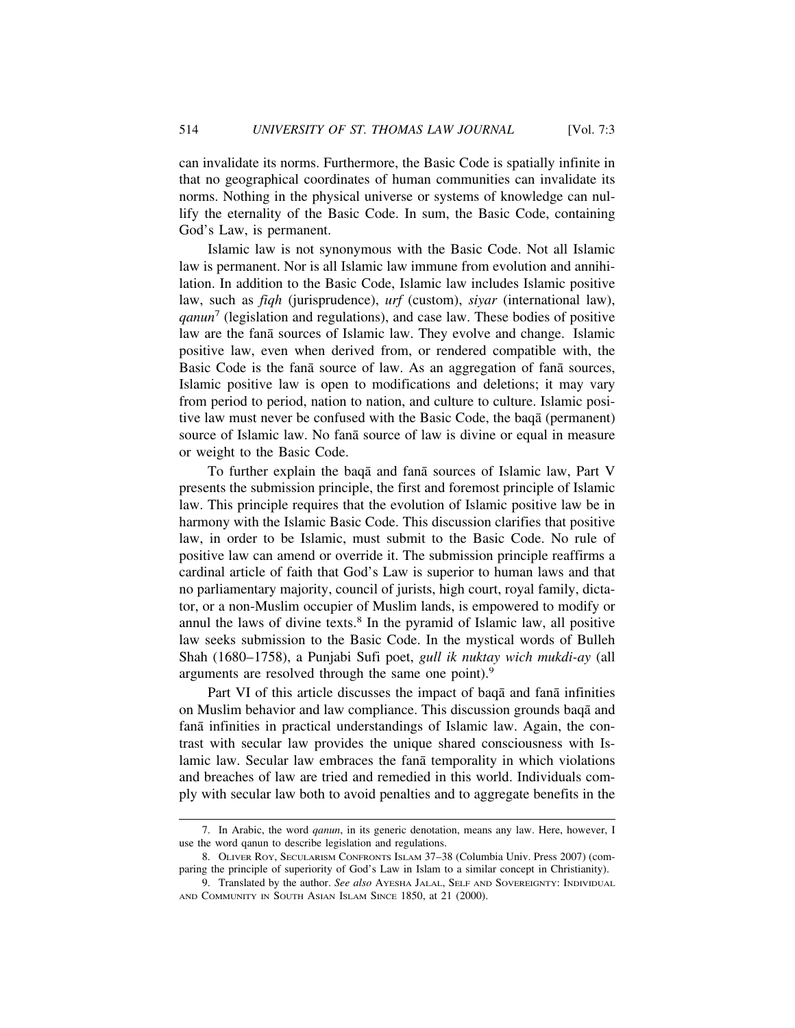can invalidate its norms. Furthermore, the Basic Code is spatially infinite in that no geographical coordinates of human communities can invalidate its norms. Nothing in the physical universe or systems of knowledge can nullify the eternality of the Basic Code. In sum, the Basic Code, containing God's Law, is permanent.

Islamic law is not synonymous with the Basic Code. Not all Islamic law is permanent. Nor is all Islamic law immune from evolution and annihilation. In addition to the Basic Code, Islamic law includes Islamic positive law, such as *fiqh* (jurisprudence), *urf* (custom), *siyar* (international law), *qanun*[7] (legislation and regulations), and case law. These bodies of positive law are the fanā sources of Islamic law. They evolve and change. Islamic positive law, even when derived from, or rendered compatible with, the Basic Code is the fanā source of law. As an aggregation of fanā sources, Islamic positive law is open to modifications and deletions; it may vary from period to period, nation to nation, and culture to culture. Islamic positive law must never be confused with the Basic Code, the baqā (permanent) source of Islamic law. No fanā source of law is divine or equal in measure or weight to the Basic Code.

To further explain the baqā and fanā sources of Islamic law, Part V presents the submission principle, the first and foremost principle of Islamic law. This principle requires that the evolution of Islamic positive law be in harmony with the Islamic Basic Code. This discussion clarifies that positive law, in order to be Islamic, must submit to the Basic Code. No rule of positive law can amend or override it. The submission principle reaffirms a cardinal article of faith that God's Law is superior to human laws and that no parliamentary majority, council of jurists, high court, royal family, dictator, or a non-Muslim occupier of Muslim lands, is empowered to modify or annul the laws of divine texts.[8] In the pyramid of Islamic law, all positive law seeks submission to the Basic Code. In the mystical words of Bulleh Shah (1680–1758), a Punjabi Sufi poet, *gull ik nuktay wich mukdi-ay* (all arguments are resolved through the same one point).[9]

Part VI of this article discusses the impact of baqā and fanā infinities on Muslim behavior and law compliance. This discussion grounds baqā and fanā infinities in practical understandings of Islamic law. Again, the contrast with secular law provides the unique shared consciousness with Islamic law. Secular law embraces the fanā temporality in which violations and breaches of law are tried and remedied in this world. Individuals comply with secular law both to avoid penalties and to aggregate benefits in the

---

7. In Arabic, the word *qanun*, in its generic denotation, means any law. Here, however, I use the word qanun to describe legislation and regulations.

8. Oliver Roy, Secularism Confronts Islam 37–38 (Columbia Univ. Press 2007) (comparing the principle of superiority of God's Law in Islam to a similar concept in Christianity).

9. Translated by the author. *See also* Ayesha Jalal, Self and Sovereignty: Individual and Community in South Asian Islam Since 1850, at 21 (2000).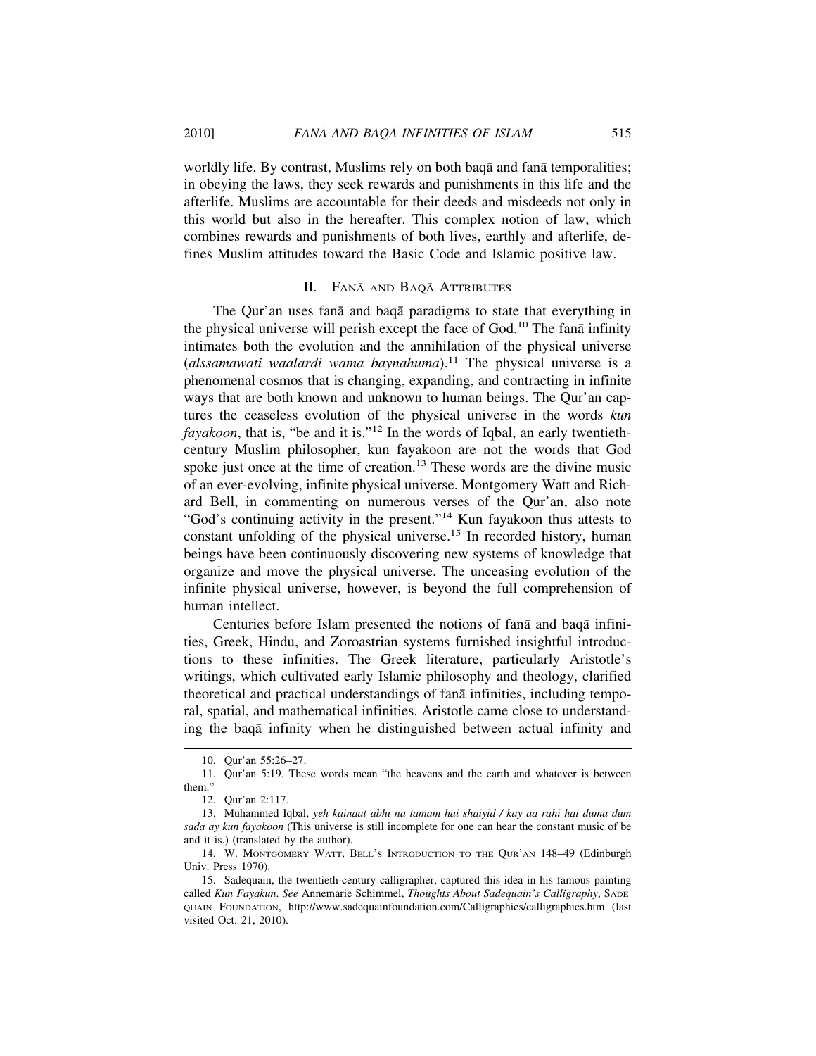worldly life. By contrast, Muslims rely on both baqā and fanā temporalities; in obeying the laws, they seek rewards and punishments in this life and the afterlife. Muslims are accountable for their deeds and misdeeds not only in this world but also in the hereafter. This complex notion of law, which combines rewards and punishments of both lives, earthly and afterlife, defines Muslim attitudes toward the Basic Code and Islamic positive law.

## II. Fanā and Baqā Attributes

The Qur'an uses fanā and baqā paradigms to state that everything in the physical universe will perish except the face of God.[10] The fanā infinity intimates both the evolution and the annihilation of the physical universe (*alssamawati waalardi wama baynahuma*).[11] The physical universe is a phenomenal cosmos that is changing, expanding, and contracting in infinite ways that are both known and unknown to human beings. The Qur'an captures the ceaseless evolution of the physical universe in the words *kun fayakoon*, that is, "be and it is."[12] In the words of Iqbal, an early twentieth-century Muslim philosopher, kun fayakoon are not the words that God spoke just once at the time of creation.[13] These words are the divine music of an ever-evolving, infinite physical universe. Montgomery Watt and Richard Bell, in commenting on numerous verses of the Qur'an, also note "God's continuing activity in the present."[14] Kun fayakoon thus attests to constant unfolding of the physical universe.[15] In recorded history, human beings have been continuously discovering new systems of knowledge that organize and move the physical universe. The unceasing evolution of the infinite physical universe, however, is beyond the full comprehension of human intellect.

Centuries before Islam presented the notions of fanā and baqā infinities, Greek, Hindu, and Zoroastrian systems furnished insightful introductions to these infinities. The Greek literature, particularly Aristotle's writings, which cultivated early Islamic philosophy and theology, clarified theoretical and practical understandings of fanā infinities, including temporal, spatial, and mathematical infinities. Aristotle came close to understanding the baqā infinity when he distinguished between actual infinity and

---

10. Qur'an 55:26–27.

11. Qur'an 5:19. These words mean "the heavens and the earth and whatever is between them."

12. Qur'an 2:117.

13. Muhammed Iqbal, *yeh kainaat abhi na tamam hai shaiyid / kay aa rahi hai duma dum sada ay kun fayakoon* (This universe is still incomplete for one can hear the constant music of be and it is.) (translated by the author).

14. W. Montgomery Watt, Bell's Introduction to the Qur'an 148–49 (Edinburgh Univ. Press 1970).

15. Sadequain, the twentieth-century calligrapher, captured this idea in his famous painting called *Kun Fayakun*. *See* Annemarie Schimmel, *Thoughts About Sadequain's Calligraphy*, Sadequain Foundation, http://www.sadequainfoundation.com/Calligraphies/calligraphies.htm (last visited Oct. 21, 2010).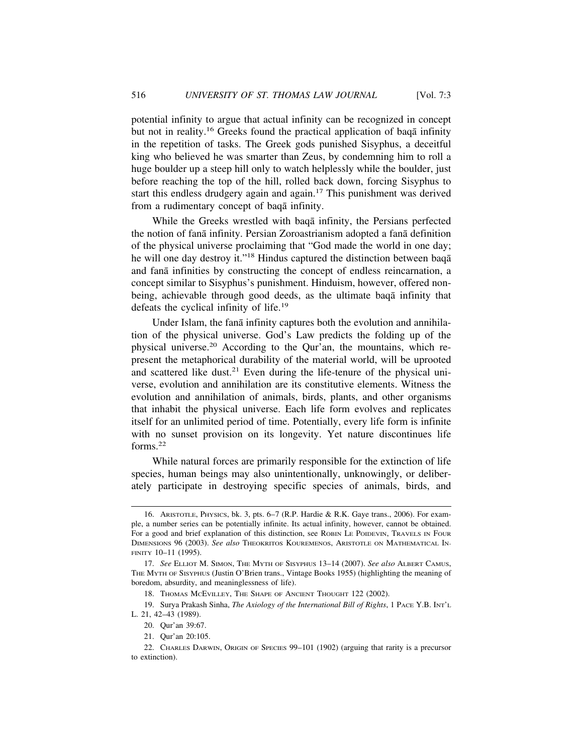potential infinity to argue that actual infinity can be recognized in concept but not in reality.[16] Greeks found the practical application of baqā infinity in the repetition of tasks. The Greek gods punished Sisyphus, a deceitful king who believed he was smarter than Zeus, by condemning him to roll a huge boulder up a steep hill only to watch helplessly while the boulder, just before reaching the top of the hill, rolled back down, forcing Sisyphus to start this endless drudgery again and again.[17] This punishment was derived from a rudimentary concept of baqā infinity.

While the Greeks wrestled with baqā infinity, the Persians perfected the notion of fanā infinity. Persian Zoroastrianism adopted a fanā definition of the physical universe proclaiming that "God made the world in one day; he will one day destroy it."[18] Hindus captured the distinction between baqā and fanā infinities by constructing the concept of endless reincarnation, a concept similar to Sisyphus's punishment. Hinduism, however, offered non-being, achievable through good deeds, as the ultimate baqā infinity that defeats the cyclical infinity of life.[19]

Under Islam, the fanā infinity captures both the evolution and annihilation of the physical universe. God's Law predicts the folding up of the physical universe.[20] According to the Qur'an, the mountains, which represent the metaphorical durability of the material world, will be uprooted and scattered like dust.[21] Even during the life-tenure of the physical universe, evolution and annihilation are its constitutive elements. Witness the evolution and annihilation of animals, birds, plants, and other organisms that inhabit the physical universe. Each life form evolves and replicates itself for an unlimited period of time. Potentially, every life form is infinite with no sunset provision on its longevity. Yet nature discontinues life forms.[22]

While natural forces are primarily responsible for the extinction of life species, human beings may also unintentionally, unknowingly, or deliberately participate in destroying specific species of animals, birds, and

---

16. ARISTOTLE, PHYSICS, bk. 3, pts. 6–7 (R.P. Hardie & R.K. Gaye trans., 2006). For example, a number series can be potentially infinite. Its actual infinity, however, cannot be obtained. For a good and brief explanation of this distinction, see ROBIN LE POIDEVIN, TRAVELS IN FOUR DIMENSIONS 96 (2003). *See also* THEOKRITOS KOUREMENOS, ARISTOTLE ON MATHEMATICAL INFINITY 10–11 (1995).

17. *See* ELLIOT M. SIMON, THE MYTH OF SISYPHUS 13–14 (2007). *See also* ALBERT CAMUS, THE MYTH OF SISYPHUS (Justin O'Brien trans., Vintage Books 1955) (highlighting the meaning of boredom, absurdity, and meaninglessness of life).

18. THOMAS MCEVILLEY, THE SHAPE OF ANCIENT THOUGHT 122 (2002).

19. Surya Prakash Sinha, *The Axiology of the International Bill of Rights*, 1 PACE Y.B. INT'L L. 21, 42–43 (1989).

20. Qur'an 39:67.

21. Qur'an 20:105.

22. CHARLES DARWIN, ORIGIN OF SPECIES 99–101 (1902) (arguing that rarity is a precursor to extinction).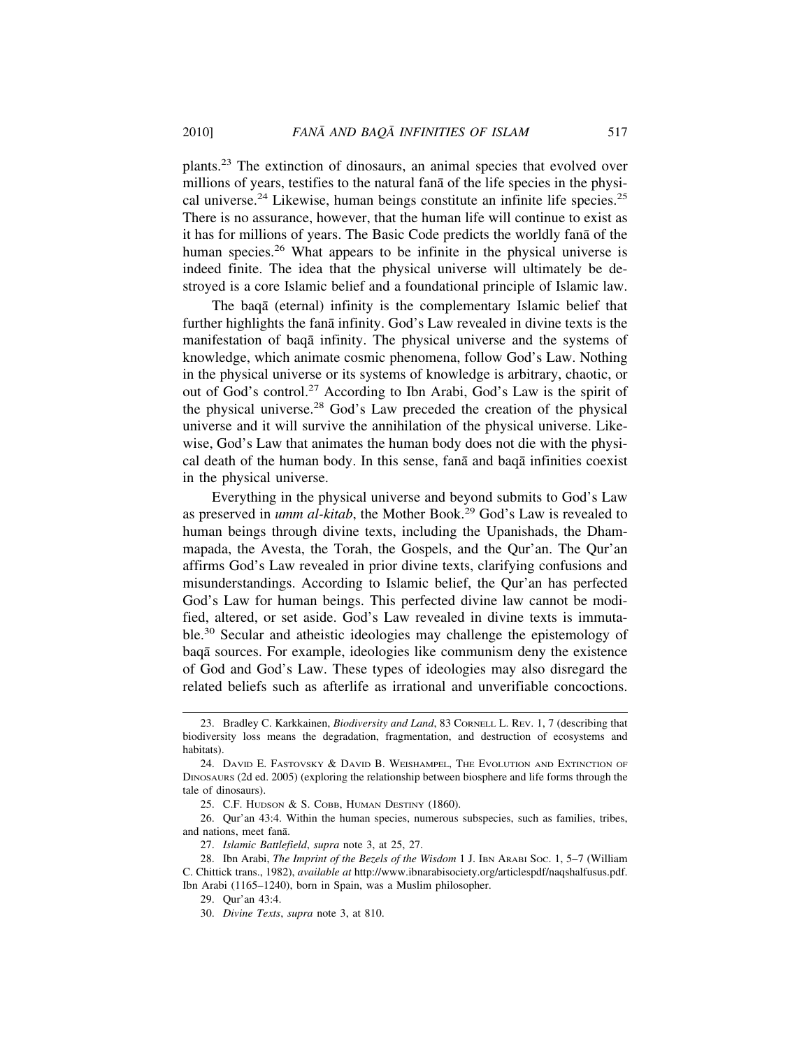plants.[23] The extinction of dinosaurs, an animal species that evolved over millions of years, testifies to the natural fanā of the life species in the physical universe.[24] Likewise, human beings constitute an infinite life species.[25] There is no assurance, however, that the human life will continue to exist as it has for millions of years. The Basic Code predicts the worldly fanā of the human species.[26] What appears to be infinite in the physical universe is indeed finite. The idea that the physical universe will ultimately be destroyed is a core Islamic belief and a foundational principle of Islamic law.

The baqā (eternal) infinity is the complementary Islamic belief that further highlights the fanā infinity. God's Law revealed in divine texts is the manifestation of baqā infinity. The physical universe and the systems of knowledge, which animate cosmic phenomena, follow God's Law. Nothing in the physical universe or its systems of knowledge is arbitrary, chaotic, or out of God's control.[27] According to Ibn Arabi, God's Law is the spirit of the physical universe.[28] God's Law preceded the creation of the physical universe and it will survive the annihilation of the physical universe. Likewise, God's Law that animates the human body does not die with the physical death of the human body. In this sense, fanā and baqā infinities coexist in the physical universe.

Everything in the physical universe and beyond submits to God's Law as preserved in *umm al-kitab*, the Mother Book.[29] God's Law is revealed to human beings through divine texts, including the Upanishads, the Dhammapada, the Avesta, the Torah, the Gospels, and the Qur'an. The Qur'an affirms God's Law revealed in prior divine texts, clarifying confusions and misunderstandings. According to Islamic belief, the Qur'an has perfected God's Law for human beings. This perfected divine law cannot be modified, altered, or set aside. God's Law revealed in divine texts is immutable.[30] Secular and atheistic ideologies may challenge the epistemology of baqā sources. For example, ideologies like communism deny the existence of God and God's Law. These types of ideologies may also disregard the related beliefs such as afterlife as irrational and unverifiable concoctions.

---

23. Bradley C. Karkkainen, *Biodiversity and Land*, 83 CORNELL L. REV. 1, 7 (describing that biodiversity loss means the degradation, fragmentation, and destruction of ecosystems and habitats).

24. DAVID E. FASTOVSKY & DAVID B. WEISHAMPEL, THE EVOLUTION AND EXTINCTION OF DINOSAURS (2d ed. 2005) (exploring the relationship between biosphere and life forms through the tale of dinosaurs).

25. C.F. HUDSON & S. COBB, HUMAN DESTINY (1860).

26. Qur'an 43:4. Within the human species, numerous subspecies, such as families, tribes, and nations, meet fanā.

27. *Islamic Battlefield*, *supra* note 3, at 25, 27.

28. Ibn Arabi, *The Imprint of the Bezels of the Wisdom* 1 J. IBN ARABI SOC. 1, 5–7 (William C. Chittick trans., 1982), *available at* http://www.ibnarabisociety.org/articlespdf/naqshalfusus.pdf. Ibn Arabi (1165–1240), born in Spain, was a Muslim philosopher.

29. Qur'an 43:4.

30. *Divine Texts*, *supra* note 3, at 810.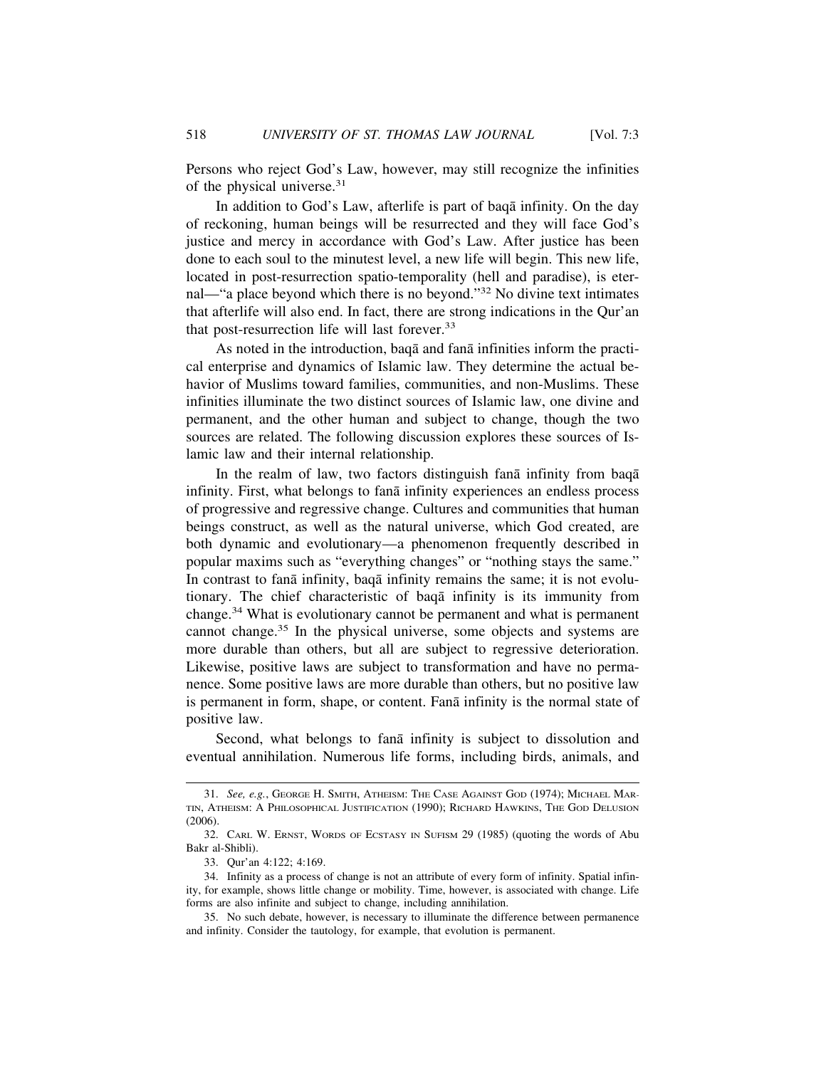Persons who reject God's Law, however, may still recognize the infinities of the physical universe.[31]

In addition to God's Law, afterlife is part of baqā infinity. On the day of reckoning, human beings will be resurrected and they will face God's justice and mercy in accordance with God's Law. After justice has been done to each soul to the minutest level, a new life will begin. This new life, located in post-resurrection spatio-temporality (hell and paradise), is eternal—"a place beyond which there is no beyond."[32] No divine text intimates that afterlife will also end. In fact, there are strong indications in the Qur'an that post-resurrection life will last forever.[33]

As noted in the introduction, baqā and fanā infinities inform the practical enterprise and dynamics of Islamic law. They determine the actual behavior of Muslims toward families, communities, and non-Muslims. These infinities illuminate the two distinct sources of Islamic law, one divine and permanent, and the other human and subject to change, though the two sources are related. The following discussion explores these sources of Islamic law and their internal relationship.

In the realm of law, two factors distinguish fanā infinity from baqā infinity. First, what belongs to fanā infinity experiences an endless process of progressive and regressive change. Cultures and communities that human beings construct, as well as the natural universe, which God created, are both dynamic and evolutionary—a phenomenon frequently described in popular maxims such as "everything changes" or "nothing stays the same." In contrast to fanā infinity, baqā infinity remains the same; it is not evolutionary. The chief characteristic of baqā infinity is its immunity from change.[34] What is evolutionary cannot be permanent and what is permanent cannot change.[35] In the physical universe, some objects and systems are more durable than others, but all are subject to regressive deterioration. Likewise, positive laws are subject to transformation and have no permanence. Some positive laws are more durable than others, but no positive law is permanent in form, shape, or content. Fanā infinity is the normal state of positive law.

Second, what belongs to fanā infinity is subject to dissolution and eventual annihilation. Numerous life forms, including birds, animals, and

---

31. *See, e.g.*, George H. Smith, Atheism: The Case Against God (1974); Michael Martin, Atheism: A Philosophical Justification (1990); Richard Hawkins, The God Delusion (2006).

32. Carl W. Ernst, Words of Ecstasy in Sufism 29 (1985) (quoting the words of Abu Bakr al-Shibli).

33. Qur'an 4:122; 4:169.

34. Infinity as a process of change is not an attribute of every form of infinity. Spatial infinity, for example, shows little change or mobility. Time, however, is associated with change. Life forms are also infinite and subject to change, including annihilation.

35. No such debate, however, is necessary to illuminate the difference between permanence and infinity. Consider the tautology, for example, that evolution is permanent.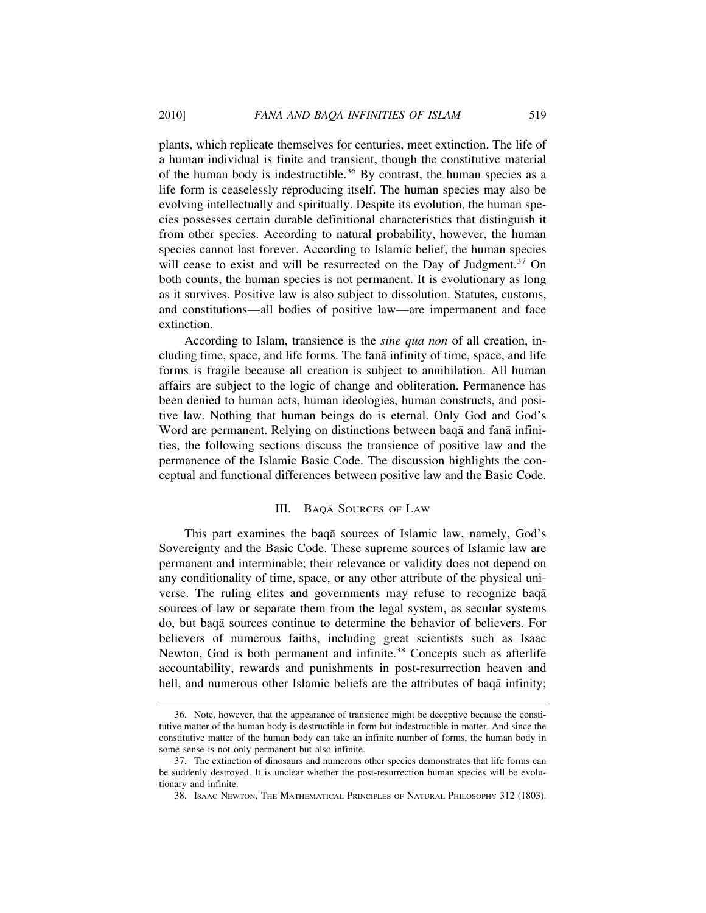plants, which replicate themselves for centuries, meet extinction. The life of a human individual is finite and transient, though the constitutive material of the human body is indestructible.[36] By contrast, the human species as a life form is ceaselessly reproducing itself. The human species may also be evolving intellectually and spiritually. Despite its evolution, the human species possesses certain durable definitional characteristics that distinguish it from other species. According to natural probability, however, the human species cannot last forever. According to Islamic belief, the human species will cease to exist and will be resurrected on the Day of Judgment.[37] On both counts, the human species is not permanent. It is evolutionary as long as it survives. Positive law is also subject to dissolution. Statutes, customs, and constitutions—all bodies of positive law—are impermanent and face extinction.

According to Islam, transience is the *sine qua non* of all creation, including time, space, and life forms. The fanā infinity of time, space, and life forms is fragile because all creation is subject to annihilation. All human affairs are subject to the logic of change and obliteration. Permanence has been denied to human acts, human ideologies, human constructs, and positive law. Nothing that human beings do is eternal. Only God and God's Word are permanent. Relying on distinctions between baqā and fanā infinities, the following sections discuss the transience of positive law and the permanence of the Islamic Basic Code. The discussion highlights the conceptual and functional differences between positive law and the Basic Code.

## III. Baqā Sources of Law

This part examines the baqā sources of Islamic law, namely, God's Sovereignty and the Basic Code. These supreme sources of Islamic law are permanent and interminable; their relevance or validity does not depend on any conditionality of time, space, or any other attribute of the physical universe. The ruling elites and governments may refuse to recognize baqā sources of law or separate them from the legal system, as secular systems do, but baqā sources continue to determine the behavior of believers. For believers of numerous faiths, including great scientists such as Isaac Newton, God is both permanent and infinite.[38] Concepts such as afterlife accountability, rewards and punishments in post-resurrection heaven and hell, and numerous other Islamic beliefs are the attributes of baqā infinity;

---

36. Note, however, that the appearance of transience might be deceptive because the constitutive matter of the human body is destructible in form but indestructible in matter. And since the constitutive matter of the human body can take an infinite number of forms, the human body in some sense is not only permanent but also infinite.

37. The extinction of dinosaurs and numerous other species demonstrates that life forms can be suddenly destroyed. It is unclear whether the post-resurrection human species will be evolutionary and infinite.

38. Isaac Newton, The Mathematical Principles of Natural Philosophy 312 (1803).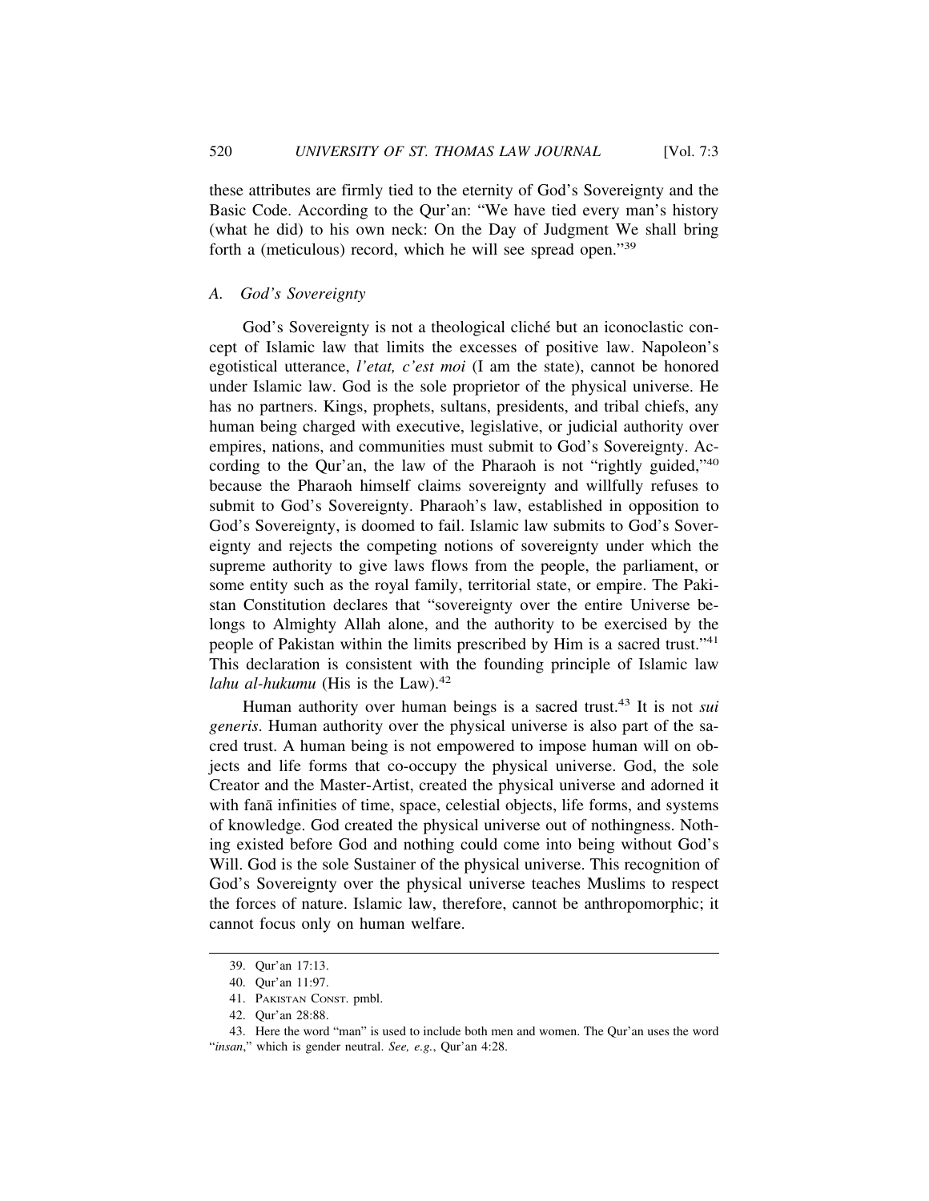these attributes are firmly tied to the eternity of God's Sovereignty and the Basic Code. According to the Qur'an: "We have tied every man's history (what he did) to his own neck: On the Day of Judgment We shall bring forth a (meticulous) record, which he will see spread open."[39]

### A. God's Sovereignty

God's Sovereignty is not a theological cliché but an iconoclastic concept of Islamic law that limits the excesses of positive law. Napoleon's egotistical utterance, *l'etat, c'est moi* (I am the state), cannot be honored under Islamic law. God is the sole proprietor of the physical universe. He has no partners. Kings, prophets, sultans, presidents, and tribal chiefs, any human being charged with executive, legislative, or judicial authority over empires, nations, and communities must submit to God's Sovereignty. According to the Qur'an, the law of the Pharaoh is not "rightly guided,"[40] because the Pharaoh himself claims sovereignty and willfully refuses to submit to God's Sovereignty. Pharaoh's law, established in opposition to God's Sovereignty, is doomed to fail. Islamic law submits to God's Sovereignty and rejects the competing notions of sovereignty under which the supreme authority to give laws flows from the people, the parliament, or some entity such as the royal family, territorial state, or empire. The Pakistan Constitution declares that "sovereignty over the entire Universe belongs to Almighty Allah alone, and the authority to be exercised by the people of Pakistan within the limits prescribed by Him is a sacred trust."[41] This declaration is consistent with the founding principle of Islamic law *lahu al-hukumu* (His is the Law).[42]

Human authority over human beings is a sacred trust.[43] It is not *sui generis*. Human authority over the physical universe is also part of the sacred trust. A human being is not empowered to impose human will on objects and life forms that co-occupy the physical universe. God, the sole Creator and the Master-Artist, created the physical universe and adorned it with fanā infinities of time, space, celestial objects, life forms, and systems of knowledge. God created the physical universe out of nothingness. Nothing existed before God and nothing could come into being without God's Will. God is the sole Sustainer of the physical universe. This recognition of God's Sovereignty over the physical universe teaches Muslims to respect the forces of nature. Islamic law, therefore, cannot be anthropomorphic; it cannot focus only on human welfare.

---

39. Qur'an 17:13.

40. Qur'an 11:97.

41. PAKISTAN CONST. pmbl.

42. Qur'an 28:88.

43. Here the word "man" is used to include both men and women. The Qur'an uses the word "*insan*," which is gender neutral. *See, e.g.*, Qur'an 4:28.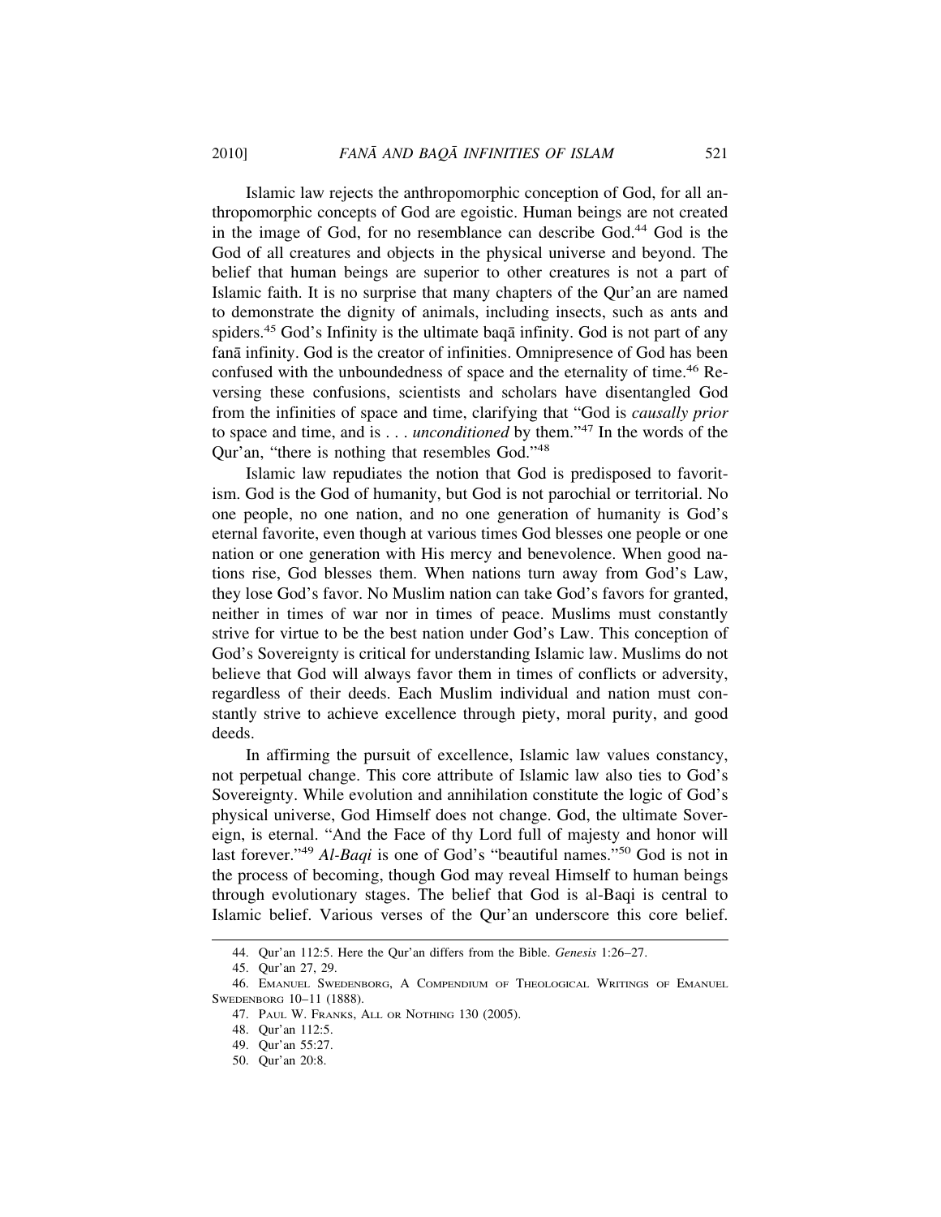Islamic law rejects the anthropomorphic conception of God, for all anthropomorphic concepts of God are egoistic. Human beings are not created in the image of God, for no resemblance can describe God.[44] God is the God of all creatures and objects in the physical universe and beyond. The belief that human beings are superior to other creatures is not a part of Islamic faith. It is no surprise that many chapters of the Qur'an are named to demonstrate the dignity of animals, including insects, such as ants and spiders.[45] God's Infinity is the ultimate baqā infinity. God is not part of any fanā infinity. God is the creator of infinities. Omnipresence of God has been confused with the unboundedness of space and the eternality of time.[46] Reversing these confusions, scientists and scholars have disentangled God from the infinities of space and time, clarifying that "God is *causally prior* to space and time, and is . . . *unconditioned* by them."[47] In the words of the Qur'an, "there is nothing that resembles God."[48]

Islamic law repudiates the notion that God is predisposed to favoritism. God is the God of humanity, but God is not parochial or territorial. No one people, no one nation, and no one generation of humanity is God's eternal favorite, even though at various times God blesses one people or one nation or one generation with His mercy and benevolence. When good nations rise, God blesses them. When nations turn away from God's Law, they lose God's favor. No Muslim nation can take God's favors for granted, neither in times of war nor in times of peace. Muslims must constantly strive for virtue to be the best nation under God's Law. This conception of God's Sovereignty is critical for understanding Islamic law. Muslims do not believe that God will always favor them in times of conflicts or adversity, regardless of their deeds. Each Muslim individual and nation must constantly strive to achieve excellence through piety, moral purity, and good deeds.

In affirming the pursuit of excellence, Islamic law values constancy, not perpetual change. This core attribute of Islamic law also ties to God's Sovereignty. While evolution and annihilation constitute the logic of God's physical universe, God Himself does not change. God, the ultimate Sovereign, is eternal. "And the Face of thy Lord full of majesty and honor will last forever."[49] *Al-Baqi* is one of God's "beautiful names."[50] God is not in the process of becoming, though God may reveal Himself to human beings through evolutionary stages. The belief that God is al-Baqi is central to Islamic belief. Various verses of the Qur'an underscore this core belief.

---

44. Qur'an 112:5. Here the Qur'an differs from the Bible. *Genesis* 1:26–27.

45. Qur'an 27, 29.

46. Emanuel Swedenborg, A Compendium of Theological Writings of Emanuel Swedenborg 10–11 (1888).

47. Paul W. Franks, All or Nothing 130 (2005).

48. Qur'an 112:5.

49. Qur'an 55:27.

50. Qur'an 20:8.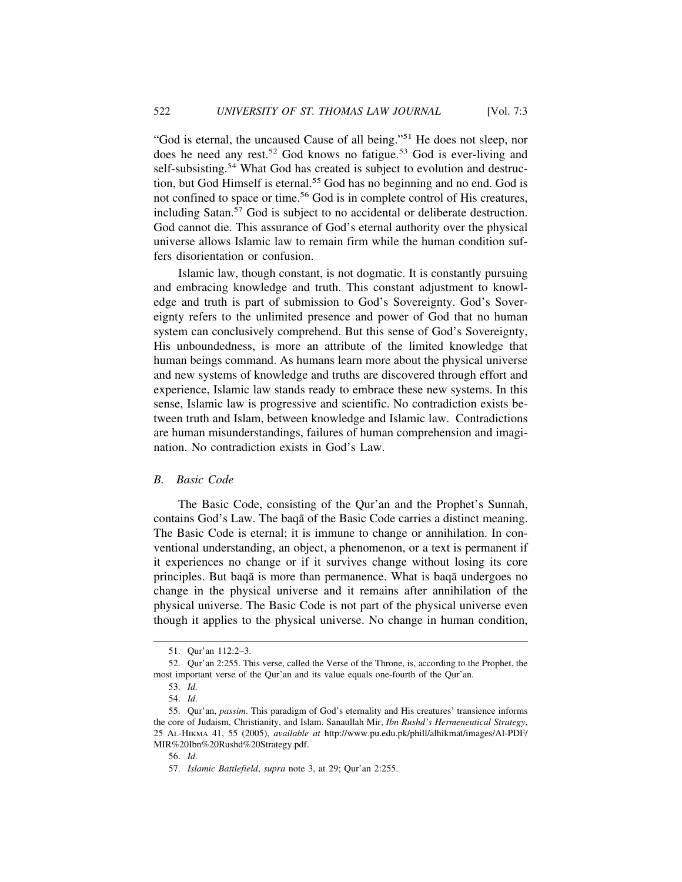"God is eternal, the uncaused Cause of all being."[51] He does not sleep, nor does he need any rest.[52] God knows no fatigue.[53] God is ever-living and self-subsisting.[54] What God has created is subject to evolution and destruction, but God Himself is eternal.[55] God has no beginning and no end. God is not confined to space or time.[56] God is in complete control of His creatures, including Satan.[57] God is subject to no accidental or deliberate destruction. God cannot die. This assurance of God's eternal authority over the physical universe allows Islamic law to remain firm while the human condition suffers disorientation or confusion.

Islamic law, though constant, is not dogmatic. It is constantly pursuing and embracing knowledge and truth. This constant adjustment to knowledge and truth is part of submission to God's Sovereignty. God's Sovereignty refers to the unlimited presence and power of God that no human system can conclusively comprehend. But this sense of God's Sovereignty, His unboundedness, is more an attribute of the limited knowledge that human beings command. As humans learn more about the physical universe and new systems of knowledge and truths are discovered through effort and experience, Islamic law stands ready to embrace these new systems. In this sense, Islamic law is progressive and scientific. No contradiction exists between truth and Islam, between knowledge and Islamic law. Contradictions are human misunderstandings, failures of human comprehension and imagination. No contradiction exists in God's Law.

### *B. Basic Code*

The Basic Code, consisting of the Qur'an and the Prophet's Sunnah, contains God's Law. The baqā of the Basic Code carries a distinct meaning. The Basic Code is eternal; it is immune to change or annihilation. In conventional understanding, an object, a phenomenon, or a text is permanent if it experiences no change or if it survives change without losing its core principles. But baqā is more than permanence. What is baqā undergoes no change in the physical universe and it remains after annihilation of the physical universe. The Basic Code is not part of the physical universe even though it applies to the physical universe. No change in human condition,

---

51. Qur'an 112:2–3.

52. Qur'an 2:255. This verse, called the Verse of the Throne, is, according to the Prophet, the most important verse of the Qur'an and its value equals one-fourth of the Qur'an.

53. *Id.*

54. *Id.*

55. Qur'an, *passim*. This paradigm of God's eternality and His creatures' transience informs the core of Judaism, Christianity, and Islam. Sanaullah Mir, *Ibn Rushd's Hermeneutical Strategy*, 25 AL-HIKMA 41, 55 (2005), *available at* http://www.pu.edu.pk/phill/alhikmat/images/Al-PDF/MIR%20Ibn%20Rushd%20Strategy.pdf.

56. *Id.*

57. *Islamic Battlefield*, *supra* note 3, at 29; Qur'an 2:255.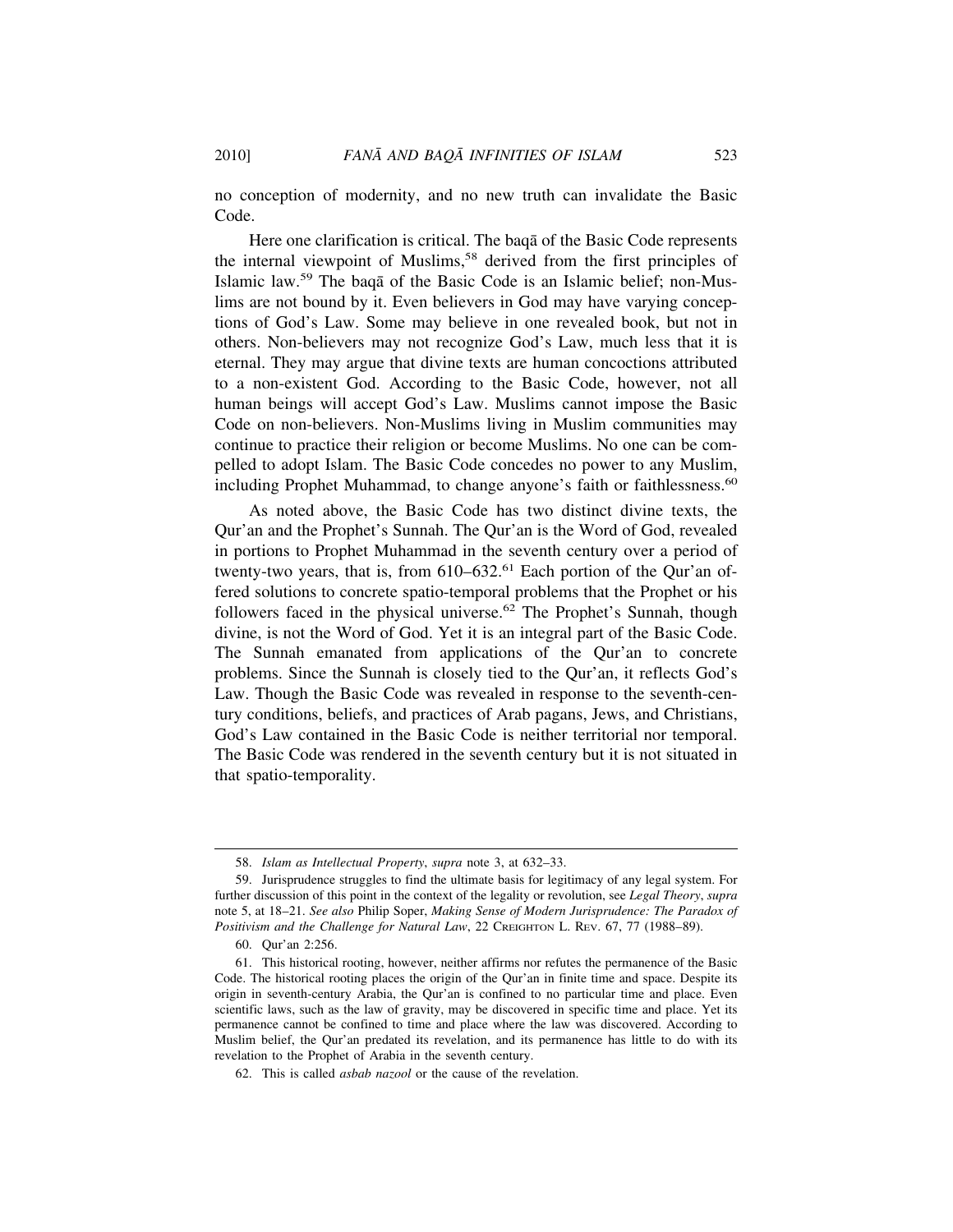no conception of modernity, and no new truth can invalidate the Basic Code.

Here one clarification is critical. The baqā of the Basic Code represents the internal viewpoint of Muslims,[58] derived from the first principles of Islamic law.[59] The baqā of the Basic Code is an Islamic belief; non-Muslims are not bound by it. Even believers in God may have varying conceptions of God's Law. Some may believe in one revealed book, but not in others. Non-believers may not recognize God's Law, much less that it is eternal. They may argue that divine texts are human concoctions attributed to a non-existent God. According to the Basic Code, however, not all human beings will accept God's Law. Muslims cannot impose the Basic Code on non-believers. Non-Muslims living in Muslim communities may continue to practice their religion or become Muslims. No one can be compelled to adopt Islam. The Basic Code concedes no power to any Muslim, including Prophet Muhammad, to change anyone's faith or faithlessness.[60]

As noted above, the Basic Code has two distinct divine texts, the Qur'an and the Prophet's Sunnah. The Qur'an is the Word of God, revealed in portions to Prophet Muhammad in the seventh century over a period of twenty-two years, that is, from 610–632.[61] Each portion of the Qur'an offered solutions to concrete spatio-temporal problems that the Prophet or his followers faced in the physical universe.[62] The Prophet's Sunnah, though divine, is not the Word of God. Yet it is an integral part of the Basic Code. The Sunnah emanated from applications of the Qur'an to concrete problems. Since the Sunnah is closely tied to the Qur'an, it reflects God's Law. Though the Basic Code was revealed in response to the seventh-century conditions, beliefs, and practices of Arab pagans, Jews, and Christians, God's Law contained in the Basic Code is neither territorial nor temporal. The Basic Code was rendered in the seventh century but it is not situated in that spatio-temporality.

---

58. *Islam as Intellectual Property*, *supra* note 3, at 632–33.

59. Jurisprudence struggles to find the ultimate basis for legitimacy of any legal system. For further discussion of this point in the context of the legality or revolution, see *Legal Theory*, *supra* note 5, at 18–21. *See also* Philip Soper, *Making Sense of Modern Jurisprudence: The Paradox of Positivism and the Challenge for Natural Law*, 22 CREIGHTON L. REV. 67, 77 (1988–89).

60. Qur'an 2:256.

61. This historical rooting, however, neither affirms nor refutes the permanence of the Basic Code. The historical rooting places the origin of the Qur'an in finite time and space. Despite its origin in seventh-century Arabia, the Qur'an is confined to no particular time and place. Even scientific laws, such as the law of gravity, may be discovered in specific time and place. Yet its permanence cannot be confined to time and place where the law was discovered. According to Muslim belief, the Qur'an predated its revelation, and its permanence has little to do with its revelation to the Prophet of Arabia in the seventh century.

62. This is called *asbab nazool* or the cause of the revelation.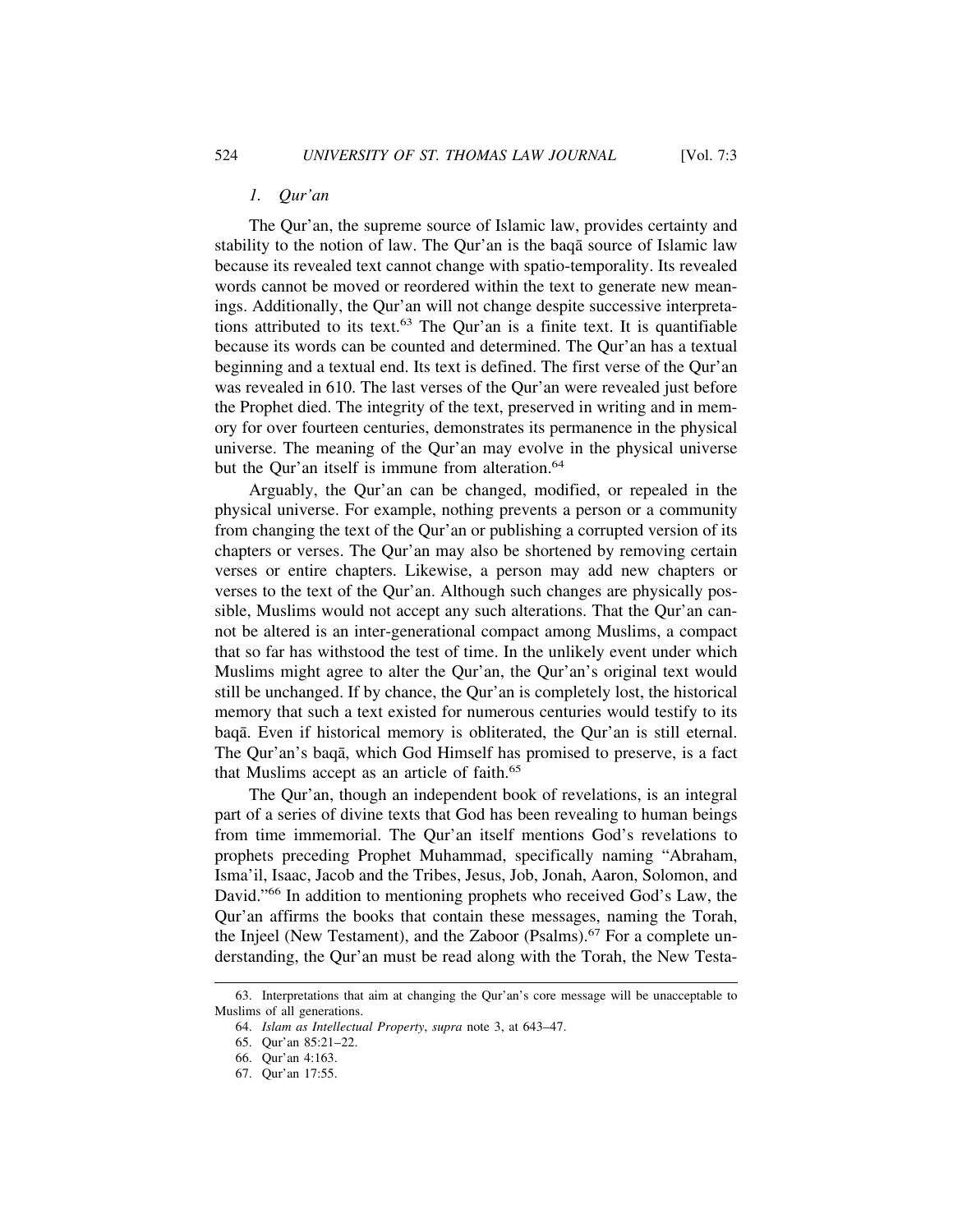### 1. *Qur'an*

The Qur'an, the supreme source of Islamic law, provides certainty and stability to the notion of law. The Qur'an is the baqā source of Islamic law because its revealed text cannot change with spatio-temporality. Its revealed words cannot be moved or reordered within the text to generate new meanings. Additionally, the Qur'an will not change despite successive interpretations attributed to its text.[63] The Qur'an is a finite text. It is quantifiable because its words can be counted and determined. The Qur'an has a textual beginning and a textual end. Its text is defined. The first verse of the Qur'an was revealed in 610. The last verses of the Qur'an were revealed just before the Prophet died. The integrity of the text, preserved in writing and in memory for over fourteen centuries, demonstrates its permanence in the physical universe. The meaning of the Qur'an may evolve in the physical universe but the Qur'an itself is immune from alteration.[64]

Arguably, the Qur'an can be changed, modified, or repealed in the physical universe. For example, nothing prevents a person or a community from changing the text of the Qur'an or publishing a corrupted version of its chapters or verses. The Qur'an may also be shortened by removing certain verses or entire chapters. Likewise, a person may add new chapters or verses to the text of the Qur'an. Although such changes are physically possible, Muslims would not accept any such alterations. That the Qur'an cannot be altered is an inter-generational compact among Muslims, a compact that so far has withstood the test of time. In the unlikely event under which Muslims might agree to alter the Qur'an, the Qur'an's original text would still be unchanged. If by chance, the Qur'an is completely lost, the historical memory that such a text existed for numerous centuries would testify to its baqā. Even if historical memory is obliterated, the Qur'an is still eternal. The Qur'an's baqā, which God Himself has promised to preserve, is a fact that Muslims accept as an article of faith.[65]

The Qur'an, though an independent book of revelations, is an integral part of a series of divine texts that God has been revealing to human beings from time immemorial. The Qur'an itself mentions God's revelations to prophets preceding Prophet Muhammad, specifically naming "Abraham, Isma'il, Isaac, Jacob and the Tribes, Jesus, Job, Jonah, Aaron, Solomon, and David."[66] In addition to mentioning prophets who received God's Law, the Qur'an affirms the books that contain these messages, naming the Torah, the Injeel (New Testament), and the Zaboor (Psalms).[67] For a complete understanding, the Qur'an must be read along with the Torah, the New Testa-

---

63. Interpretations that aim at changing the Qur'an's core message will be unacceptable to Muslims of all generations.

64. *Islam as Intellectual Property*, *supra* note 3, at 643–47.

65. Qur'an 85:21–22.

66. Qur'an 4:163.

67. Qur'an 17:55.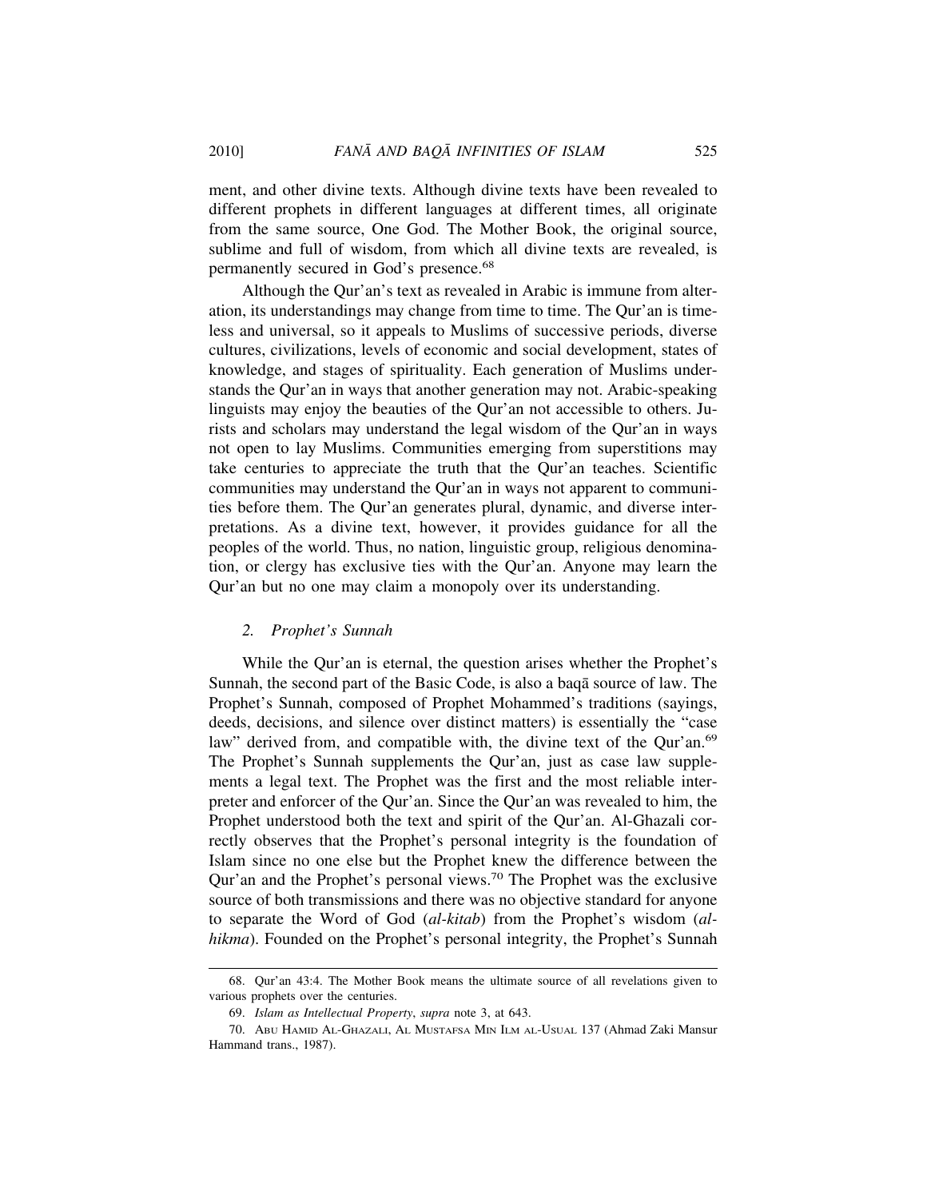ment, and other divine texts. Although divine texts have been revealed to different prophets in different languages at different times, all originate from the same source, One God. The Mother Book, the original source, sublime and full of wisdom, from which all divine texts are revealed, is permanently secured in God's presence.[68]

Although the Qur'an's text as revealed in Arabic is immune from alteration, its understandings may change from time to time. The Qur'an is timeless and universal, so it appeals to Muslims of successive periods, diverse cultures, civilizations, levels of economic and social development, states of knowledge, and stages of spirituality. Each generation of Muslims understands the Qur'an in ways that another generation may not. Arabic-speaking linguists may enjoy the beauties of the Qur'an not accessible to others. Jurists and scholars may understand the legal wisdom of the Qur'an in ways not open to lay Muslims. Communities emerging from superstitions may take centuries to appreciate the truth that the Qur'an teaches. Scientific communities may understand the Qur'an in ways not apparent to communities before them. The Qur'an generates plural, dynamic, and diverse interpretations. As a divine text, however, it provides guidance for all the peoples of the world. Thus, no nation, linguistic group, religious denomination, or clergy has exclusive ties with the Qur'an. Anyone may learn the Qur'an but no one may claim a monopoly over its understanding.

### *2. Prophet's Sunnah*

While the Qur'an is eternal, the question arises whether the Prophet's Sunnah, the second part of the Basic Code, is also a baqā source of law. The Prophet's Sunnah, composed of Prophet Mohammed's traditions (sayings, deeds, decisions, and silence over distinct matters) is essentially the "case law" derived from, and compatible with, the divine text of the Qur'an.[69] The Prophet's Sunnah supplements the Qur'an, just as case law supplements a legal text. The Prophet was the first and the most reliable interpreter and enforcer of the Qur'an. Since the Qur'an was revealed to him, the Prophet understood both the text and spirit of the Qur'an. Al-Ghazali correctly observes that the Prophet's personal integrity is the foundation of Islam since no one else but the Prophet knew the difference between the Qur'an and the Prophet's personal views.[70] The Prophet was the exclusive source of both transmissions and there was no objective standard for anyone to separate the Word of God (*al-kitab*) from the Prophet's wisdom (*al-hikma*). Founded on the Prophet's personal integrity, the Prophet's Sunnah

---

68. Qur'an 43:4. The Mother Book means the ultimate source of all revelations given to various prophets over the centuries.

69. *Islam as Intellectual Property*, *supra* note 3, at 643.

70. ABU HAMID AL-GHAZALI, AL MUSTAFSA MIN ILM AL-USUAL 137 (Ahmad Zaki Mansur Hammand trans., 1987).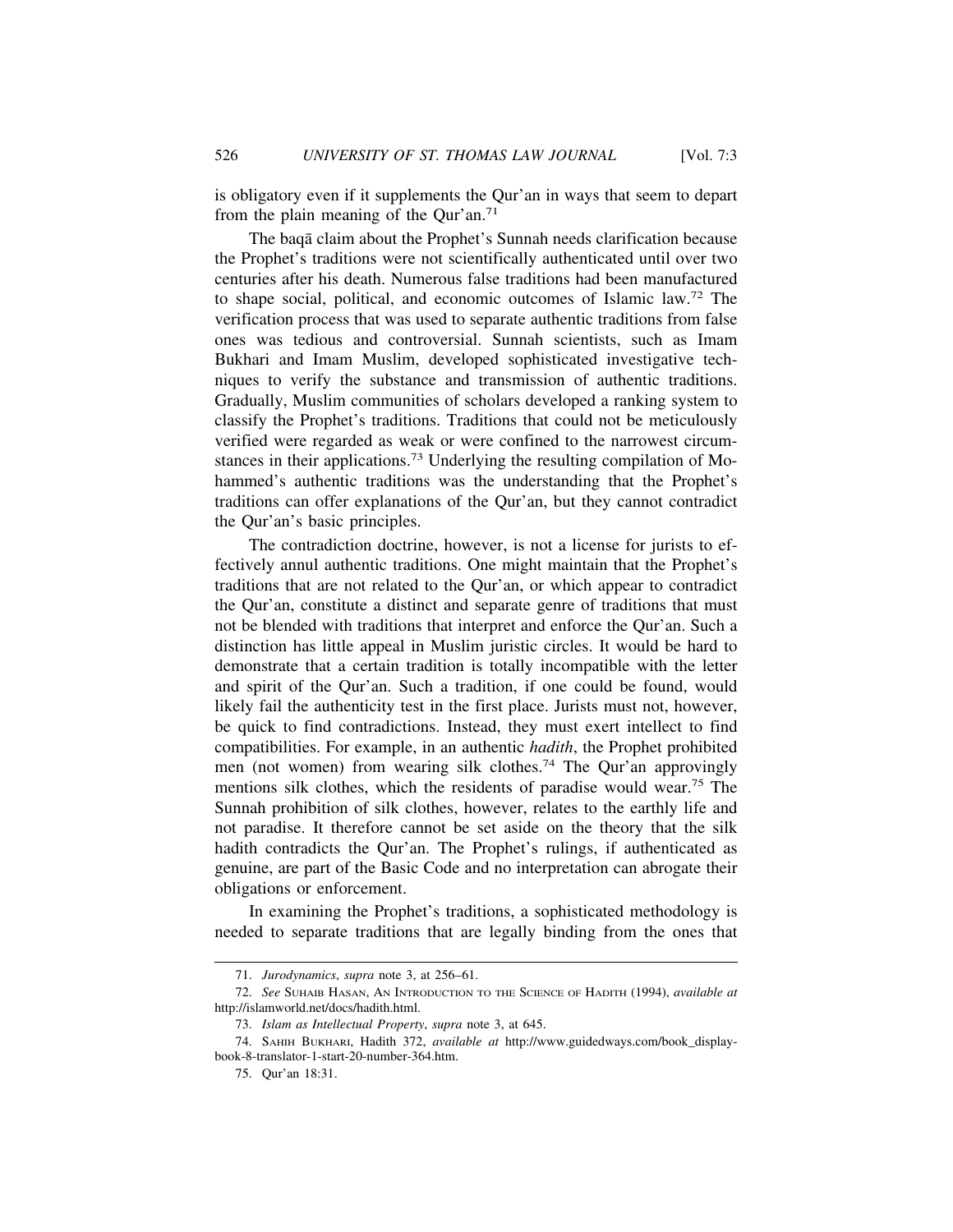is obligatory even if it supplements the Qur'an in ways that seem to depart from the plain meaning of the Qur'an.[71]

The baqā claim about the Prophet's Sunnah needs clarification because the Prophet's traditions were not scientifically authenticated until over two centuries after his death. Numerous false traditions had been manufactured to shape social, political, and economic outcomes of Islamic law.[72] The verification process that was used to separate authentic traditions from false ones was tedious and controversial. Sunnah scientists, such as Imam Bukhari and Imam Muslim, developed sophisticated investigative techniques to verify the substance and transmission of authentic traditions. Gradually, Muslim communities of scholars developed a ranking system to classify the Prophet's traditions. Traditions that could not be meticulously verified were regarded as weak or were confined to the narrowest circumstances in their applications.[73] Underlying the resulting compilation of Mohammed's authentic traditions was the understanding that the Prophet's traditions can offer explanations of the Qur'an, but they cannot contradict the Qur'an's basic principles.

The contradiction doctrine, however, is not a license for jurists to effectively annul authentic traditions. One might maintain that the Prophet's traditions that are not related to the Qur'an, or which appear to contradict the Qur'an, constitute a distinct and separate genre of traditions that must not be blended with traditions that interpret and enforce the Qur'an. Such a distinction has little appeal in Muslim juristic circles. It would be hard to demonstrate that a certain tradition is totally incompatible with the letter and spirit of the Qur'an. Such a tradition, if one could be found, would likely fail the authenticity test in the first place. Jurists must not, however, be quick to find contradictions. Instead, they must exert intellect to find compatibilities. For example, in an authentic *hadith*, the Prophet prohibited men (not women) from wearing silk clothes.[74] The Qur'an approvingly mentions silk clothes, which the residents of paradise would wear.[75] The Sunnah prohibition of silk clothes, however, relates to the earthly life and not paradise. It therefore cannot be set aside on the theory that the silk hadith contradicts the Qur'an. The Prophet's rulings, if authenticated as genuine, are part of the Basic Code and no interpretation can abrogate their obligations or enforcement.

In examining the Prophet's traditions, a sophisticated methodology is needed to separate traditions that are legally binding from the ones that

---

71. *Jurodynamics*, *supra* note 3, at 256–61.

72. *See* Suhaib Hasan, An Introduction to the Science of Hadith (1994), *available at* http://islamworld.net/docs/hadith.html.

73. *Islam as Intellectual Property*, *supra* note 3, at 645.

74. Sahih Bukhari, Hadith 372, *available at* http://www.guidedways.com/book_display-book-8-translator-1-start-20-number-364.htm.

75. Qur'an 18:31.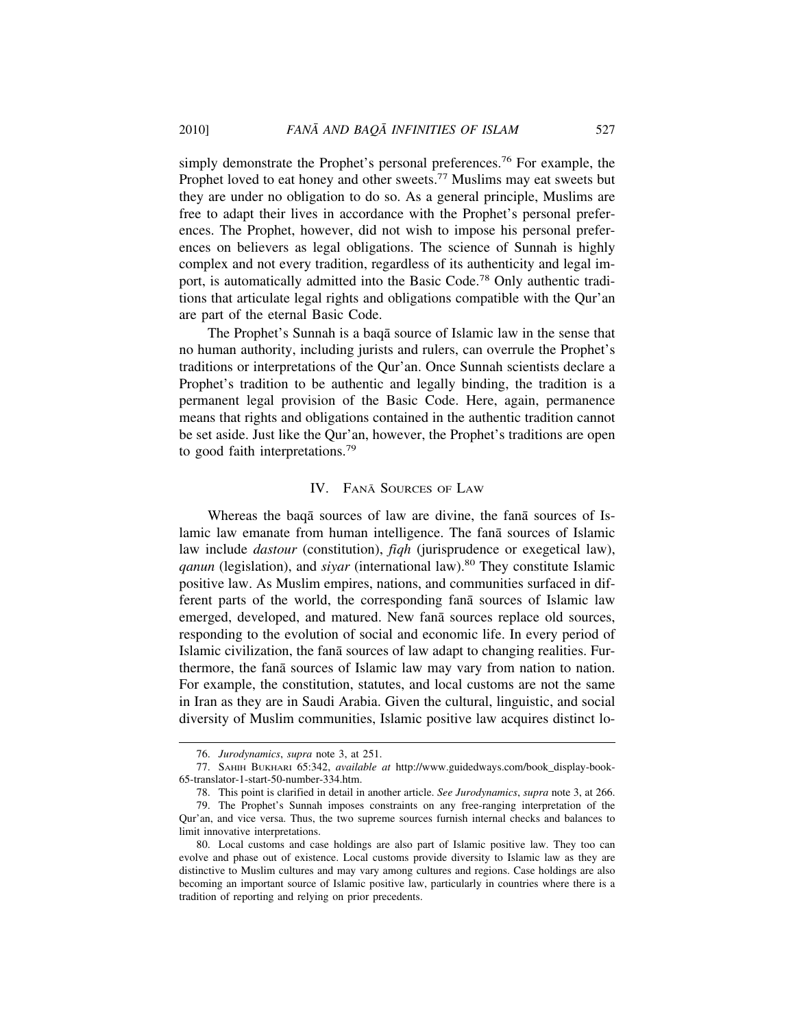simply demonstrate the Prophet's personal preferences.[76] For example, the Prophet loved to eat honey and other sweets.[77] Muslims may eat sweets but they are under no obligation to do so. As a general principle, Muslims are free to adapt their lives in accordance with the Prophet's personal preferences. The Prophet, however, did not wish to impose his personal preferences on believers as legal obligations. The science of Sunnah is highly complex and not every tradition, regardless of its authenticity and legal import, is automatically admitted into the Basic Code.[78] Only authentic traditions that articulate legal rights and obligations compatible with the Qur'an are part of the eternal Basic Code.

The Prophet's Sunnah is a baqā source of Islamic law in the sense that no human authority, including jurists and rulers, can overrule the Prophet's traditions or interpretations of the Qur'an. Once Sunnah scientists declare a Prophet's tradition to be authentic and legally binding, the tradition is a permanent legal provision of the Basic Code. Here, again, permanence means that rights and obligations contained in the authentic tradition cannot be set aside. Just like the Qur'an, however, the Prophet's traditions are open to good faith interpretations.[79]

## IV. Fanā Sources of Law

Whereas the baqā sources of law are divine, the fanā sources of Islamic law emanate from human intelligence. The fanā sources of Islamic law include *dastour* (constitution), *fiqh* (jurisprudence or exegetical law), *qanun* (legislation), and *siyar* (international law).[80] They constitute Islamic positive law. As Muslim empires, nations, and communities surfaced in different parts of the world, the corresponding fanā sources of Islamic law emerged, developed, and matured. New fanā sources replace old sources, responding to the evolution of social and economic life. In every period of Islamic civilization, the fanā sources of law adapt to changing realities. Furthermore, the fanā sources of Islamic law may vary from nation to nation. For example, the constitution, statutes, and local customs are not the same in Iran as they are in Saudi Arabia. Given the cultural, linguistic, and social diversity of Muslim communities, Islamic positive law acquires distinct lo-

---

76. *Jurodynamics*, *supra* note 3, at 251.

77. Sahih Bukhari 65:342, *available at* http://www.guidedways.com/book_display-book-65-translator-1-start-50-number-334.htm.

78. This point is clarified in detail in another article. *See Jurodynamics*, *supra* note 3, at 266.

79. The Prophet's Sunnah imposes constraints on any free-ranging interpretation of the Qur'an, and vice versa. Thus, the two supreme sources furnish internal checks and balances to limit innovative interpretations.

80. Local customs and case holdings are also part of Islamic positive law. They too can evolve and phase out of existence. Local customs provide diversity to Islamic law as they are distinctive to Muslim cultures and may vary among cultures and regions. Case holdings are also becoming an important source of Islamic positive law, particularly in countries where there is a tradition of reporting and relying on prior precedents.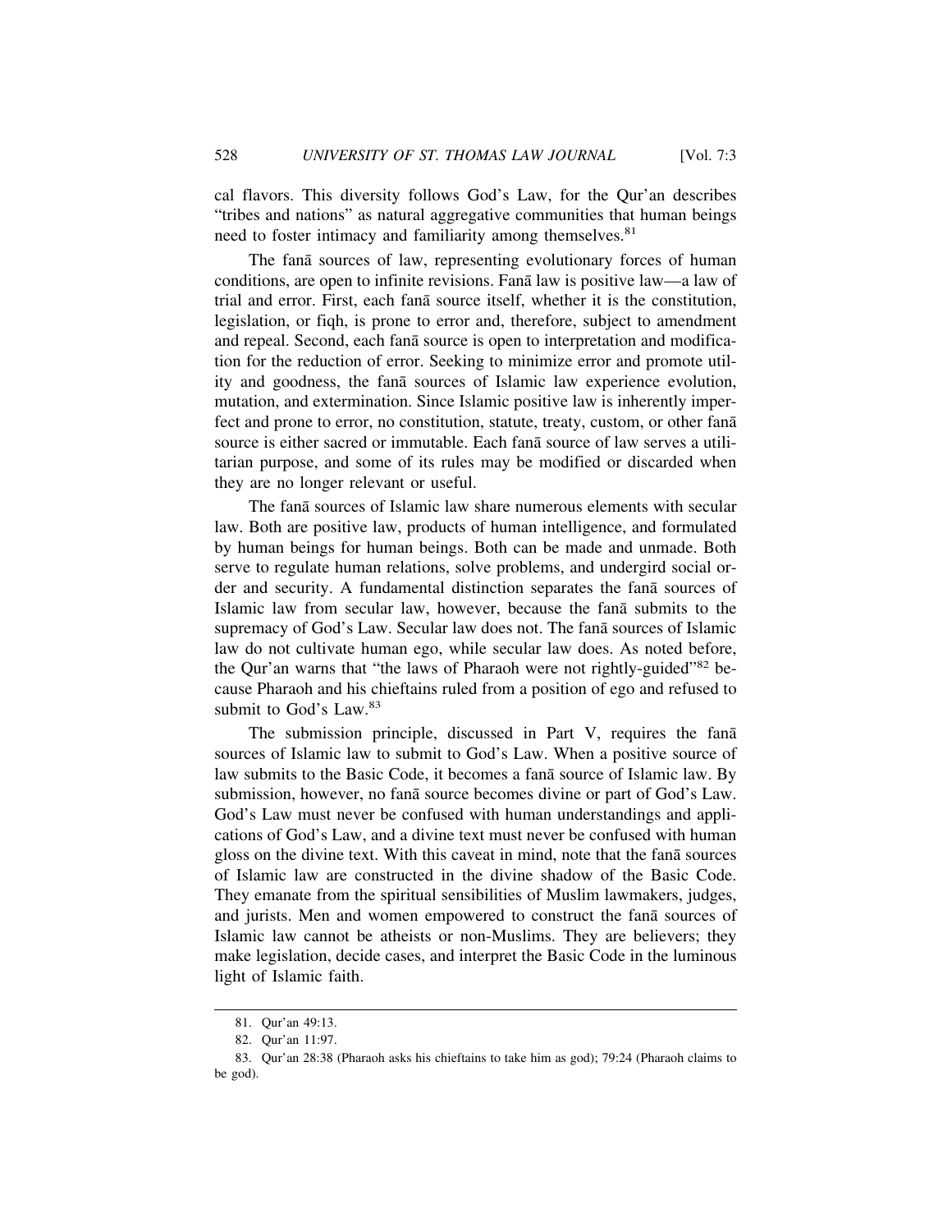cal flavors. This diversity follows God's Law, for the Qur'an describes "tribes and nations" as natural aggregative communities that human beings need to foster intimacy and familiarity among themselves.[81]

The fanā sources of law, representing evolutionary forces of human conditions, are open to infinite revisions. Fanā law is positive law—a law of trial and error. First, each fanā source itself, whether it is the constitution, legislation, or fiqh, is prone to error and, therefore, subject to amendment and repeal. Second, each fanā source is open to interpretation and modification for the reduction of error. Seeking to minimize error and promote utility and goodness, the fanā sources of Islamic law experience evolution, mutation, and extermination. Since Islamic positive law is inherently imperfect and prone to error, no constitution, statute, treaty, custom, or other fanā source is either sacred or immutable. Each fanā source of law serves a utilitarian purpose, and some of its rules may be modified or discarded when they are no longer relevant or useful.

The fanā sources of Islamic law share numerous elements with secular law. Both are positive law, products of human intelligence, and formulated by human beings for human beings. Both can be made and unmade. Both serve to regulate human relations, solve problems, and undergird social order and security. A fundamental distinction separates the fanā sources of Islamic law from secular law, however, because the fanā submits to the supremacy of God's Law. Secular law does not. The fanā sources of Islamic law do not cultivate human ego, while secular law does. As noted before, the Qur'an warns that "the laws of Pharaoh were not rightly-guided"[82] because Pharaoh and his chieftains ruled from a position of ego and refused to submit to God's Law.[83]

The submission principle, discussed in Part V, requires the fanā sources of Islamic law to submit to God's Law. When a positive source of law submits to the Basic Code, it becomes a fanā source of Islamic law. By submission, however, no fanā source becomes divine or part of God's Law. God's Law must never be confused with human understandings and applications of God's Law, and a divine text must never be confused with human gloss on the divine text. With this caveat in mind, note that the fanā sources of Islamic law are constructed in the divine shadow of the Basic Code. They emanate from the spiritual sensibilities of Muslim lawmakers, judges, and jurists. Men and women empowered to construct the fanā sources of Islamic law cannot be atheists or non-Muslims. They are believers; they make legislation, decide cases, and interpret the Basic Code in the luminous light of Islamic faith.

---

81. Qur'an 49:13.

82. Qur'an 11:97.

83. Qur'an 28:38 (Pharaoh asks his chieftains to take him as god); 79:24 (Pharaoh claims to be god).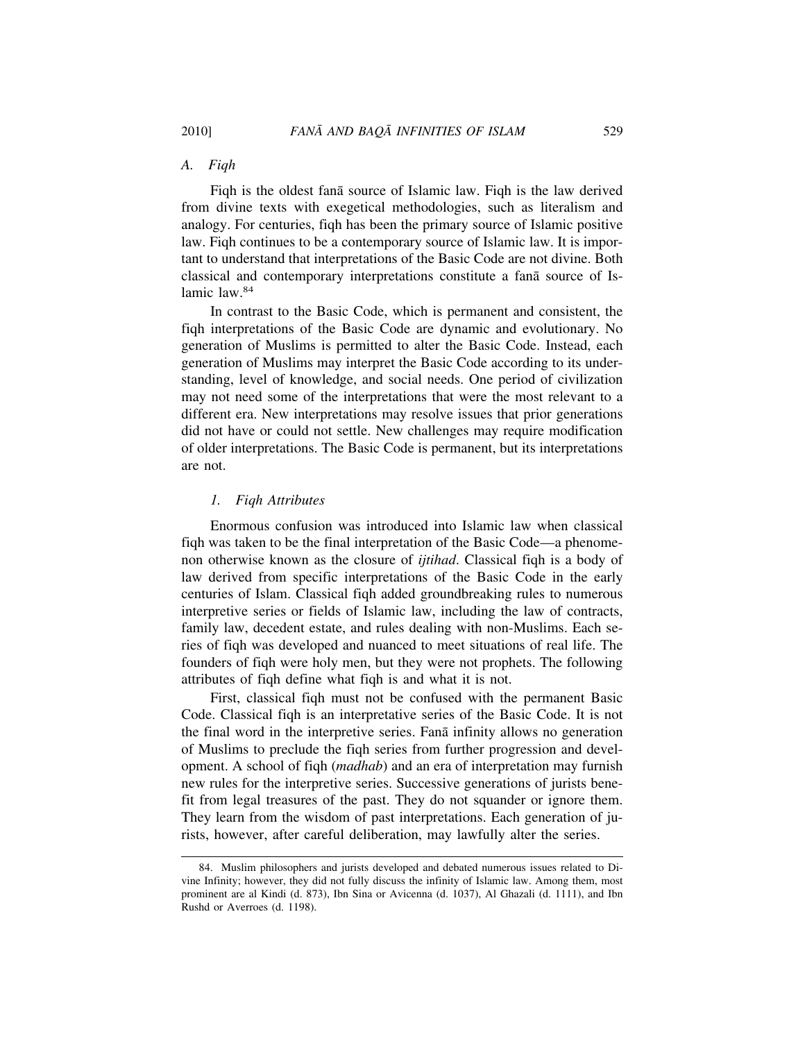### A. *Fiqh*

Fiqh is the oldest fanā source of Islamic law. Fiqh is the law derived from divine texts with exegetical methodologies, such as literalism and analogy. For centuries, fiqh has been the primary source of Islamic positive law. Fiqh continues to be a contemporary source of Islamic law. It is important to understand that interpretations of the Basic Code are not divine. Both classical and contemporary interpretations constitute a fanā source of Islamic law.[84]

In contrast to the Basic Code, which is permanent and consistent, the fiqh interpretations of the Basic Code are dynamic and evolutionary. No generation of Muslims is permitted to alter the Basic Code. Instead, each generation of Muslims may interpret the Basic Code according to its understanding, level of knowledge, and social needs. One period of civilization may not need some of the interpretations that were the most relevant to a different era. New interpretations may resolve issues that prior generations did not have or could not settle. New challenges may require modification of older interpretations. The Basic Code is permanent, but its interpretations are not.

#### *1. Fiqh Attributes*

Enormous confusion was introduced into Islamic law when classical fiqh was taken to be the final interpretation of the Basic Code—a phenomenon otherwise known as the closure of *ijtihad*. Classical fiqh is a body of law derived from specific interpretations of the Basic Code in the early centuries of Islam. Classical fiqh added groundbreaking rules to numerous interpretive series or fields of Islamic law, including the law of contracts, family law, decedent estate, and rules dealing with non-Muslims. Each series of fiqh was developed and nuanced to meet situations of real life. The founders of fiqh were holy men, but they were not prophets. The following attributes of fiqh define what fiqh is and what it is not.

First, classical fiqh must not be confused with the permanent Basic Code. Classical fiqh is an interpretative series of the Basic Code. It is not the final word in the interpretive series. Fanā infinity allows no generation of Muslims to preclude the fiqh series from further progression and development. A school of fiqh (*madhab*) and an era of interpretation may furnish new rules for the interpretive series. Successive generations of jurists benefit from legal treasures of the past. They do not squander or ignore them. They learn from the wisdom of past interpretations. Each generation of jurists, however, after careful deliberation, may lawfully alter the series.

---

84. Muslim philosophers and jurists developed and debated numerous issues related to Divine Infinity; however, they did not fully discuss the infinity of Islamic law. Among them, most prominent are al Kindi (d. 873), Ibn Sina or Avicenna (d. 1037), Al Ghazali (d. 1111), and Ibn Rushd or Averroes (d. 1198).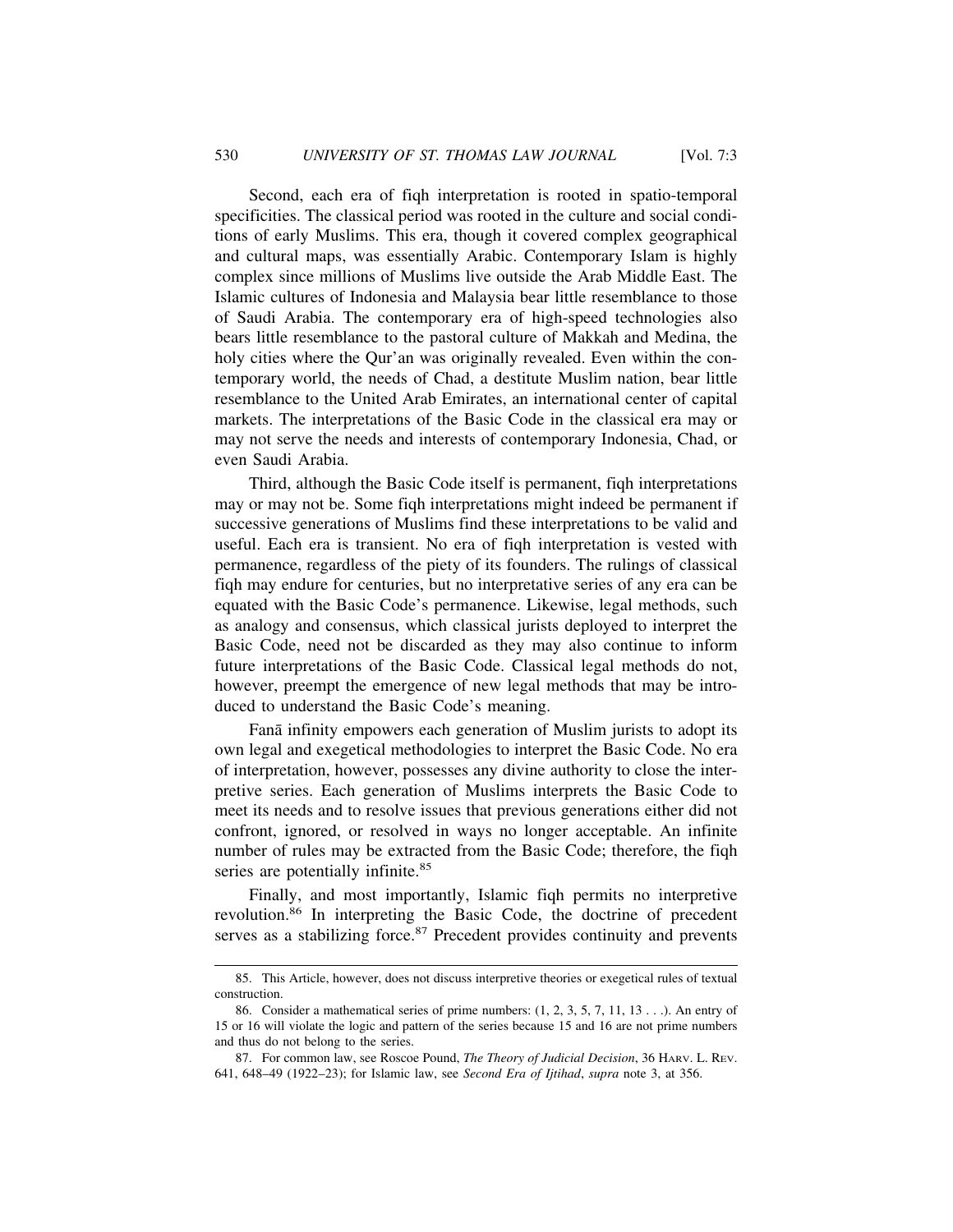Second, each era of fiqh interpretation is rooted in spatio-temporal specificities. The classical period was rooted in the culture and social conditions of early Muslims. This era, though it covered complex geographical and cultural maps, was essentially Arabic. Contemporary Islam is highly complex since millions of Muslims live outside the Arab Middle East. The Islamic cultures of Indonesia and Malaysia bear little resemblance to those of Saudi Arabia. The contemporary era of high-speed technologies also bears little resemblance to the pastoral culture of Makkah and Medina, the holy cities where the Qur'an was originally revealed. Even within the contemporary world, the needs of Chad, a destitute Muslim nation, bear little resemblance to the United Arab Emirates, an international center of capital markets. The interpretations of the Basic Code in the classical era may or may not serve the needs and interests of contemporary Indonesia, Chad, or even Saudi Arabia.

Third, although the Basic Code itself is permanent, fiqh interpretations may or may not be. Some fiqh interpretations might indeed be permanent if successive generations of Muslims find these interpretations to be valid and useful. Each era is transient. No era of fiqh interpretation is vested with permanence, regardless of the piety of its founders. The rulings of classical fiqh may endure for centuries, but no interpretative series of any era can be equated with the Basic Code's permanence. Likewise, legal methods, such as analogy and consensus, which classical jurists deployed to interpret the Basic Code, need not be discarded as they may also continue to inform future interpretations of the Basic Code. Classical legal methods do not, however, preempt the emergence of new legal methods that may be introduced to understand the Basic Code's meaning.

Fanā infinity empowers each generation of Muslim jurists to adopt its own legal and exegetical methodologies to interpret the Basic Code. No era of interpretation, however, possesses any divine authority to close the interpretive series. Each generation of Muslims interprets the Basic Code to meet its needs and to resolve issues that previous generations either did not confront, ignored, or resolved in ways no longer acceptable. An infinite number of rules may be extracted from the Basic Code; therefore, the fiqh series are potentially infinite.[85]

Finally, and most importantly, Islamic fiqh permits no interpretive revolution.[86] In interpreting the Basic Code, the doctrine of precedent serves as a stabilizing force.[87] Precedent provides continuity and prevents

---

85. This Article, however, does not discuss interpretive theories or exegetical rules of textual construction.

86. Consider a mathematical series of prime numbers: (1, 2, 3, 5, 7, 11, 13 . . .). An entry of 15 or 16 will violate the logic and pattern of the series because 15 and 16 are not prime numbers and thus do not belong to the series.

87. For common law, see Roscoe Pound, *The Theory of Judicial Decision*, 36 HARV. L. REV. 641, 648–49 (1922–23); for Islamic law, see *Second Era of Ijtihad*, *supra* note 3, at 356.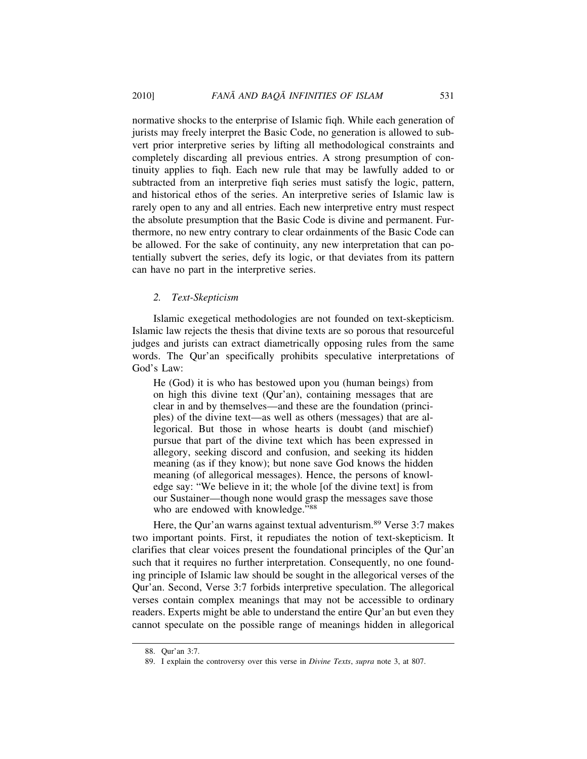normative shocks to the enterprise of Islamic fiqh. While each generation of jurists may freely interpret the Basic Code, no generation is allowed to subvert prior interpretive series by lifting all methodological constraints and completely discarding all previous entries. A strong presumption of continuity applies to fiqh. Each new rule that may be lawfully added to or subtracted from an interpretive fiqh series must satisfy the logic, pattern, and historical ethos of the series. An interpretive series of Islamic law is rarely open to any and all entries. Each new interpretive entry must respect the absolute presumption that the Basic Code is divine and permanent. Furthermore, no new entry contrary to clear ordainments of the Basic Code can be allowed. For the sake of continuity, any new interpretation that can potentially subvert the series, defy its logic, or that deviates from its pattern can have no part in the interpretive series.

### *2. Text-Skepticism*

Islamic exegetical methodologies are not founded on text-skepticism. Islamic law rejects the thesis that divine texts are so porous that resourceful judges and jurists can extract diametrically opposing rules from the same words. The Qur'an specifically prohibits speculative interpretations of God's Law:

> He (God) it is who has bestowed upon you (human beings) from on high this divine text (Qur'an), containing messages that are clear in and by themselves—and these are the foundation (principles) of the divine text—as well as others (messages) that are allegorical. But those in whose hearts is doubt (and mischief) pursue that part of the divine text which has been expressed in allegory, seeking discord and confusion, and seeking its hidden meaning (as if they know); but none save God knows the hidden meaning (of allegorical messages). Hence, the persons of knowledge say: "We believe in it; the whole [of the divine text] is from our Sustainer—though none would grasp the messages save those who are endowed with knowledge."[88]

Here, the Qur'an warns against textual adventurism.[89] Verse 3:7 makes two important points. First, it repudiates the notion of text-skepticism. It clarifies that clear voices present the foundational principles of the Qur'an such that it requires no further interpretation. Consequently, no one founding principle of Islamic law should be sought in the allegorical verses of the Qur'an. Second, Verse 3:7 forbids interpretive speculation. The allegorical verses contain complex meanings that may not be accessible to ordinary readers. Experts might be able to understand the entire Qur'an but even they cannot speculate on the possible range of meanings hidden in allegorical

---

88. Qur'an 3:7.

89. I explain the controversy over this verse in *Divine Texts*, *supra* note 3, at 807.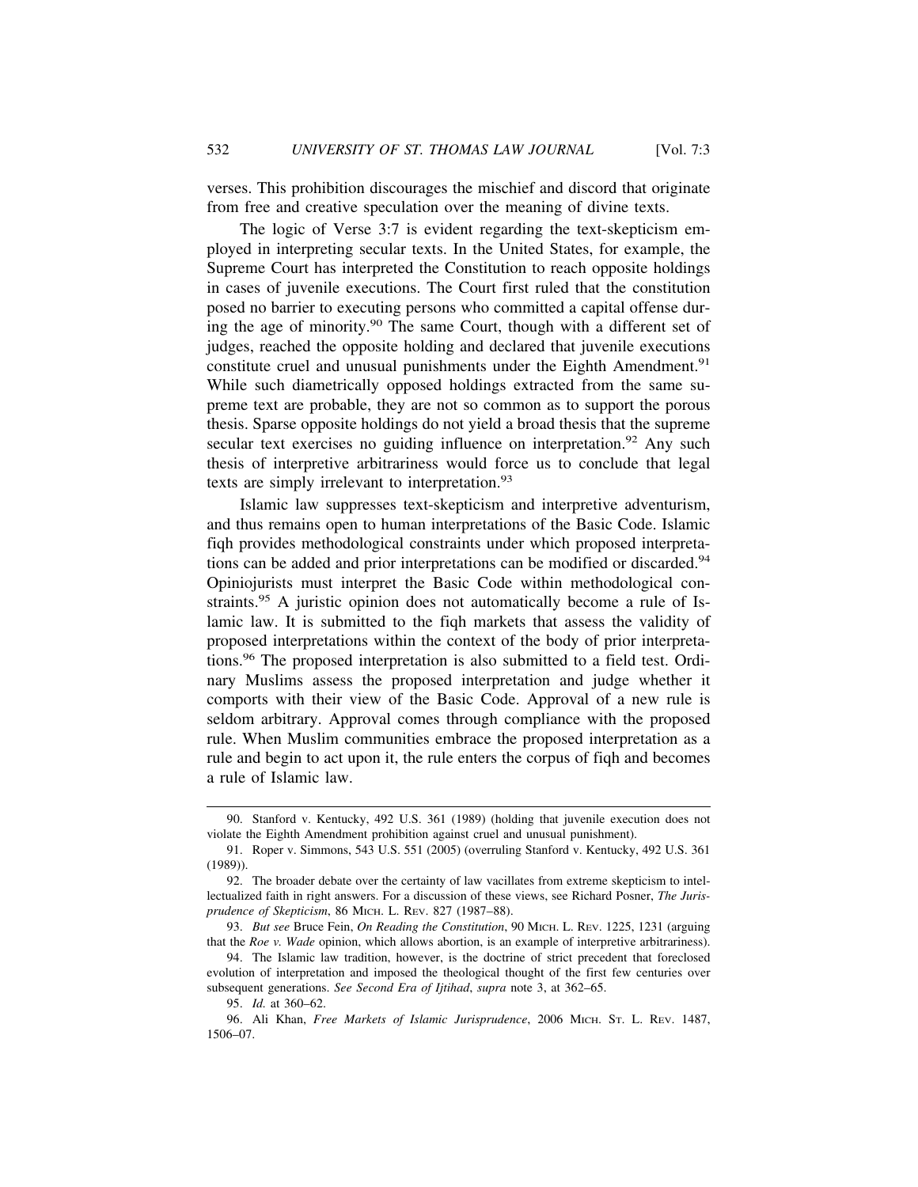verses. This prohibition discourages the mischief and discord that originate from free and creative speculation over the meaning of divine texts.

The logic of Verse 3:7 is evident regarding the text-skepticism employed in interpreting secular texts. In the United States, for example, the Supreme Court has interpreted the Constitution to reach opposite holdings in cases of juvenile executions. The Court first ruled that the constitution posed no barrier to executing persons who committed a capital offense during the age of minority.[90] The same Court, though with a different set of judges, reached the opposite holding and declared that juvenile executions constitute cruel and unusual punishments under the Eighth Amendment.[91] While such diametrically opposed holdings extracted from the same supreme text are probable, they are not so common as to support the porous thesis. Sparse opposite holdings do not yield a broad thesis that the supreme secular text exercises no guiding influence on interpretation.[92] Any such thesis of interpretive arbitrariness would force us to conclude that legal texts are simply irrelevant to interpretation.[93]

Islamic law suppresses text-skepticism and interpretive adventurism, and thus remains open to human interpretations of the Basic Code. Islamic fiqh provides methodological constraints under which proposed interpretations can be added and prior interpretations can be modified or discarded.[94] Opiniojurists must interpret the Basic Code within methodological constraints.[95] A juristic opinion does not automatically become a rule of Islamic law. It is submitted to the fiqh markets that assess the validity of proposed interpretations within the context of the body of prior interpretations.[96] The proposed interpretation is also submitted to a field test. Ordinary Muslims assess the proposed interpretation and judge whether it comports with their view of the Basic Code. Approval of a new rule is seldom arbitrary. Approval comes through compliance with the proposed rule. When Muslim communities embrace the proposed interpretation as a rule and begin to act upon it, the rule enters the corpus of fiqh and becomes a rule of Islamic law.

---

90. Stanford v. Kentucky, 492 U.S. 361 (1989) (holding that juvenile execution does not violate the Eighth Amendment prohibition against cruel and unusual punishment).

91. Roper v. Simmons, 543 U.S. 551 (2005) (overruling Stanford v. Kentucky, 492 U.S. 361 (1989)).

92. The broader debate over the certainty of law vacillates from extreme skepticism to intellectualized faith in right answers. For a discussion of these views, see Richard Posner, *The Jurisprudence of Skepticism*, 86 MICH. L. REV. 827 (1987–88).

93. *But see* Bruce Fein, *On Reading the Constitution*, 90 MICH. L. REV. 1225, 1231 (arguing that the *Roe v. Wade* opinion, which allows abortion, is an example of interpretive arbitrariness).

94. The Islamic law tradition, however, is the doctrine of strict precedent that foreclosed evolution of interpretation and imposed the theological thought of the first few centuries over subsequent generations. *See Second Era of Ijtihad*, *supra* note 3, at 362–65.

95. *Id.* at 360–62.

96. Ali Khan, *Free Markets of Islamic Jurisprudence*, 2006 MICH. ST. L. REV. 1487, 1506–07.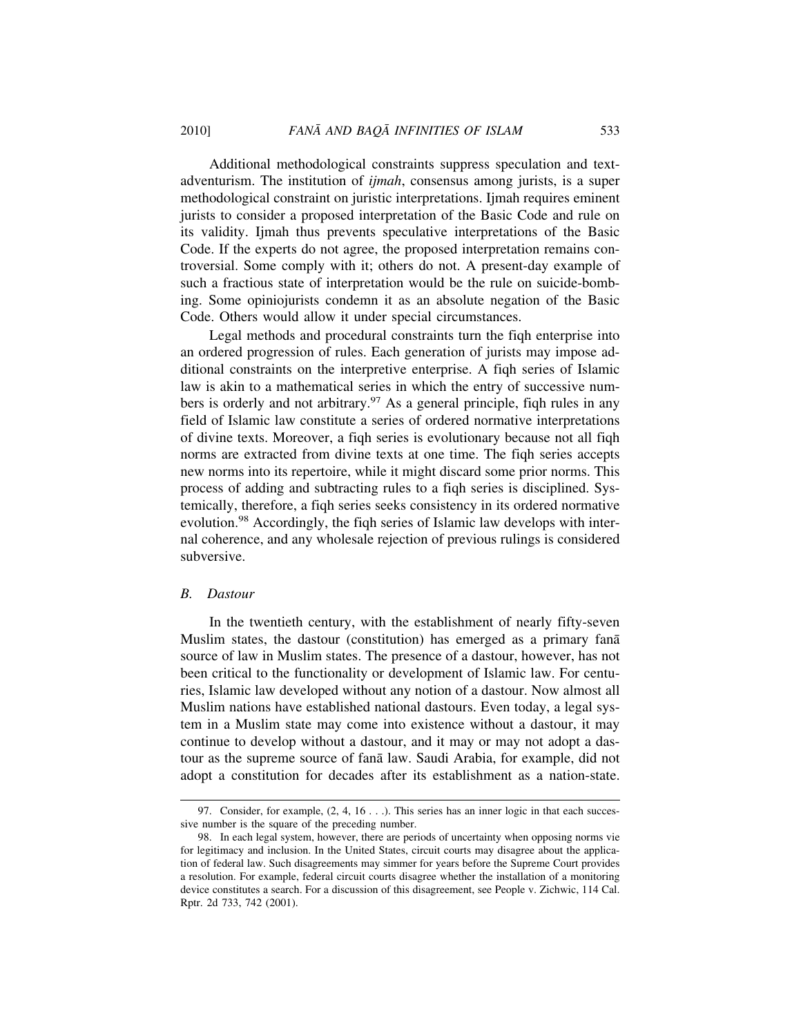Additional methodological constraints suppress speculation and text-adventurism. The institution of *ijmah*, consensus among jurists, is a super methodological constraint on juristic interpretations. Ijmah requires eminent jurists to consider a proposed interpretation of the Basic Code and rule on its validity. Ijmah thus prevents speculative interpretations of the Basic Code. If the experts do not agree, the proposed interpretation remains controversial. Some comply with it; others do not. A present-day example of such a fractious state of interpretation would be the rule on suicide-bombing. Some opiniojurists condemn it as an absolute negation of the Basic Code. Others would allow it under special circumstances.

Legal methods and procedural constraints turn the fiqh enterprise into an ordered progression of rules. Each generation of jurists may impose additional constraints on the interpretive enterprise. A fiqh series of Islamic law is akin to a mathematical series in which the entry of successive numbers is orderly and not arbitrary.[97] As a general principle, fiqh rules in any field of Islamic law constitute a series of ordered normative interpretations of divine texts. Moreover, a fiqh series is evolutionary because not all fiqh norms are extracted from divine texts at one time. The fiqh series accepts new norms into its repertoire, while it might discard some prior norms. This process of adding and subtracting rules to a fiqh series is disciplined. Systemically, therefore, a fiqh series seeks consistency in its ordered normative evolution.[98] Accordingly, the fiqh series of Islamic law develops with internal coherence, and any wholesale rejection of previous rulings is considered subversive.

### *B. Dastour*

In the twentieth century, with the establishment of nearly fifty-seven Muslim states, the dastour (constitution) has emerged as a primary fanā source of law in Muslim states. The presence of a dastour, however, has not been critical to the functionality or development of Islamic law. For centuries, Islamic law developed without any notion of a dastour. Now almost all Muslim nations have established national dastours. Even today, a legal system in a Muslim state may come into existence without a dastour, it may continue to develop without a dastour, and it may or may not adopt a dastour as the supreme source of fanā law. Saudi Arabia, for example, did not adopt a constitution for decades after its establishment as a nation-state.

---

97. Consider, for example, (2, 4, 16 . . .). This series has an inner logic in that each successive number is the square of the preceding number.

98. In each legal system, however, there are periods of uncertainty when opposing norms vie for legitimacy and inclusion. In the United States, circuit courts may disagree about the application of federal law. Such disagreements may simmer for years before the Supreme Court provides a resolution. For example, federal circuit courts disagree whether the installation of a monitoring device constitutes a search. For a discussion of this disagreement, see People v. Zichwic, 114 Cal. Rptr. 2d 733, 742 (2001).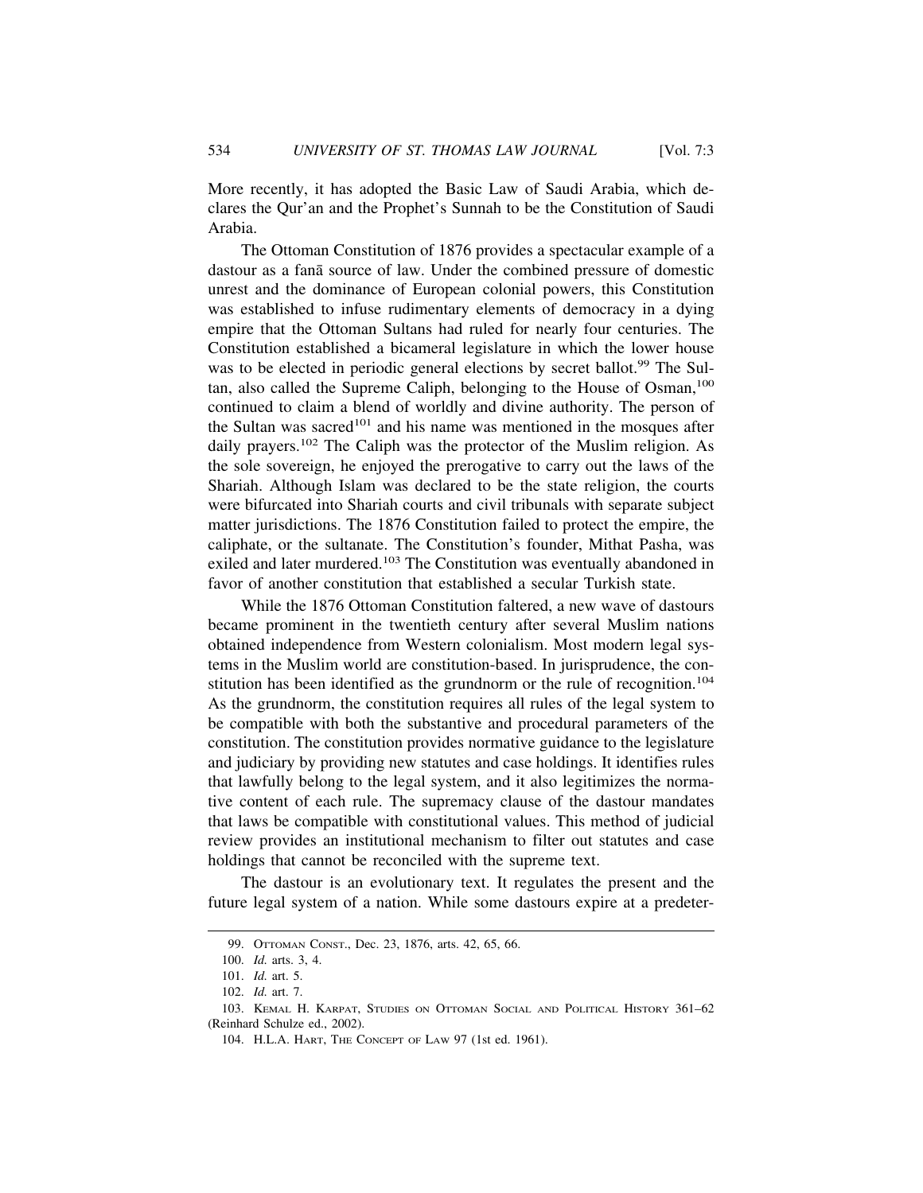More recently, it has adopted the Basic Law of Saudi Arabia, which declares the Qur'an and the Prophet's Sunnah to be the Constitution of Saudi Arabia.

The Ottoman Constitution of 1876 provides a spectacular example of a dastour as a fanā source of law. Under the combined pressure of domestic unrest and the dominance of European colonial powers, this Constitution was established to infuse rudimentary elements of democracy in a dying empire that the Ottoman Sultans had ruled for nearly four centuries. The Constitution established a bicameral legislature in which the lower house was to be elected in periodic general elections by secret ballot.[99] The Sultan, also called the Supreme Caliph, belonging to the House of Osman,[100] continued to claim a blend of worldly and divine authority. The person of the Sultan was sacred[101] and his name was mentioned in the mosques after daily prayers.[102] The Caliph was the protector of the Muslim religion. As the sole sovereign, he enjoyed the prerogative to carry out the laws of the Shariah. Although Islam was declared to be the state religion, the courts were bifurcated into Shariah courts and civil tribunals with separate subject matter jurisdictions. The 1876 Constitution failed to protect the empire, the caliphate, or the sultanate. The Constitution's founder, Mithat Pasha, was exiled and later murdered.[103] The Constitution was eventually abandoned in favor of another constitution that established a secular Turkish state.

While the 1876 Ottoman Constitution faltered, a new wave of dastours became prominent in the twentieth century after several Muslim nations obtained independence from Western colonialism. Most modern legal systems in the Muslim world are constitution-based. In jurisprudence, the constitution has been identified as the grundnorm or the rule of recognition.[104] As the grundnorm, the constitution requires all rules of the legal system to be compatible with both the substantive and procedural parameters of the constitution. The constitution provides normative guidance to the legislature and judiciary by providing new statutes and case holdings. It identifies rules that lawfully belong to the legal system, and it also legitimizes the normative content of each rule. The supremacy clause of the dastour mandates that laws be compatible with constitutional values. This method of judicial review provides an institutional mechanism to filter out statutes and case holdings that cannot be reconciled with the supreme text.

The dastour is an evolutionary text. It regulates the present and the future legal system of a nation. While some dastours expire at a predeter-

---

99. OTTOMAN CONST., Dec. 23, 1876, arts. 42, 65, 66.

100. *Id.* arts. 3, 4.

101. *Id.* art. 5.

102. *Id.* art. 7.

103. KEMAL H. KARPAT, STUDIES ON OTTOMAN SOCIAL AND POLITICAL HISTORY 361–62 (Reinhard Schulze ed., 2002).

104. H.L.A. HART, THE CONCEPT OF LAW 97 (1st ed. 1961).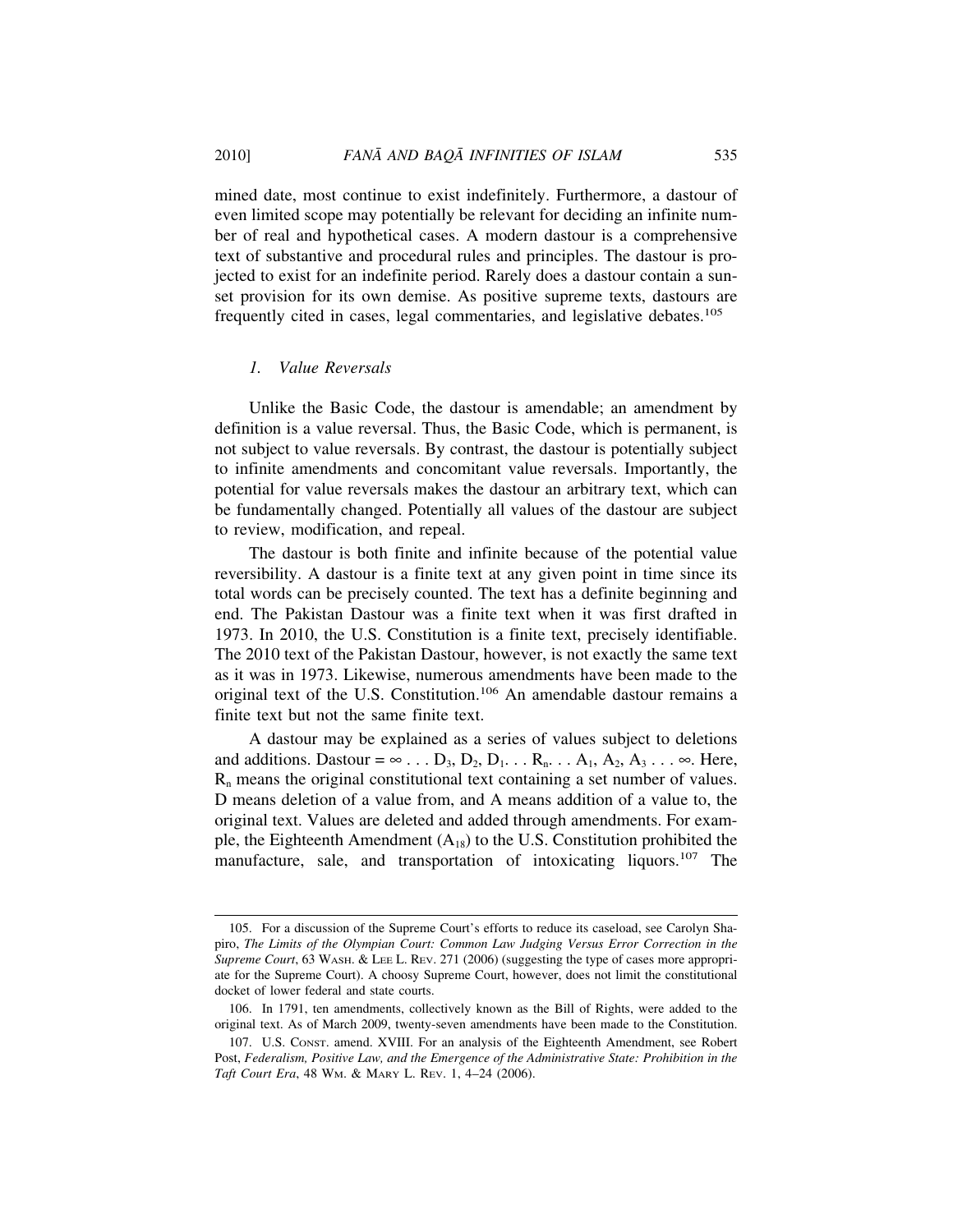mined date, most continue to exist indefinitely. Furthermore, a dastour of even limited scope may potentially be relevant for deciding an infinite number of real and hypothetical cases. A modern dastour is a comprehensive text of substantive and procedural rules and principles. The dastour is projected to exist for an indefinite period. Rarely does a dastour contain a sunset provision for its own demise. As positive supreme texts, dastours are frequently cited in cases, legal commentaries, and legislative debates.[105]

### *1. Value Reversals*

Unlike the Basic Code, the dastour is amendable; an amendment by definition is a value reversal. Thus, the Basic Code, which is permanent, is not subject to value reversals. By contrast, the dastour is potentially subject to infinite amendments and concomitant value reversals. Importantly, the potential for value reversals makes the dastour an arbitrary text, which can be fundamentally changed. Potentially all values of the dastour are subject to review, modification, and repeal.

The dastour is both finite and infinite because of the potential value reversibility. A dastour is a finite text at any given point in time since its total words can be precisely counted. The text has a definite beginning and end. The Pakistan Dastour was a finite text when it was first drafted in 1973. In 2010, the U.S. Constitution is a finite text, precisely identifiable. The 2010 text of the Pakistan Dastour, however, is not exactly the same text as it was in 1973. Likewise, numerous amendments have been made to the original text of the U.S. Constitution.[106] An amendable dastour remains a finite text but not the same finite text.

A dastour may be explained as a series of values subject to deletions and additions. Dastour = $\infty \ldots D_3, D_2, D_1 \ldots R_n \ldots A_1, A_2, A_3 \ldots \infty$. Here, $R_n$ means the original constitutional text containing a set number of values. D means deletion of a value from, and A means addition of a value to, the original text. Values are deleted and added through amendments. For example, the Eighteenth Amendment ($A_{18}$) to the U.S. Constitution prohibited the manufacture, sale, and transportation of intoxicating liquors.[107] The

---

105. For a discussion of the Supreme Court's efforts to reduce its caseload, see Carolyn Shapiro, *The Limits of the Olympian Court: Common Law Judging Versus Error Correction in the Supreme Court*, 63 WASH. & LEE L. REV. 271 (2006) (suggesting the type of cases more appropriate for the Supreme Court). A choosy Supreme Court, however, does not limit the constitutional docket of lower federal and state courts.

106. In 1791, ten amendments, collectively known as the Bill of Rights, were added to the original text. As of March 2009, twenty-seven amendments have been made to the Constitution.

107. U.S. CONST. amend. XVIII. For an analysis of the Eighteenth Amendment, see Robert Post, *Federalism, Positive Law, and the Emergence of the Administrative State: Prohibition in the Taft Court Era*, 48 WM. & MARY L. REV. 1, 4–24 (2006).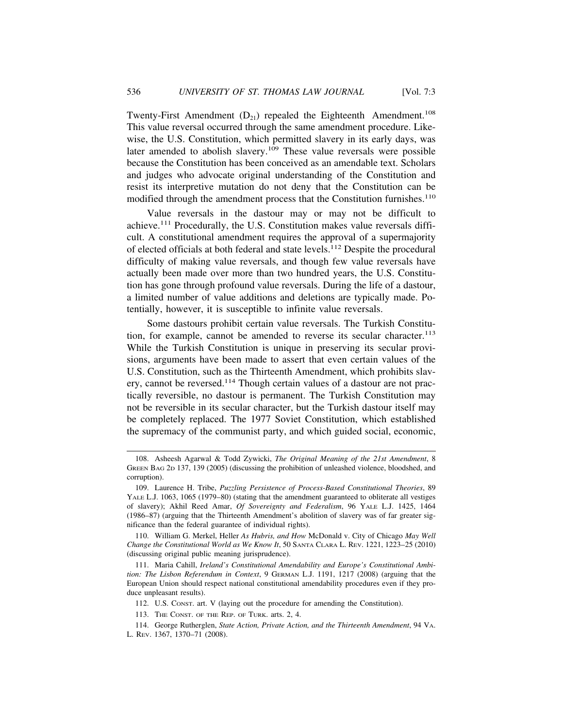Twenty-First Amendment ($D_{21}$) repealed the Eighteenth Amendment.[108] This value reversal occurred through the same amendment procedure. Likewise, the U.S. Constitution, which permitted slavery in its early days, was later amended to abolish slavery.[109] These value reversals were possible because the Constitution has been conceived as an amendable text. Scholars and judges who advocate original understanding of the Constitution and resist its interpretive mutation do not deny that the Constitution can be modified through the amendment process that the Constitution furnishes.[110]

Value reversals in the dastour may or may not be difficult to achieve.[111] Procedurally, the U.S. Constitution makes value reversals difficult. A constitutional amendment requires the approval of a supermajority of elected officials at both federal and state levels.[112] Despite the procedural difficulty of making value reversals, and though few value reversals have actually been made over more than two hundred years, the U.S. Constitution has gone through profound value reversals. During the life of a dastour, a limited number of value additions and deletions are typically made. Potentially, however, it is susceptible to infinite value reversals.

Some dastours prohibit certain value reversals. The Turkish Constitution, for example, cannot be amended to reverse its secular character.[113] While the Turkish Constitution is unique in preserving its secular provisions, arguments have been made to assert that even certain values of the U.S. Constitution, such as the Thirteenth Amendment, which prohibits slavery, cannot be reversed.[114] Though certain values of a dastour are not practically reversible, no dastour is permanent. The Turkish Constitution may not be reversible in its secular character, but the Turkish dastour itself may be completely replaced. The 1977 Soviet Constitution, which established the supremacy of the communist party, and which guided social, economic,

108. Asheesh Agarwal & Todd Zywicki, *The Original Meaning of the 21st Amendment*, 8 GREEN BAG 2D 137, 139 (2005) (discussing the prohibition of unleashed violence, bloodshed, and corruption).

109. Laurence H. Tribe, *Puzzling Persistence of Process-Based Constitutional Theories*, 89 YALE L.J. 1063, 1065 (1979–80) (stating that the amendment guaranteed to obliterate all vestiges of slavery); Akhil Reed Amar, *Of Sovereignty and Federalism*, 96 YALE L.J. 1425, 1464 (1986–87) (arguing that the Thirteenth Amendment's abolition of slavery was of far greater significance than the federal guarantee of individual rights).

110. William G. Merkel, Heller *As Hubris, and How* McDonald v. City of Chicago *May Well Change the Constitutional World as We Know It*, 50 SANTA CLARA L. REV. 1221, 1223–25 (2010) (discussing original public meaning jurisprudence).

111. Maria Cahill, *Ireland's Constitutional Amendability and Europe's Constitutional Ambition: The Lisbon Referendum in Context*, 9 GERMAN L.J. 1191, 1217 (2008) (arguing that the European Union should respect national constitutional amendability procedures even if they produce unpleasant results).

112. U.S. CONST. art. V (laying out the procedure for amending the Constitution).

113. THE CONST. OF THE REP. OF TURK. arts. 2, 4.

114. George Rutherglen, *State Action, Private Action, and the Thirteenth Amendment*, 94 VA. L. REV. 1367, 1370–71 (2008).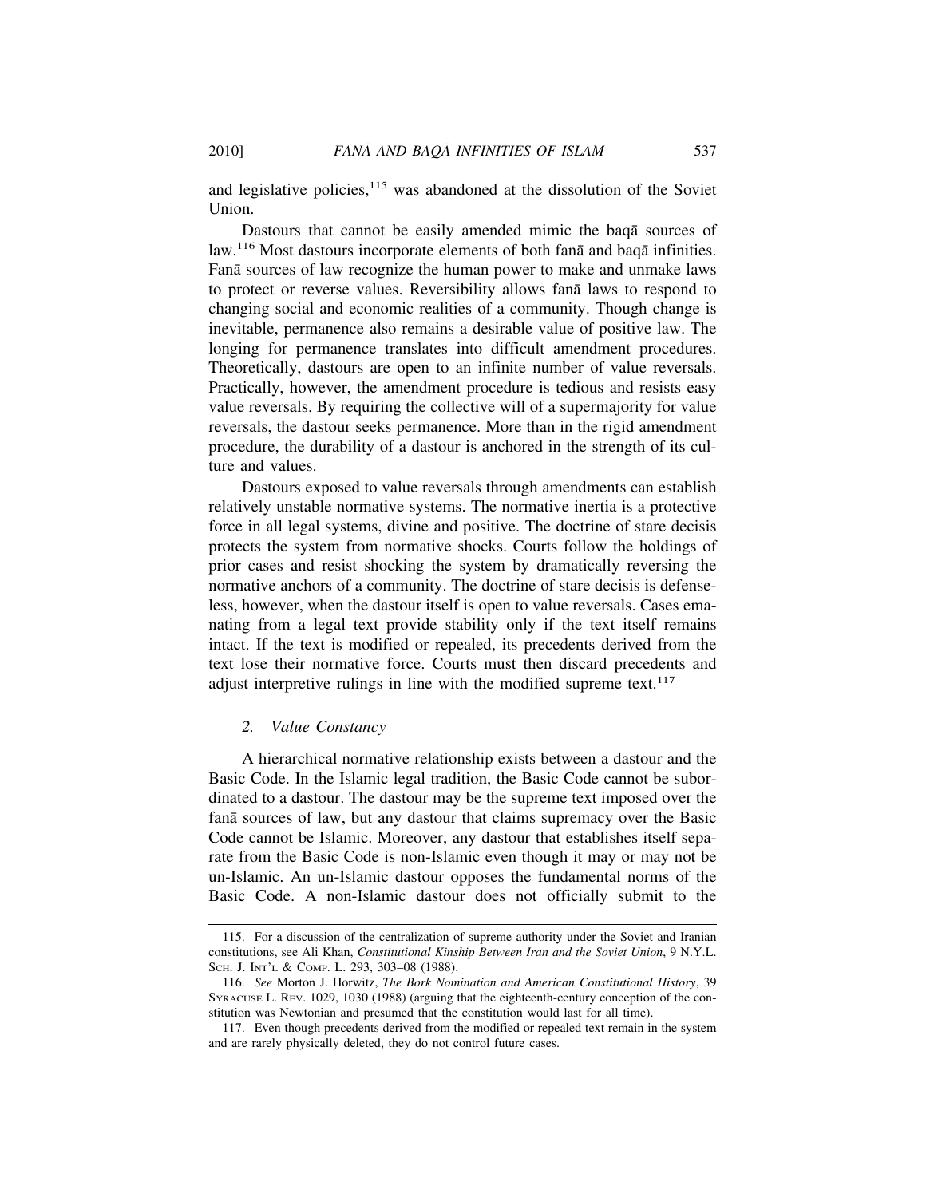and legislative policies,[115] was abandoned at the dissolution of the Soviet Union.

Dastours that cannot be easily amended mimic the baqā sources of law.[116] Most dastours incorporate elements of both fanā and baqā infinities. Fanā sources of law recognize the human power to make and unmake laws to protect or reverse values. Reversibility allows fanā laws to respond to changing social and economic realities of a community. Though change is inevitable, permanence also remains a desirable value of positive law. The longing for permanence translates into difficult amendment procedures. Theoretically, dastours are open to an infinite number of value reversals. Practically, however, the amendment procedure is tedious and resists easy value reversals. By requiring the collective will of a supermajority for value reversals, the dastour seeks permanence. More than in the rigid amendment procedure, the durability of a dastour is anchored in the strength of its culture and values.

Dastours exposed to value reversals through amendments can establish relatively unstable normative systems. The normative inertia is a protective force in all legal systems, divine and positive. The doctrine of stare decisis protects the system from normative shocks. Courts follow the holdings of prior cases and resist shocking the system by dramatically reversing the normative anchors of a community. The doctrine of stare decisis is defenseless, however, when the dastour itself is open to value reversals. Cases emanating from a legal text provide stability only if the text itself remains intact. If the text is modified or repealed, its precedents derived from the text lose their normative force. Courts must then discard precedents and adjust interpretive rulings in line with the modified supreme text.[117]

### 2. *Value Constancy*

A hierarchical normative relationship exists between a dastour and the Basic Code. In the Islamic legal tradition, the Basic Code cannot be subordinated to a dastour. The dastour may be the supreme text imposed over the fanā sources of law, but any dastour that claims supremacy over the Basic Code cannot be Islamic. Moreover, any dastour that establishes itself separate from the Basic Code is non-Islamic even though it may or may not be un-Islamic. An un-Islamic dastour opposes the fundamental norms of the Basic Code. A non-Islamic dastour does not officially submit to the

---

115. For a discussion of the centralization of supreme authority under the Soviet and Iranian constitutions, see Ali Khan, *Constitutional Kinship Between Iran and the Soviet Union*, 9 N.Y.L. SCH. J. INT'L & COMP. L. 293, 303–08 (1988).

116. *See* Morton J. Horwitz, *The Bork Nomination and American Constitutional History*, 39 SYRACUSE L. REV. 1029, 1030 (1988) (arguing that the eighteenth-century conception of the constitution was Newtonian and presumed that the constitution would last for all time).

117. Even though precedents derived from the modified or repealed text remain in the system and are rarely physically deleted, they do not control future cases.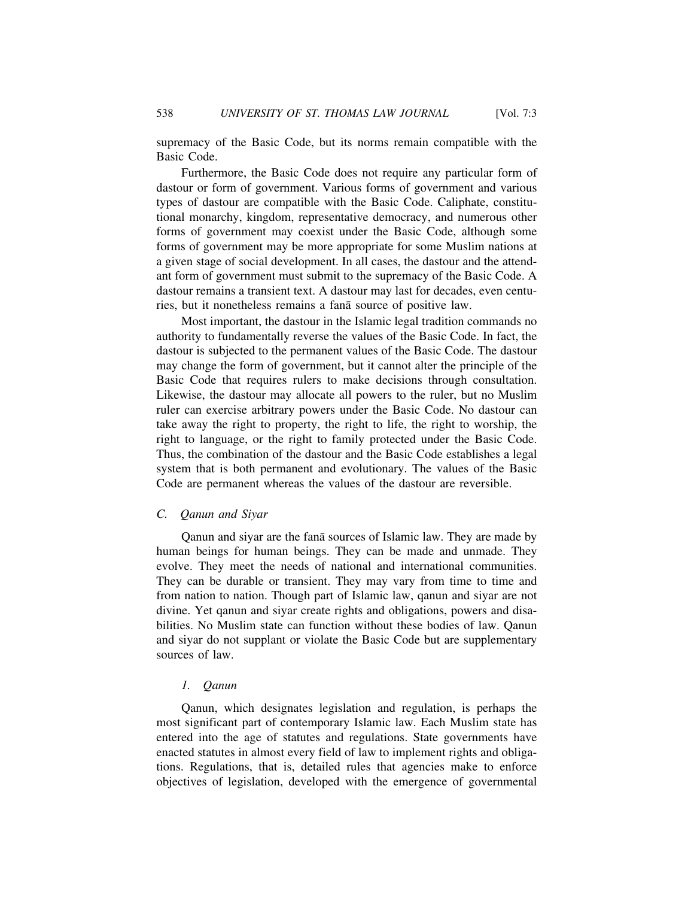supremacy of the Basic Code, but its norms remain compatible with the Basic Code.

Furthermore, the Basic Code does not require any particular form of dastour or form of government. Various forms of government and various types of dastour are compatible with the Basic Code. Caliphate, constitutional monarchy, kingdom, representative democracy, and numerous other forms of government may coexist under the Basic Code, although some forms of government may be more appropriate for some Muslim nations at a given stage of social development. In all cases, the dastour and the attendant form of government must submit to the supremacy of the Basic Code. A dastour remains a transient text. A dastour may last for decades, even centuries, but it nonetheless remains a fanā source of positive law.

Most important, the dastour in the Islamic legal tradition commands no authority to fundamentally reverse the values of the Basic Code. In fact, the dastour is subjected to the permanent values of the Basic Code. The dastour may change the form of government, but it cannot alter the principle of the Basic Code that requires rulers to make decisions through consultation. Likewise, the dastour may allocate all powers to the ruler, but no Muslim ruler can exercise arbitrary powers under the Basic Code. No dastour can take away the right to property, the right to life, the right to worship, the right to language, or the right to family protected under the Basic Code. Thus, the combination of the dastour and the Basic Code establishes a legal system that is both permanent and evolutionary. The values of the Basic Code are permanent whereas the values of the dastour are reversible.

### *C. Qanun and Siyar*

Qanun and siyar are the fanā sources of Islamic law. They are made by human beings for human beings. They can be made and unmade. They evolve. They meet the needs of national and international communities. They can be durable or transient. They may vary from time to time and from nation to nation. Though part of Islamic law, qanun and siyar are not divine. Yet qanun and siyar create rights and obligations, powers and disabilities. No Muslim state can function without these bodies of law. Qanun and siyar do not supplant or violate the Basic Code but are supplementary sources of law.

#### *1. Qanun*

Qanun, which designates legislation and regulation, is perhaps the most significant part of contemporary Islamic law. Each Muslim state has entered into the age of statutes and regulations. State governments have enacted statutes in almost every field of law to implement rights and obligations. Regulations, that is, detailed rules that agencies make to enforce objectives of legislation, developed with the emergence of governmental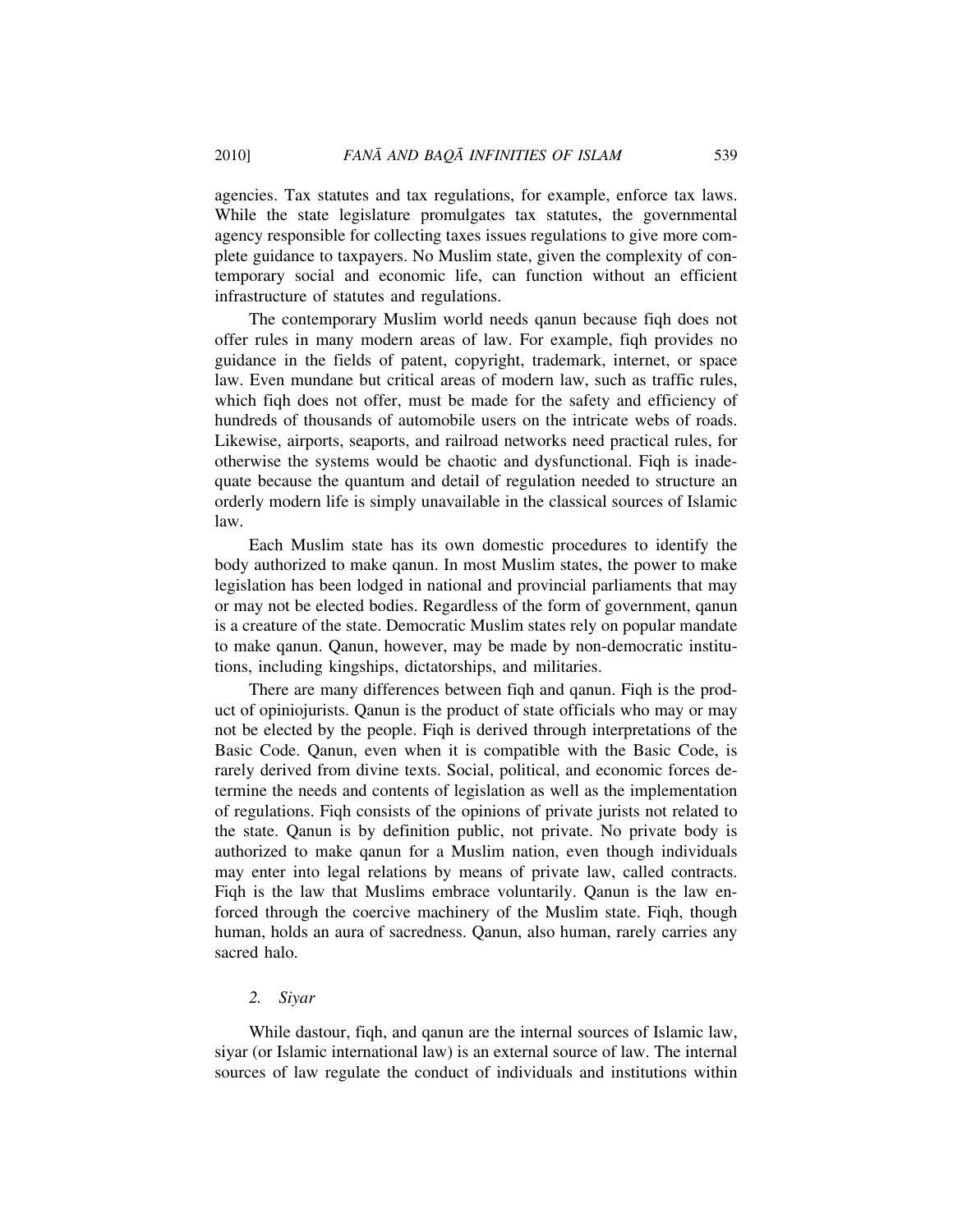agencies. Tax statutes and tax regulations, for example, enforce tax laws. While the state legislature promulgates tax statutes, the governmental agency responsible for collecting taxes issues regulations to give more complete guidance to taxpayers. No Muslim state, given the complexity of contemporary social and economic life, can function without an efficient infrastructure of statutes and regulations.

The contemporary Muslim world needs qanun because fiqh does not offer rules in many modern areas of law. For example, fiqh provides no guidance in the fields of patent, copyright, trademark, internet, or space law. Even mundane but critical areas of modern law, such as traffic rules, which fiqh does not offer, must be made for the safety and efficiency of hundreds of thousands of automobile users on the intricate webs of roads. Likewise, airports, seaports, and railroad networks need practical rules, for otherwise the systems would be chaotic and dysfunctional. Fiqh is inadequate because the quantum and detail of regulation needed to structure an orderly modern life is simply unavailable in the classical sources of Islamic law.

Each Muslim state has its own domestic procedures to identify the body authorized to make qanun. In most Muslim states, the power to make legislation has been lodged in national and provincial parliaments that may or may not be elected bodies. Regardless of the form of government, qanun is a creature of the state. Democratic Muslim states rely on popular mandate to make qanun. Qanun, however, may be made by non-democratic institutions, including kingships, dictatorships, and militaries.

There are many differences between fiqh and qanun. Fiqh is the product of opiniojurists. Qanun is the product of state officials who may or may not be elected by the people. Fiqh is derived through interpretations of the Basic Code. Qanun, even when it is compatible with the Basic Code, is rarely derived from divine texts. Social, political, and economic forces determine the needs and contents of legislation as well as the implementation of regulations. Fiqh consists of the opinions of private jurists not related to the state. Qanun is by definition public, not private. No private body is authorized to make qanun for a Muslim nation, even though individuals may enter into legal relations by means of private law, called contracts. Fiqh is the law that Muslims embrace voluntarily. Qanun is the law enforced through the coercive machinery of the Muslim state. Fiqh, though human, holds an aura of sacredness. Qanun, also human, rarely carries any sacred halo.

#### 2. *Siyar*

While dastour, fiqh, and qanun are the internal sources of Islamic law, siyar (or Islamic international law) is an external source of law. The internal sources of law regulate the conduct of individuals and institutions within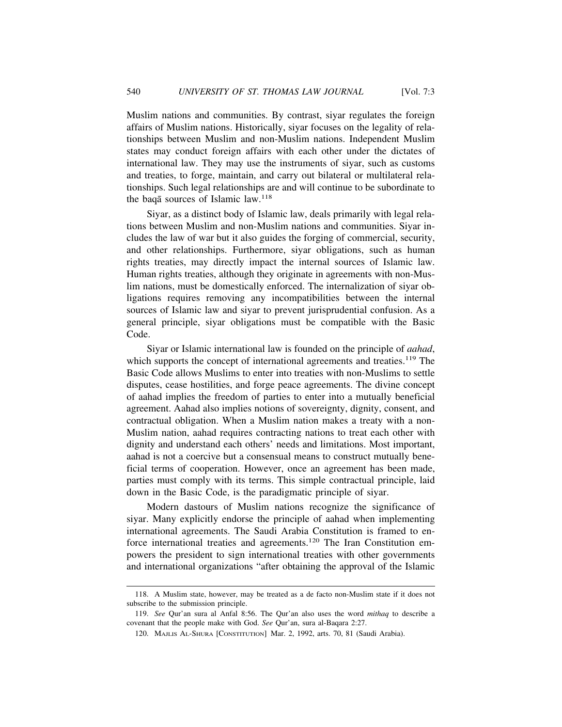Muslim nations and communities. By contrast, siyar regulates the foreign affairs of Muslim nations. Historically, siyar focuses on the legality of relationships between Muslim and non-Muslim nations. Independent Muslim states may conduct foreign affairs with each other under the dictates of international law. They may use the instruments of siyar, such as customs and treaties, to forge, maintain, and carry out bilateral or multilateral relationships. Such legal relationships are and will continue to be subordinate to the baqā sources of Islamic law.[118]

Siyar, as a distinct body of Islamic law, deals primarily with legal relations between Muslim and non-Muslim nations and communities. Siyar includes the law of war but it also guides the forging of commercial, security, and other relationships. Furthermore, siyar obligations, such as human rights treaties, may directly impact the internal sources of Islamic law. Human rights treaties, although they originate in agreements with non-Muslim nations, must be domestically enforced. The internalization of siyar obligations requires removing any incompatibilities between the internal sources of Islamic law and siyar to prevent jurisprudential confusion. As a general principle, siyar obligations must be compatible with the Basic Code.

Siyar or Islamic international law is founded on the principle of *aahad*, which supports the concept of international agreements and treaties.[119] The Basic Code allows Muslims to enter into treaties with non-Muslims to settle disputes, cease hostilities, and forge peace agreements. The divine concept of aahad implies the freedom of parties to enter into a mutually beneficial agreement. Aahad also implies notions of sovereignty, dignity, consent, and contractual obligation. When a Muslim nation makes a treaty with a non-Muslim nation, aahad requires contracting nations to treat each other with dignity and understand each others' needs and limitations. Most important, aahad is not a coercive but a consensual means to construct mutually beneficial terms of cooperation. However, once an agreement has been made, parties must comply with its terms. This simple contractual principle, laid down in the Basic Code, is the paradigmatic principle of siyar.

Modern dastours of Muslim nations recognize the significance of siyar. Many explicitly endorse the principle of aahad when implementing international agreements. The Saudi Arabia Constitution is framed to enforce international treaties and agreements.[120] The Iran Constitution empowers the president to sign international treaties with other governments and international organizations "after obtaining the approval of the Islamic

---

118. A Muslim state, however, may be treated as a de facto non-Muslim state if it does not subscribe to the submission principle.

119. *See* Qur'an sura al Anfal 8:56. The Qur'an also uses the word *mithaq* to describe a covenant that the people make with God. *See* Qur'an, sura al-Baqara 2:27.

120. MAJLIS AL-SHURA [CONSTITUTION] Mar. 2, 1992, arts. 70, 81 (Saudi Arabia).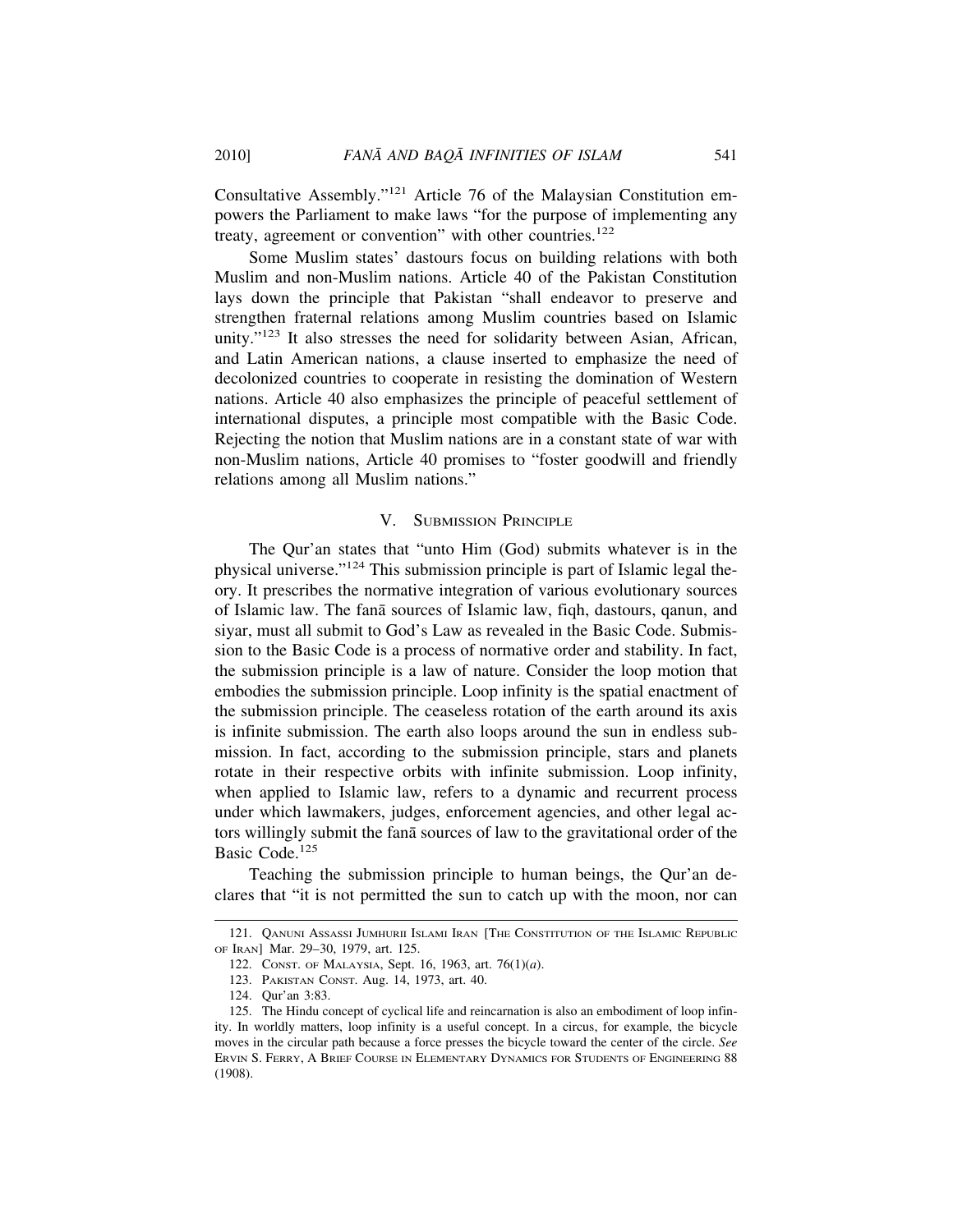Consultative Assembly."[121] Article 76 of the Malaysian Constitution empowers the Parliament to make laws "for the purpose of implementing any treaty, agreement or convention" with other countries.[122]

Some Muslim states' dastours focus on building relations with both Muslim and non-Muslim nations. Article 40 of the Pakistan Constitution lays down the principle that Pakistan "shall endeavor to preserve and strengthen fraternal relations among Muslim countries based on Islamic unity."[123] It also stresses the need for solidarity between Asian, African, and Latin American nations, a clause inserted to emphasize the need of decolonized countries to cooperate in resisting the domination of Western nations. Article 40 also emphasizes the principle of peaceful settlement of international disputes, a principle most compatible with the Basic Code. Rejecting the notion that Muslim nations are in a constant state of war with non-Muslim nations, Article 40 promises to "foster goodwill and friendly relations among all Muslim nations."

## V. Submission Principle

The Qur'an states that "unto Him (God) submits whatever is in the physical universe."[124] This submission principle is part of Islamic legal theory. It prescribes the normative integration of various evolutionary sources of Islamic law. The fanā sources of Islamic law, fiqh, dastours, qanun, and siyar, must all submit to God's Law as revealed in the Basic Code. Submission to the Basic Code is a process of normative order and stability. In fact, the submission principle is a law of nature. Consider the loop motion that embodies the submission principle. Loop infinity is the spatial enactment of the submission principle. The ceaseless rotation of the earth around its axis is infinite submission. The earth also loops around the sun in endless submission. In fact, according to the submission principle, stars and planets rotate in their respective orbits with infinite submission. Loop infinity, when applied to Islamic law, refers to a dynamic and recurrent process under which lawmakers, judges, enforcement agencies, and other legal actors willingly submit the fanā sources of law to the gravitational order of the Basic Code.[125]

Teaching the submission principle to human beings, the Qur'an declares that "it is not permitted the sun to catch up with the moon, nor can

---

121. Qanuni Assassi Jumhurii Islami Iran [The Constitution of the Islamic Republic of Iran] Mar. 29–30, 1979, art. 125.

122. Const. of Malaysia, Sept. 16, 1963, art. 76(1)(*a*).

123. Pakistan Const. Aug. 14, 1973, art. 40.

124. Qur'an 3:83.

125. The Hindu concept of cyclical life and reincarnation is also an embodiment of loop infinity. In worldly matters, loop infinity is a useful concept. In a circus, for example, the bicycle moves in the circular path because a force presses the bicycle toward the center of the circle. *See* Ervin S. Ferry, A Brief Course in Elementary Dynamics for Students of Engineering 88 (1908).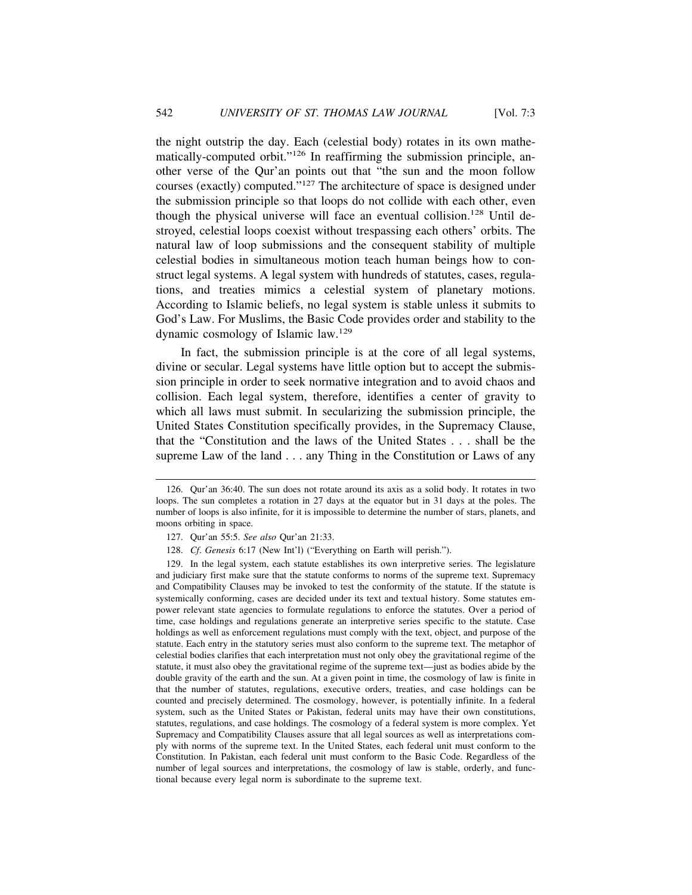the night outstrip the day. Each (celestial body) rotates in its own mathematically-computed orbit."[126] In reaffirming the submission principle, another verse of the Qur'an points out that "the sun and the moon follow courses (exactly) computed."[127] The architecture of space is designed under the submission principle so that loops do not collide with each other, even though the physical universe will face an eventual collision.[128] Until destroyed, celestial loops coexist without trespassing each others' orbits. The natural law of loop submissions and the consequent stability of multiple celestial bodies in simultaneous motion teach human beings how to construct legal systems. A legal system with hundreds of statutes, cases, regulations, and treaties mimics a celestial system of planetary motions. According to Islamic beliefs, no legal system is stable unless it submits to God's Law. For Muslims, the Basic Code provides order and stability to the dynamic cosmology of Islamic law.[129]

In fact, the submission principle is at the core of all legal systems, divine or secular. Legal systems have little option but to accept the submission principle in order to seek normative integration and to avoid chaos and collision. Each legal system, therefore, identifies a center of gravity to which all laws must submit. In secularizing the submission principle, the United States Constitution specifically provides, in the Supremacy Clause, that the "Constitution and the laws of the United States . . . shall be the supreme Law of the land . . . any Thing in the Constitution or Laws of any

---

126. Qur'an 36:40. The sun does not rotate around its axis as a solid body. It rotates in two loops. The sun completes a rotation in 27 days at the equator but in 31 days at the poles. The number of loops is also infinite, for it is impossible to determine the number of stars, planets, and moons orbiting in space.

127. Qur'an 55:5. *See also* Qur'an 21:33.

128. *Cf. Genesis* 6:17 (New Int'l) ("Everything on Earth will perish.").

129. In the legal system, each statute establishes its own interpretive series. The legislature and judiciary first make sure that the statute conforms to norms of the supreme text. Supremacy and Compatibility Clauses may be invoked to test the conformity of the statute. If the statute is systemically conforming, cases are decided under its text and textual history. Some statutes empower relevant state agencies to formulate regulations to enforce the statutes. Over a period of time, case holdings and regulations generate an interpretive series specific to the statute. Case holdings as well as enforcement regulations must comply with the text, object, and purpose of the statute. Each entry in the statutory series must also conform to the supreme text. The metaphor of celestial bodies clarifies that each interpretation must not only obey the gravitational regime of the statute, it must also obey the gravitational regime of the supreme text—just as bodies abide by the double gravity of the earth and the sun. At a given point in time, the cosmology of law is finite in that the number of statutes, regulations, executive orders, treaties, and case holdings can be counted and precisely determined. The cosmology, however, is potentially infinite. In a federal system, such as the United States or Pakistan, federal units may have their own constitutions, statutes, regulations, and case holdings. The cosmology of a federal system is more complex. Yet Supremacy and Compatibility Clauses assure that all legal sources as well as interpretations comply with norms of the supreme text. In the United States, each federal unit must conform to the Constitution. In Pakistan, each federal unit must conform to the Basic Code. Regardless of the number of legal sources and interpretations, the cosmology of law is stable, orderly, and functional because every legal norm is subordinate to the supreme text.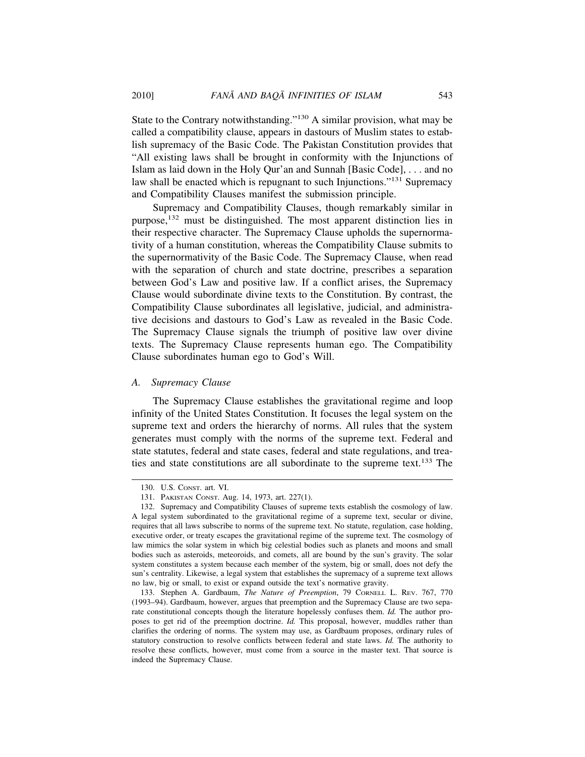State to the Contrary notwithstanding."[130] A similar provision, what may be called a compatibility clause, appears in dastours of Muslim states to establish supremacy of the Basic Code. The Pakistan Constitution provides that "All existing laws shall be brought in conformity with the Injunctions of Islam as laid down in the Holy Qur'an and Sunnah [Basic Code], . . . and no law shall be enacted which is repugnant to such Injunctions."[131] Supremacy and Compatibility Clauses manifest the submission principle.

Supremacy and Compatibility Clauses, though remarkably similar in purpose,[132] must be distinguished. The most apparent distinction lies in their respective character. The Supremacy Clause upholds the supernormativity of a human constitution, whereas the Compatibility Clause submits to the supernormativity of the Basic Code. The Supremacy Clause, when read with the separation of church and state doctrine, prescribes a separation between God's Law and positive law. If a conflict arises, the Supremacy Clause would subordinate divine texts to the Constitution. By contrast, the Compatibility Clause subordinates all legislative, judicial, and administrative decisions and dastours to God's Law as revealed in the Basic Code. The Supremacy Clause signals the triumph of positive law over divine texts. The Supremacy Clause represents human ego. The Compatibility Clause subordinates human ego to God's Will.

### A. *Supremacy Clause*

The Supremacy Clause establishes the gravitational regime and loop infinity of the United States Constitution. It focuses the legal system on the supreme text and orders the hierarchy of norms. All rules that the system generates must comply with the norms of the supreme text. Federal and state statutes, federal and state cases, federal and state regulations, and treaties and state constitutions are all subordinate to the supreme text.[133] The

---

130. U.S. CONST. art. VI.

131. PAKISTAN CONST. Aug. 14, 1973, art. 227(1).

132. Supremacy and Compatibility Clauses of supreme texts establish the cosmology of law. A legal system subordinated to the gravitational regime of a supreme text, secular or divine, requires that all laws subscribe to norms of the supreme text. No statute, regulation, case holding, executive order, or treaty escapes the gravitational regime of the supreme text. The cosmology of law mimics the solar system in which big celestial bodies such as planets and moons and small bodies such as asteroids, meteoroids, and comets, all are bound by the sun's gravity. The solar system constitutes a system because each member of the system, big or small, does not defy the sun's centrality. Likewise, a legal system that establishes the supremacy of a supreme text allows no law, big or small, to exist or expand outside the text's normative gravity.

133. Stephen A. Gardbaum, *The Nature of Preemption*, 79 CORNELL L. REV. 767, 770 (1993–94). Gardbaum, however, argues that preemption and the Supremacy Clause are two separate constitutional concepts though the literature hopelessly confuses them. *Id.* The author proposes to get rid of the preemption doctrine. *Id.* This proposal, however, muddles rather than clarifies the ordering of norms. The system may use, as Gardbaum proposes, ordinary rules of statutory construction to resolve conflicts between federal and state laws. *Id.* The authority to resolve these conflicts, however, must come from a source in the master text. That source is indeed the Supremacy Clause.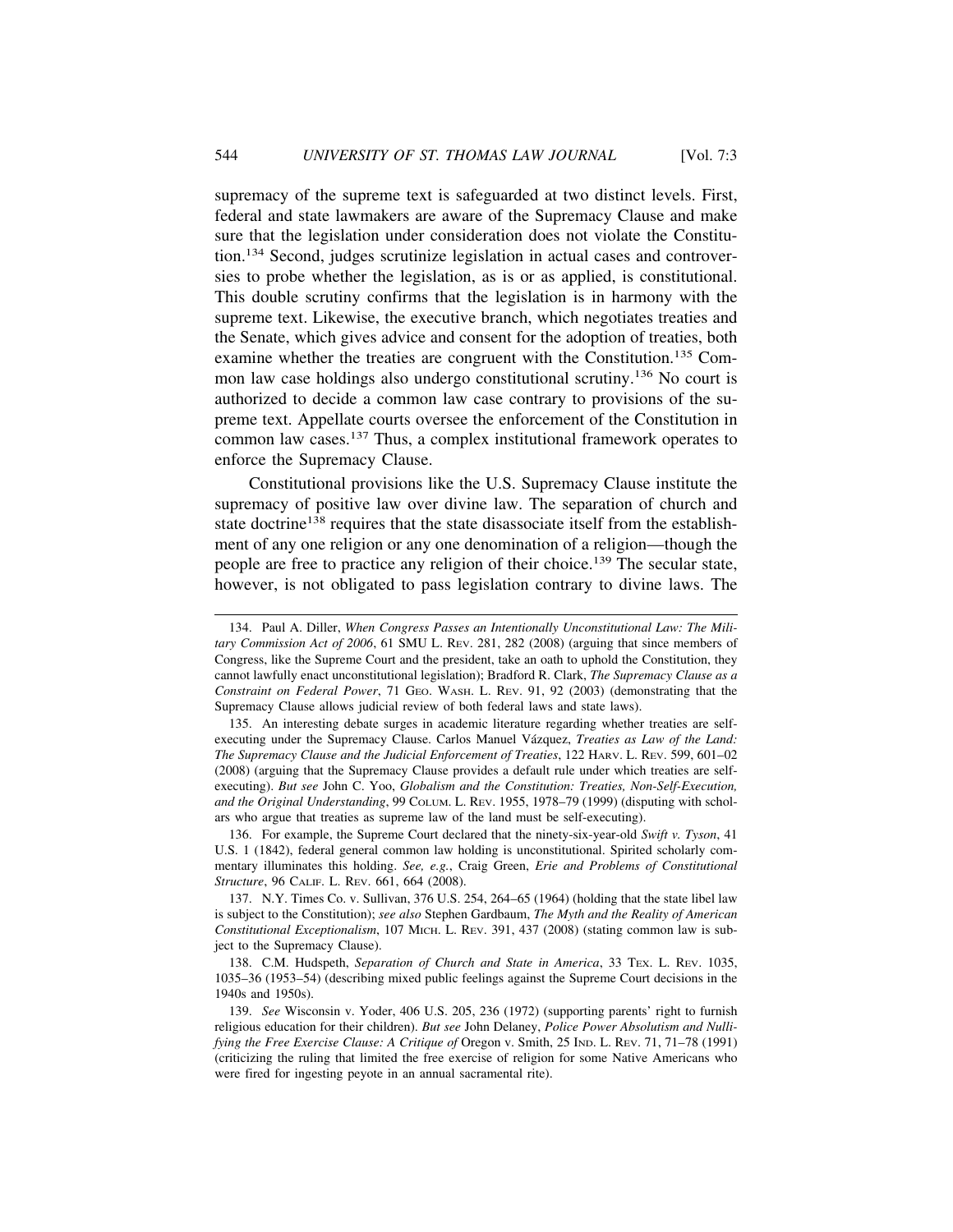supremacy of the supreme text is safeguarded at two distinct levels. First, federal and state lawmakers are aware of the Supremacy Clause and make sure that the legislation under consideration does not violate the Constitution.[134] Second, judges scrutinize legislation in actual cases and controversies to probe whether the legislation, as is or as applied, is constitutional. This double scrutiny confirms that the legislation is in harmony with the supreme text. Likewise, the executive branch, which negotiates treaties and the Senate, which gives advice and consent for the adoption of treaties, both examine whether the treaties are congruent with the Constitution.[135] Common law case holdings also undergo constitutional scrutiny.[136] No court is authorized to decide a common law case contrary to provisions of the supreme text. Appellate courts oversee the enforcement of the Constitution in common law cases.[137] Thus, a complex institutional framework operates to enforce the Supremacy Clause.

Constitutional provisions like the U.S. Supremacy Clause institute the supremacy of positive law over divine law. The separation of church and state doctrine[138] requires that the state disassociate itself from the establishment of any one religion or any one denomination of a religion—though the people are free to practice any religion of their choice.[139] The secular state, however, is not obligated to pass legislation contrary to divine laws. The

---

134. Paul A. Diller, *When Congress Passes an Intentionally Unconstitutional Law: The Military Commission Act of 2006*, 61 SMU L. REV. 281, 282 (2008) (arguing that since members of Congress, like the Supreme Court and the president, take an oath to uphold the Constitution, they cannot lawfully enact unconstitutional legislation); Bradford R. Clark, *The Supremacy Clause as a Constraint on Federal Power*, 71 GEO. WASH. L. REV. 91, 92 (2003) (demonstrating that the Supremacy Clause allows judicial review of both federal laws and state laws).

135. An interesting debate surges in academic literature regarding whether treaties are self-executing under the Supremacy Clause. Carlos Manuel Vázquez, *Treaties as Law of the Land: The Supremacy Clause and the Judicial Enforcement of Treaties*, 122 HARV. L. REV. 599, 601–02 (2008) (arguing that the Supremacy Clause provides a default rule under which treaties are self-executing). *But see* John C. Yoo, *Globalism and the Constitution: Treaties, Non-Self-Execution, and the Original Understanding*, 99 COLUM. L. REV. 1955, 1978–79 (1999) (disputing with scholars who argue that treaties as supreme law of the land must be self-executing).

136. For example, the Supreme Court declared that the ninety-six-year-old *Swift v. Tyson*, 41 U.S. 1 (1842), federal general common law holding is unconstitutional. Spirited scholarly commentary illuminates this holding. *See, e.g.*, Craig Green, *Erie and Problems of Constitutional Structure*, 96 CALIF. L. REV. 661, 664 (2008).

137. N.Y. Times Co. v. Sullivan, 376 U.S. 254, 264–65 (1964) (holding that the state libel law is subject to the Constitution); *see also* Stephen Gardbaum, *The Myth and the Reality of American Constitutional Exceptionalism*, 107 MICH. L. REV. 391, 437 (2008) (stating common law is subject to the Supremacy Clause).

138. C.M. Hudspeth, *Separation of Church and State in America*, 33 TEX. L. REV. 1035, 1035–36 (1953–54) (describing mixed public feelings against the Supreme Court decisions in the 1940s and 1950s).

139. *See* Wisconsin v. Yoder, 406 U.S. 205, 236 (1972) (supporting parents' right to furnish religious education for their children). *But see* John Delaney, *Police Power Absolutism and Nullifying the Free Exercise Clause: A Critique of* Oregon v. Smith, 25 IND. L. REV. 71, 71–78 (1991) (criticizing the ruling that limited the free exercise of religion for some Native Americans who were fired for ingesting peyote in an annual sacramental rite).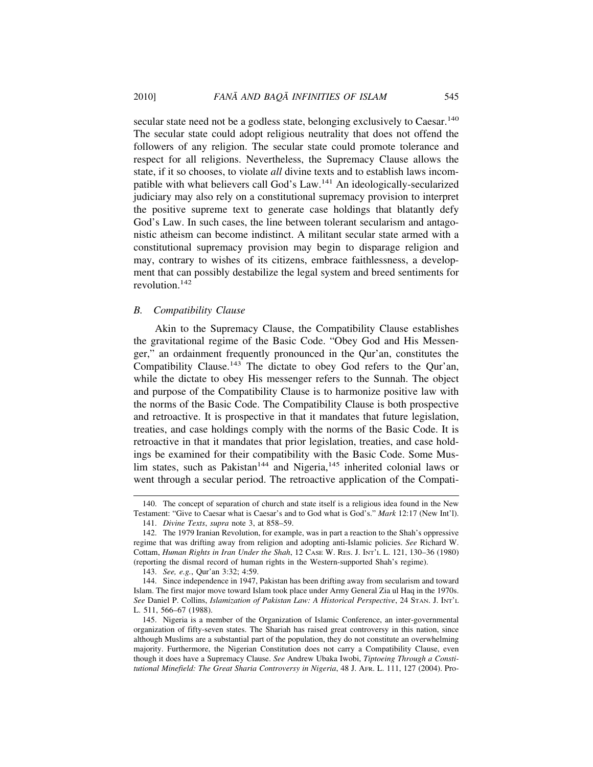secular state need not be a godless state, belonging exclusively to Caesar.[140] The secular state could adopt religious neutrality that does not offend the followers of any religion. The secular state could promote tolerance and respect for all religions. Nevertheless, the Supremacy Clause allows the state, if it so chooses, to violate *all* divine texts and to establish laws incompatible with what believers call God's Law.[141] An ideologically-secularized judiciary may also rely on a constitutional supremacy provision to interpret the positive supreme text to generate case holdings that blatantly defy God's Law. In such cases, the line between tolerant secularism and antagonistic atheism can become indistinct. A militant secular state armed with a constitutional supremacy provision may begin to disparage religion and may, contrary to wishes of its citizens, embrace faithlessness, a development that can possibly destabilize the legal system and breed sentiments for revolution.[142]

### *B. Compatibility Clause*

Akin to the Supremacy Clause, the Compatibility Clause establishes the gravitational regime of the Basic Code. "Obey God and His Messenger," an ordainment frequently pronounced in the Qur'an, constitutes the Compatibility Clause.[143] The dictate to obey God refers to the Qur'an, while the dictate to obey His messenger refers to the Sunnah. The object and purpose of the Compatibility Clause is to harmonize positive law with the norms of the Basic Code. The Compatibility Clause is both prospective and retroactive. It is prospective in that it mandates that future legislation, treaties, and case holdings comply with the norms of the Basic Code. It is retroactive in that it mandates that prior legislation, treaties, and case holdings be examined for their compatibility with the Basic Code. Some Muslim states, such as Pakistan[144] and Nigeria,[145] inherited colonial laws or went through a secular period. The retroactive application of the Compati-

---

140. The concept of separation of church and state itself is a religious idea found in the New Testament: "Give to Caesar what is Caesar's and to God what is God's." *Mark* 12:17 (New Int'l).

141. *Divine Texts*, *supra* note 3, at 858–59.

142. The 1979 Iranian Revolution, for example, was in part a reaction to the Shah's oppressive regime that was drifting away from religion and adopting anti-Islamic policies. *See* Richard W. Cottam, *Human Rights in Iran Under the Shah*, 12 CASE W. RES. J. INT'L L. 121, 130–36 (1980) (reporting the dismal record of human rights in the Western-supported Shah's regime).

143. *See, e.g.*, Qur'an 3:32; 4:59.

144. Since independence in 1947, Pakistan has been drifting away from secularism and toward Islam. The first major move toward Islam took place under Army General Zia ul Haq in the 1970s. *See* Daniel P. Collins, *Islamization of Pakistan Law: A Historical Perspective*, 24 STAN. J. INT'L L. 511, 566–67 (1988).

145. Nigeria is a member of the Organization of Islamic Conference, an inter-governmental organization of fifty-seven states. The Shariah has raised great controversy in this nation, since although Muslims are a substantial part of the population, they do not constitute an overwhelming majority. Furthermore, the Nigerian Constitution does not carry a Compatibility Clause, even though it does have a Supremacy Clause. *See* Andrew Ubaka Iwobi, *Tiptoeing Through a Constitutional Minefield: The Great Sharia Controversy in Nigeria*, 48 J. AFR. L. 111, 127 (2004). Pro-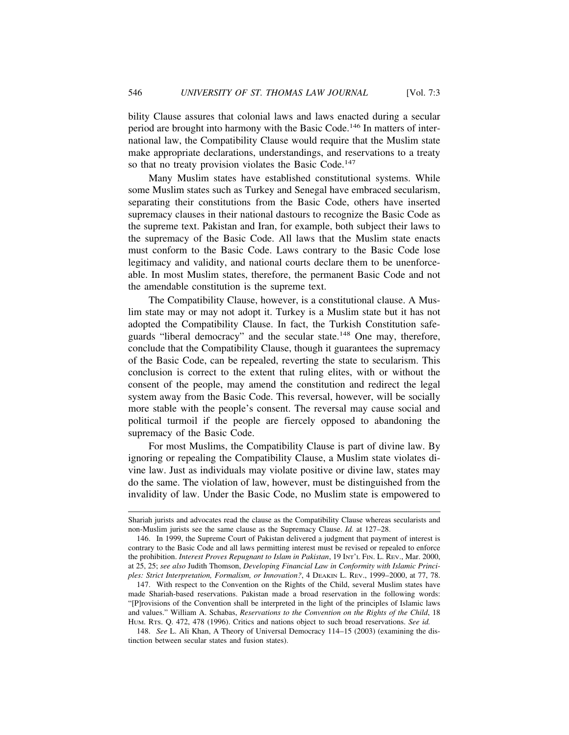bility Clause assures that colonial laws and laws enacted during a secular period are brought into harmony with the Basic Code.[146] In matters of international law, the Compatibility Clause would require that the Muslim state make appropriate declarations, understandings, and reservations to a treaty so that no treaty provision violates the Basic Code.[147]

Many Muslim states have established constitutional systems. While some Muslim states such as Turkey and Senegal have embraced secularism, separating their constitutions from the Basic Code, others have inserted supremacy clauses in their national dastours to recognize the Basic Code as the supreme text. Pakistan and Iran, for example, both subject their laws to the supremacy of the Basic Code. All laws that the Muslim state enacts must conform to the Basic Code. Laws contrary to the Basic Code lose legitimacy and validity, and national courts declare them to be unenforceable. In most Muslim states, therefore, the permanent Basic Code and not the amendable constitution is the supreme text.

The Compatibility Clause, however, is a constitutional clause. A Muslim state may or may not adopt it. Turkey is a Muslim state but it has not adopted the Compatibility Clause. In fact, the Turkish Constitution safeguards "liberal democracy" and the secular state.[148] One may, therefore, conclude that the Compatibility Clause, though it guarantees the supremacy of the Basic Code, can be repealed, reverting the state to secularism. This conclusion is correct to the extent that ruling elites, with or without the consent of the people, may amend the constitution and redirect the legal system away from the Basic Code. This reversal, however, will be socially more stable with the people's consent. The reversal may cause social and political turmoil if the people are fiercely opposed to abandoning the supremacy of the Basic Code.

For most Muslims, the Compatibility Clause is part of divine law. By ignoring or repealing the Compatibility Clause, a Muslim state violates divine law. Just as individuals may violate positive or divine law, states may do the same. The violation of law, however, must be distinguished from the invalidity of law. Under the Basic Code, no Muslim state is empowered to

---

Shariah jurists and advocates read the clause as the Compatibility Clause whereas secularists and non-Muslim jurists see the same clause as the Supremacy Clause. *Id.* at 127–28.

146. In 1999, the Supreme Court of Pakistan delivered a judgment that payment of interest is contrary to the Basic Code and all laws permitting interest must be revised or repealed to enforce the prohibition. *Interest Proves Repugnant to Islam in Pakistan*, 19 INT'L FIN. L. REV., Mar. 2000, at 25, 25; *see also* Judith Thomson, *Developing Financial Law in Conformity with Islamic Principles: Strict Interpretation, Formalism, or Innovation?*, 4 DEAKIN L. REV., 1999–2000, at 77, 78.

147. With respect to the Convention on the Rights of the Child, several Muslim states have made Shariah-based reservations. Pakistan made a broad reservation in the following words: "[P]rovisions of the Convention shall be interpreted in the light of the principles of Islamic laws and values." William A. Schabas, *Reservations to the Convention on the Rights of the Child*, 18 HUM. RTS. Q. 472, 478 (1996). Critics and nations object to such broad reservations. *See id.*

148. *See* L. Ali Khan, A Theory of Universal Democracy 114–15 (2003) (examining the distinction between secular states and fusion states).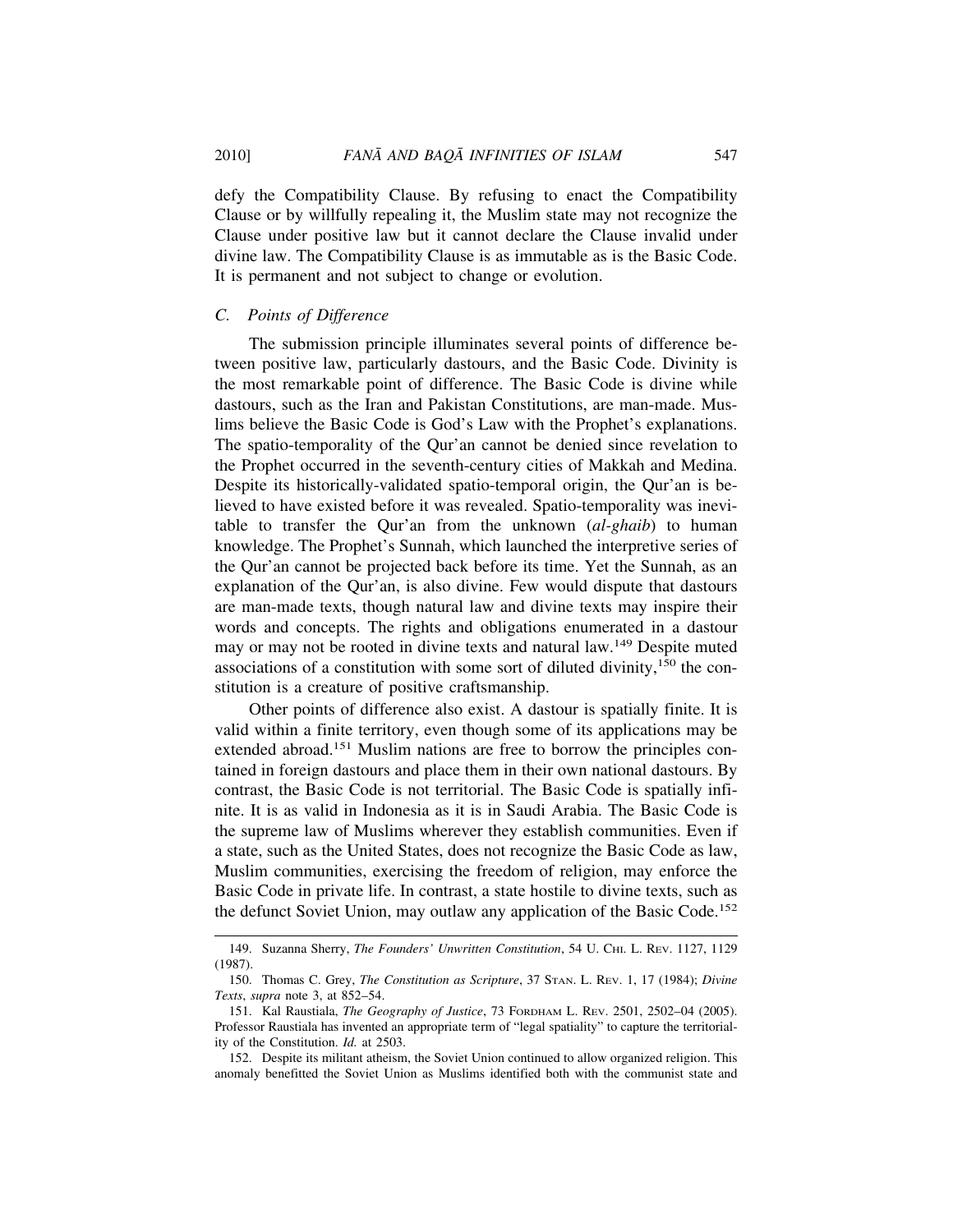defy the Compatibility Clause. By refusing to enact the Compatibility Clause or by willfully repealing it, the Muslim state may not recognize the Clause under positive law but it cannot declare the Clause invalid under divine law. The Compatibility Clause is as immutable as is the Basic Code. It is permanent and not subject to change or evolution.

### C. *Points of Difference*

The submission principle illuminates several points of difference between positive law, particularly dastours, and the Basic Code. Divinity is the most remarkable point of difference. The Basic Code is divine while dastours, such as the Iran and Pakistan Constitutions, are man-made. Muslims believe the Basic Code is God's Law with the Prophet's explanations. The spatio-temporality of the Qur'an cannot be denied since revelation to the Prophet occurred in the seventh-century cities of Makkah and Medina. Despite its historically-validated spatio-temporal origin, the Qur'an is believed to have existed before it was revealed. Spatio-temporality was inevitable to transfer the Qur'an from the unknown (*al-ghaib*) to human knowledge. The Prophet's Sunnah, which launched the interpretive series of the Qur'an cannot be projected back before its time. Yet the Sunnah, as an explanation of the Qur'an, is also divine. Few would dispute that dastours are man-made texts, though natural law and divine texts may inspire their words and concepts. The rights and obligations enumerated in a dastour may or may not be rooted in divine texts and natural law.[149] Despite muted associations of a constitution with some sort of diluted divinity,[150] the constitution is a creature of positive craftsmanship.

Other points of difference also exist. A dastour is spatially finite. It is valid within a finite territory, even though some of its applications may be extended abroad.[151] Muslim nations are free to borrow the principles contained in foreign dastours and place them in their own national dastours. By contrast, the Basic Code is not territorial. The Basic Code is spatially infinite. It is as valid in Indonesia as it is in Saudi Arabia. The Basic Code is the supreme law of Muslims wherever they establish communities. Even if a state, such as the United States, does not recognize the Basic Code as law, Muslim communities, exercising the freedom of religion, may enforce the Basic Code in private life. In contrast, a state hostile to divine texts, such as the defunct Soviet Union, may outlaw any application of the Basic Code.[152]

---

149. Suzanna Sherry, *The Founders' Unwritten Constitution*, 54 U. CHI. L. REV. 1127, 1129 (1987).

150. Thomas C. Grey, *The Constitution as Scripture*, 37 STAN. L. REV. 1, 17 (1984); *Divine Texts*, *supra* note 3, at 852–54.

151. Kal Raustiala, *The Geography of Justice*, 73 FORDHAM L. REV. 2501, 2502–04 (2005). Professor Raustiala has invented an appropriate term of "legal spatiality" to capture the territoriality of the Constitution. *Id.* at 2503.

152. Despite its militant atheism, the Soviet Union continued to allow organized religion. This anomaly benefitted the Soviet Union as Muslims identified both with the communist state and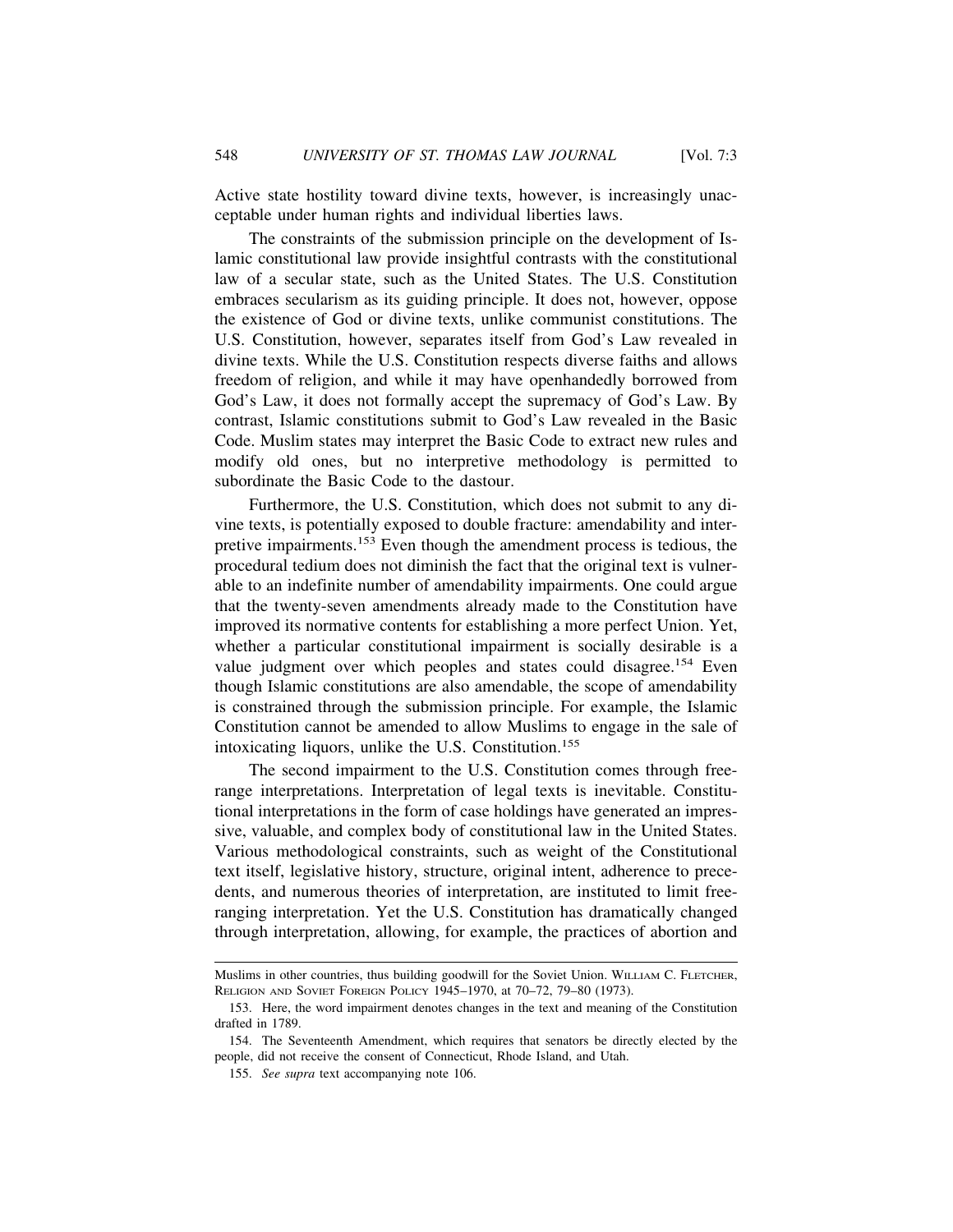Active state hostility toward divine texts, however, is increasingly unacceptable under human rights and individual liberties laws.

The constraints of the submission principle on the development of Islamic constitutional law provide insightful contrasts with the constitutional law of a secular state, such as the United States. The U.S. Constitution embraces secularism as its guiding principle. It does not, however, oppose the existence of God or divine texts, unlike communist constitutions. The U.S. Constitution, however, separates itself from God's Law revealed in divine texts. While the U.S. Constitution respects diverse faiths and allows freedom of religion, and while it may have openhandedly borrowed from God's Law, it does not formally accept the supremacy of God's Law. By contrast, Islamic constitutions submit to God's Law revealed in the Basic Code. Muslim states may interpret the Basic Code to extract new rules and modify old ones, but no interpretive methodology is permitted to subordinate the Basic Code to the dastour.

Furthermore, the U.S. Constitution, which does not submit to any divine texts, is potentially exposed to double fracture: amendability and interpretive impairments.[153] Even though the amendment process is tedious, the procedural tedium does not diminish the fact that the original text is vulnerable to an indefinite number of amendability impairments. One could argue that the twenty-seven amendments already made to the Constitution have improved its normative contents for establishing a more perfect Union. Yet, whether a particular constitutional impairment is socially desirable is a value judgment over which peoples and states could disagree.[154] Even though Islamic constitutions are also amendable, the scope of amendability is constrained through the submission principle. For example, the Islamic Constitution cannot be amended to allow Muslims to engage in the sale of intoxicating liquors, unlike the U.S. Constitution.[155]

The second impairment to the U.S. Constitution comes through free-range interpretations. Interpretation of legal texts is inevitable. Constitutional interpretations in the form of case holdings have generated an impressive, valuable, and complex body of constitutional law in the United States. Various methodological constraints, such as weight of the Constitutional text itself, legislative history, structure, original intent, adherence to precedents, and numerous theories of interpretation, are instituted to limit free-ranging interpretation. Yet the U.S. Constitution has dramatically changed through interpretation, allowing, for example, the practices of abortion and

---

Muslims in other countries, thus building goodwill for the Soviet Union. William C. Fletcher, Religion and Soviet Foreign Policy 1945–1970, at 70–72, 79–80 (1973).

153. Here, the word impairment denotes changes in the text and meaning of the Constitution drafted in 1789.

154. The Seventeenth Amendment, which requires that senators be directly elected by the people, did not receive the consent of Connecticut, Rhode Island, and Utah.

155. *See supra* text accompanying note 106.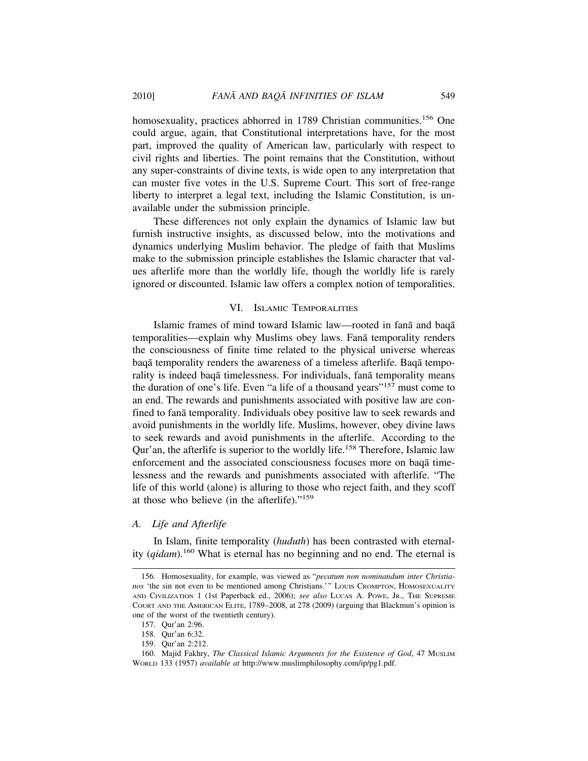homosexuality, practices abhorred in 1789 Christian communities.[156] One could argue, again, that Constitutional interpretations have, for the most part, improved the quality of American law, particularly with respect to civil rights and liberties. The point remains that the Constitution, without any super-constraints of divine texts, is wide open to any interpretation that can muster five votes in the U.S. Supreme Court. This sort of free-range liberty to interpret a legal text, including the Islamic Constitution, is unavailable under the submission principle.

These differences not only explain the dynamics of Islamic law but furnish instructive insights, as discussed below, into the motivations and dynamics underlying Muslim behavior. The pledge of faith that Muslims make to the submission principle establishes the Islamic character that values afterlife more than the worldly life, though the worldly life is rarely ignored or discounted. Islamic law offers a complex notion of temporalities.

## VI. Islamic Temporalities

Islamic frames of mind toward Islamic law—rooted in fanā and baqā temporalities—explain why Muslims obey laws. Fanā temporality renders the consciousness of finite time related to the physical universe whereas baqā temporality renders the awareness of a timeless afterlife. Baqā temporality is indeed baqā timelessness. For individuals, fanā temporality means the duration of one's life. Even "a life of a thousand years"[157] must come to an end. The rewards and punishments associated with positive law are confined to fanā temporality. Individuals obey positive law to seek rewards and avoid punishments in the worldly life. Muslims, however, obey divine laws to seek rewards and avoid punishments in the afterlife. According to the Qur'an, the afterlife is superior to the worldly life.[158] Therefore, Islamic law enforcement and the associated consciousness focuses more on baqā timelessness and the rewards and punishments associated with afterlife. "The life of this world (alone) is alluring to those who reject faith, and they scoff at those who believe (in the afterlife)."[159]

### A. Life and Afterlife

In Islam, finite temporality (*huduth*) has been contrasted with eternality (*qidam*).[160] What is eternal has no beginning and no end. The eternal is

---

156. Homosexuality, for example, was viewed as "*pecatum non nominandum inter Christianos* 'the sin not even to be mentioned among Christians.'" Louis Crompton, Homosexuality and Civilization 1 (1st Paperback ed., 2006); *see also* Lucas A. Powe, Jr., The Supreme Court and the American Elite, 1789–2008, at 278 (2009) (arguing that Blackmun's opinion is one of the worst of the twentieth century).

157. Qur'an 2:96.

158. Qur'an 6:32.

159. Qur'an 2:212.

160. Majid Fakhry, *The Classical Islamic Arguments for the Existence of God*, 47 Muslim World 133 (1957) *available at* http://www.muslimphilosophy.com/ip/pg1.pdf.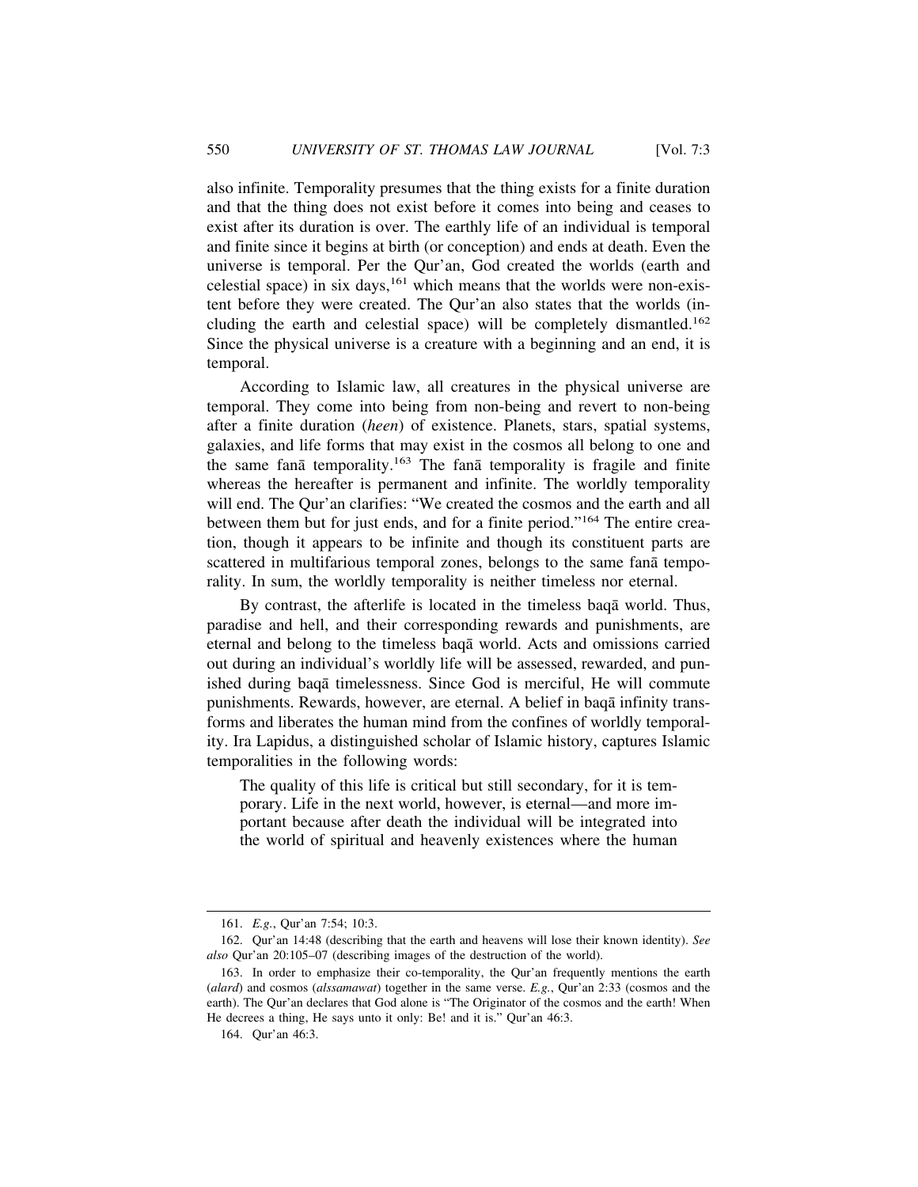also infinite. Temporality presumes that the thing exists for a finite duration and that the thing does not exist before it comes into being and ceases to exist after its duration is over. The earthly life of an individual is temporal and finite since it begins at birth (or conception) and ends at death. Even the universe is temporal. Per the Qur'an, God created the worlds (earth and celestial space) in six days,[161] which means that the worlds were non-existent before they were created. The Qur'an also states that the worlds (including the earth and celestial space) will be completely dismantled.[162] Since the physical universe is a creature with a beginning and an end, it is temporal.

According to Islamic law, all creatures in the physical universe are temporal. They come into being from non-being and revert to non-being after a finite duration (*heen*) of existence. Planets, stars, spatial systems, galaxies, and life forms that may exist in the cosmos all belong to one and the same fanā temporality.[163] The fanā temporality is fragile and finite whereas the hereafter is permanent and infinite. The worldly temporality will end. The Qur'an clarifies: "We created the cosmos and the earth and all between them but for just ends, and for a finite period."[164] The entire creation, though it appears to be infinite and though its constituent parts are scattered in multifarious temporal zones, belongs to the same fanā temporality. In sum, the worldly temporality is neither timeless nor eternal.

By contrast, the afterlife is located in the timeless baqā world. Thus, paradise and hell, and their corresponding rewards and punishments, are eternal and belong to the timeless baqā world. Acts and omissions carried out during an individual's worldly life will be assessed, rewarded, and punished during baqā timelessness. Since God is merciful, He will commute punishments. Rewards, however, are eternal. A belief in baqā infinity transforms and liberates the human mind from the confines of worldly temporality. Ira Lapidus, a distinguished scholar of Islamic history, captures Islamic temporalities in the following words:

> The quality of this life is critical but still secondary, for it is temporary. Life in the next world, however, is eternal—and more important because after death the individual will be integrated into the world of spiritual and heavenly existences where the human

---

161. *E.g.*, Qur'an 7:54; 10:3.

162. Qur'an 14:48 (describing that the earth and heavens will lose their known identity). *See also* Qur'an 20:105–07 (describing images of the destruction of the world).

163. In order to emphasize their co-temporality, the Qur'an frequently mentions the earth (*alard*) and cosmos (*alssamawat*) together in the same verse. *E.g.*, Qur'an 2:33 (cosmos and the earth). The Qur'an declares that God alone is "The Originator of the cosmos and the earth! When He decrees a thing, He says unto it only: Be! and it is." Qur'an 46:3.

164. Qur'an 46:3.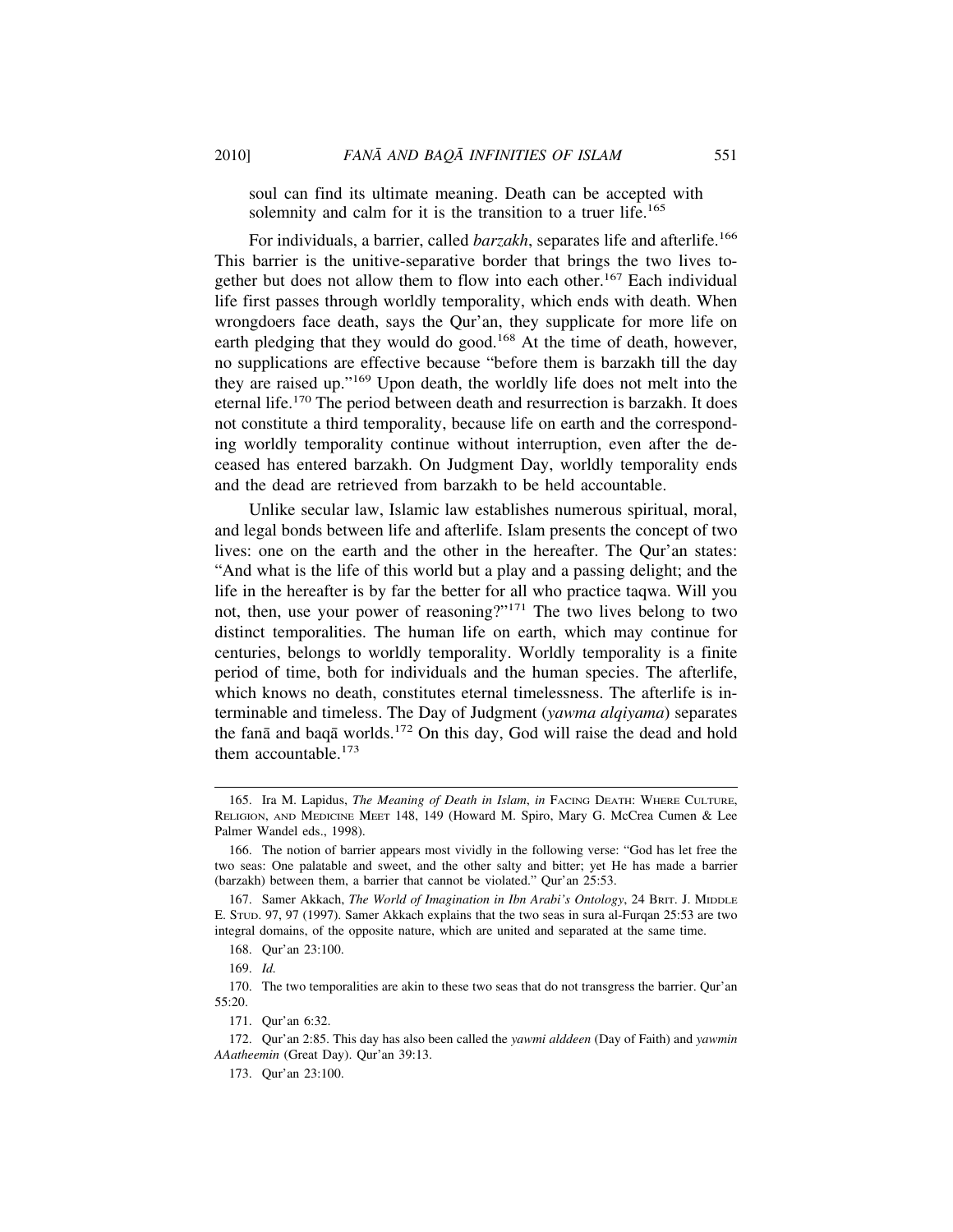soul can find its ultimate meaning. Death can be accepted with solemnity and calm for it is the transition to a truer life.[165]

For individuals, a barrier, called *barzakh*, separates life and afterlife.[166] This barrier is the unitive-separative border that brings the two lives together but does not allow them to flow into each other.[167] Each individual life first passes through worldly temporality, which ends with death. When wrongdoers face death, says the Qur'an, they supplicate for more life on earth pledging that they would do good.[168] At the time of death, however, no supplications are effective because "before them is barzakh till the day they are raised up."[169] Upon death, the worldly life does not melt into the eternal life.[170] The period between death and resurrection is barzakh. It does not constitute a third temporality, because life on earth and the corresponding worldly temporality continue without interruption, even after the deceased has entered barzakh. On Judgment Day, worldly temporality ends and the dead are retrieved from barzakh to be held accountable.

Unlike secular law, Islamic law establishes numerous spiritual, moral, and legal bonds between life and afterlife. Islam presents the concept of two lives: one on the earth and the other in the hereafter. The Qur'an states: "And what is the life of this world but a play and a passing delight; and the life in the hereafter is by far the better for all who practice taqwa. Will you not, then, use your power of reasoning?"[171] The two lives belong to two distinct temporalities. The human life on earth, which may continue for centuries, belongs to worldly temporality. Worldly temporality is a finite period of time, both for individuals and the human species. The afterlife, which knows no death, constitutes eternal timelessness. The afterlife is interminable and timeless. The Day of Judgment (*yawma alqiyama*) separates the fanā and baqā worlds.[172] On this day, God will raise the dead and hold them accountable.[173]

---

165. Ira M. Lapidus, *The Meaning of Death in Islam*, *in* FACING DEATH: WHERE CULTURE, RELIGION, AND MEDICINE MEET 148, 149 (Howard M. Spiro, Mary G. McCrea Cumen & Lee Palmer Wandel eds., 1998).

166. The notion of barrier appears most vividly in the following verse: "God has let free the two seas: One palatable and sweet, and the other salty and bitter; yet He has made a barrier (barzakh) between them, a barrier that cannot be violated." Qur'an 25:53.

167. Samer Akkach, *The World of Imagination in Ibn Arabi's Ontology*, 24 BRIT. J. MIDDLE E. STUD. 97, 97 (1997). Samer Akkach explains that the two seas in sura al-Furqan 25:53 are two integral domains, of the opposite nature, which are united and separated at the same time.

168. Qur'an 23:100.

169. *Id.*

170. The two temporalities are akin to these two seas that do not transgress the barrier. Qur'an 55:20.

171. Qur'an 6:32.

172. Qur'an 2:85. This day has also been called the *yawmi alddeen* (Day of Faith) and *yawmin AAatheemin* (Great Day). Qur'an 39:13.

173. Qur'an 23:100.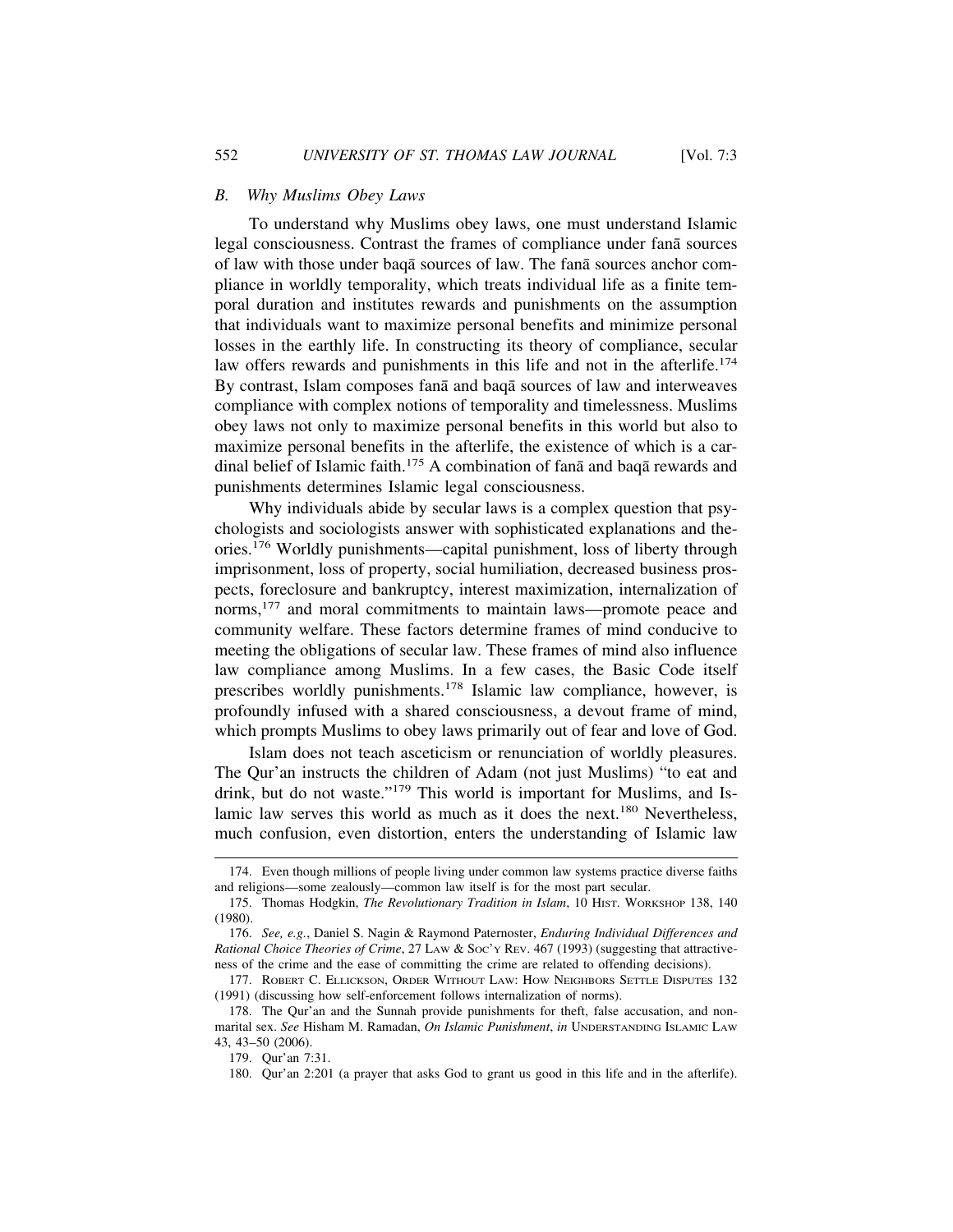### B. Why Muslims Obey Laws

To understand why Muslims obey laws, one must understand Islamic legal consciousness. Contrast the frames of compliance under fanā sources of law with those under baqā sources of law. The fanā sources anchor compliance in worldly temporality, which treats individual life as a finite temporal duration and institutes rewards and punishments on the assumption that individuals want to maximize personal benefits and minimize personal losses in the earthly life. In constructing its theory of compliance, secular law offers rewards and punishments in this life and not in the afterlife.[174] By contrast, Islam composes fanā and baqā sources of law and interweaves compliance with complex notions of temporality and timelessness. Muslims obey laws not only to maximize personal benefits in this world but also to maximize personal benefits in the afterlife, the existence of which is a cardinal belief of Islamic faith.[175] A combination of fanā and baqā rewards and punishments determines Islamic legal consciousness.

Why individuals abide by secular laws is a complex question that psychologists and sociologists answer with sophisticated explanations and theories.[176] Worldly punishments—capital punishment, loss of liberty through imprisonment, loss of property, social humiliation, decreased business prospects, foreclosure and bankruptcy, interest maximization, internalization of norms,[177] and moral commitments to maintain laws—promote peace and community welfare. These factors determine frames of mind conducive to meeting the obligations of secular law. These frames of mind also influence law compliance among Muslims. In a few cases, the Basic Code itself prescribes worldly punishments.[178] Islamic law compliance, however, is profoundly infused with a shared consciousness, a devout frame of mind, which prompts Muslims to obey laws primarily out of fear and love of God.

Islam does not teach asceticism or renunciation of worldly pleasures. The Qur'an instructs the children of Adam (not just Muslims) "to eat and drink, but do not waste."[179] This world is important for Muslims, and Islamic law serves this world as much as it does the next.[180] Nevertheless, much confusion, even distortion, enters the understanding of Islamic law

---

174. Even though millions of people living under common law systems practice diverse faiths and religions—some zealously—common law itself is for the most part secular.

175. Thomas Hodgkin, *The Revolutionary Tradition in Islam*, 10 HIST. WORKSHOP 138, 140 (1980).

176. *See, e.g.*, Daniel S. Nagin & Raymond Paternoster, *Enduring Individual Differences and Rational Choice Theories of Crime*, 27 LAW & SOC'Y REV. 467 (1993) (suggesting that attractiveness of the crime and the ease of committing the crime are related to offending decisions).

177. ROBERT C. ELLICKSON, ORDER WITHOUT LAW: HOW NEIGHBORS SETTLE DISPUTES 132 (1991) (discussing how self-enforcement follows internalization of norms).

178. The Qur'an and the Sunnah provide punishments for theft, false accusation, and nonmarital sex. *See* Hisham M. Ramadan, *On Islamic Punishment*, *in* UNDERSTANDING ISLAMIC LAW 43, 43–50 (2006).

179. Qur'an 7:31.

180. Qur'an 2:201 (a prayer that asks God to grant us good in this life and in the afterlife).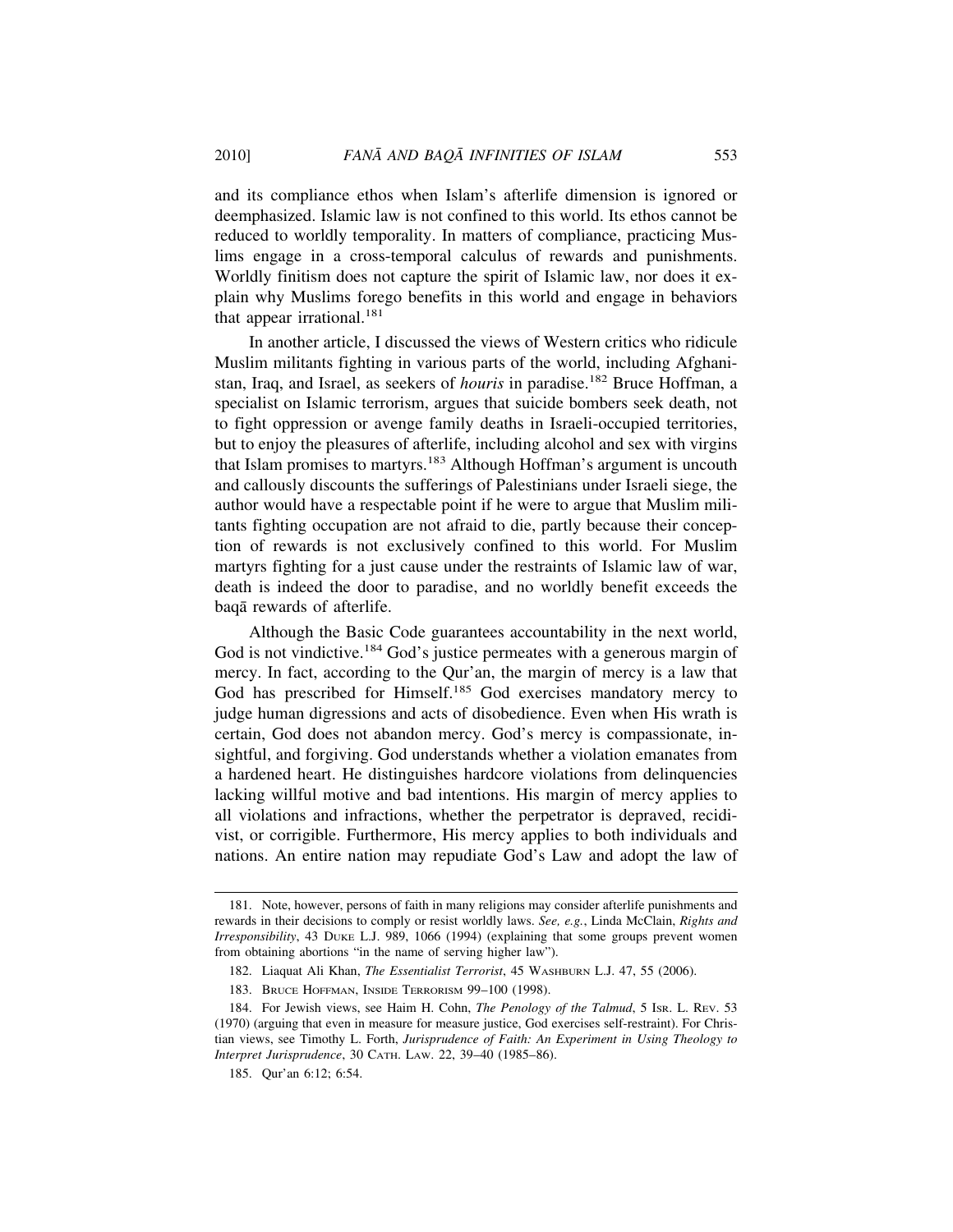and its compliance ethos when Islam's afterlife dimension is ignored or deemphasized. Islamic law is not confined to this world. Its ethos cannot be reduced to worldly temporality. In matters of compliance, practicing Muslims engage in a cross-temporal calculus of rewards and punishments. Worldly finitism does not capture the spirit of Islamic law, nor does it explain why Muslims forego benefits in this world and engage in behaviors that appear irrational.[181]

In another article, I discussed the views of Western critics who ridicule Muslim militants fighting in various parts of the world, including Afghanistan, Iraq, and Israel, as seekers of *houris* in paradise.[182] Bruce Hoffman, a specialist on Islamic terrorism, argues that suicide bombers seek death, not to fight oppression or avenge family deaths in Israeli-occupied territories, but to enjoy the pleasures of afterlife, including alcohol and sex with virgins that Islam promises to martyrs.[183] Although Hoffman's argument is uncouth and callously discounts the sufferings of Palestinians under Israeli siege, the author would have a respectable point if he were to argue that Muslim militants fighting occupation are not afraid to die, partly because their conception of rewards is not exclusively confined to this world. For Muslim martyrs fighting for a just cause under the restraints of Islamic law of war, death is indeed the door to paradise, and no worldly benefit exceeds the baqā rewards of afterlife.

Although the Basic Code guarantees accountability in the next world, God is not vindictive.[184] God's justice permeates with a generous margin of mercy. In fact, according to the Qur'an, the margin of mercy is a law that God has prescribed for Himself.[185] God exercises mandatory mercy to judge human digressions and acts of disobedience. Even when His wrath is certain, God does not abandon mercy. God's mercy is compassionate, insightful, and forgiving. God understands whether a violation emanates from a hardened heart. He distinguishes hardcore violations from delinquencies lacking willful motive and bad intentions. His margin of mercy applies to all violations and infractions, whether the perpetrator is depraved, recidivist, or corrigible. Furthermore, His mercy applies to both individuals and nations. An entire nation may repudiate God's Law and adopt the law of

---

181. Note, however, persons of faith in many religions may consider afterlife punishments and rewards in their decisions to comply or resist worldly laws. *See, e.g.*, Linda McClain, *Rights and Irresponsibility*, 43 DUKE L.J. 989, 1066 (1994) (explaining that some groups prevent women from obtaining abortions "in the name of serving higher law").

182. Liaquat Ali Khan, *The Essentialist Terrorist*, 45 WASHBURN L.J. 47, 55 (2006).

183. BRUCE HOFFMAN, INSIDE TERRORISM 99–100 (1998).

184. For Jewish views, see Haim H. Cohn, *The Penology of the Talmud*, 5 ISR. L. REV. 53 (1970) (arguing that even in measure for measure justice, God exercises self-restraint). For Christian views, see Timothy L. Forth, *Jurisprudence of Faith: An Experiment in Using Theology to Interpret Jurisprudence*, 30 CATH. LAW. 22, 39–40 (1985–86).

185. Qur'an 6:12; 6:54.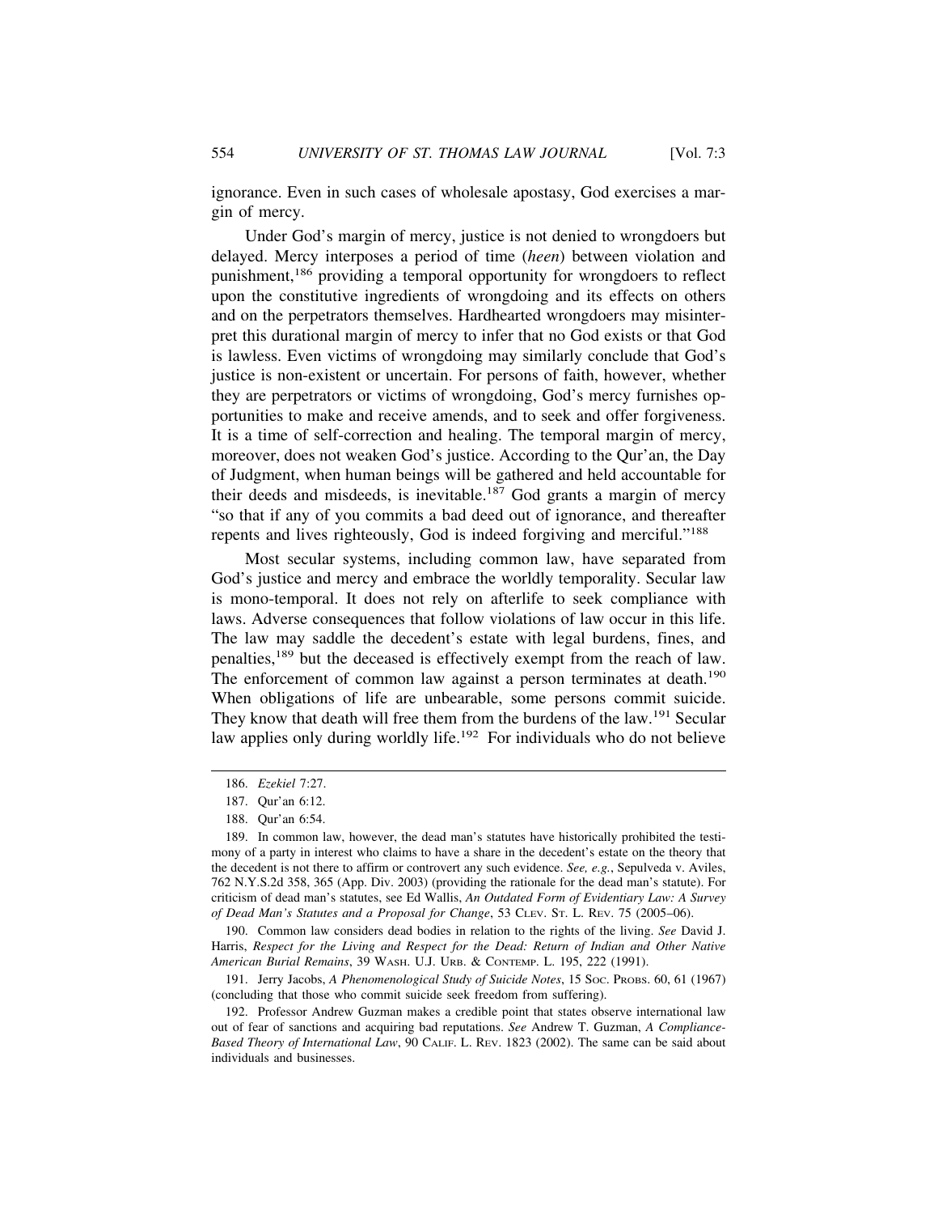ignorance. Even in such cases of wholesale apostasy, God exercises a margin of mercy.

Under God's margin of mercy, justice is not denied to wrongdoers but delayed. Mercy interposes a period of time (*heen*) between violation and punishment,[186] providing a temporal opportunity for wrongdoers to reflect upon the constitutive ingredients of wrongdoing and its effects on others and on the perpetrators themselves. Hardhearted wrongdoers may misinterpret this durational margin of mercy to infer that no God exists or that God is lawless. Even victims of wrongdoing may similarly conclude that God's justice is non-existent or uncertain. For persons of faith, however, whether they are perpetrators or victims of wrongdoing, God's mercy furnishes opportunities to make and receive amends, and to seek and offer forgiveness. It is a time of self-correction and healing. The temporal margin of mercy, moreover, does not weaken God's justice. According to the Qur'an, the Day of Judgment, when human beings will be gathered and held accountable for their deeds and misdeeds, is inevitable.[187] God grants a margin of mercy "so that if any of you commits a bad deed out of ignorance, and thereafter repents and lives righteously, God is indeed forgiving and merciful."[188]

Most secular systems, including common law, have separated from God's justice and mercy and embrace the worldly temporality. Secular law is mono-temporal. It does not rely on afterlife to seek compliance with laws. Adverse consequences that follow violations of law occur in this life. The law may saddle the decedent's estate with legal burdens, fines, and penalties,[189] but the deceased is effectively exempt from the reach of law. The enforcement of common law against a person terminates at death.[190] When obligations of life are unbearable, some persons commit suicide. They know that death will free them from the burdens of the law.[191] Secular law applies only during worldly life.[192] For individuals who do not believe

---

186. *Ezekiel* 7:27.

187. Qur'an 6:12.

188. Qur'an 6:54.

189. In common law, however, the dead man's statutes have historically prohibited the testimony of a party in interest who claims to have a share in the decedent's estate on the theory that the decedent is not there to affirm or controvert any such evidence. *See, e.g.*, Sepulveda v. Aviles, 762 N.Y.S.2d 358, 365 (App. Div. 2003) (providing the rationale for the dead man's statute). For criticism of dead man's statutes, see Ed Wallis, *An Outdated Form of Evidentiary Law: A Survey of Dead Man's Statutes and a Proposal for Change*, 53 CLEV. ST. L. REV. 75 (2005–06).

190. Common law considers dead bodies in relation to the rights of the living. *See* David J. Harris, *Respect for the Living and Respect for the Dead: Return of Indian and Other Native American Burial Remains*, 39 WASH. U.J. URB. & CONTEMP. L. 195, 222 (1991).

191. Jerry Jacobs, *A Phenomenological Study of Suicide Notes*, 15 SOC. PROBS. 60, 61 (1967) (concluding that those who commit suicide seek freedom from suffering).

192. Professor Andrew Guzman makes a credible point that states observe international law out of fear of sanctions and acquiring bad reputations. *See* Andrew T. Guzman, *A Compliance-Based Theory of International Law*, 90 CALIF. L. REV. 1823 (2002). The same can be said about individuals and businesses.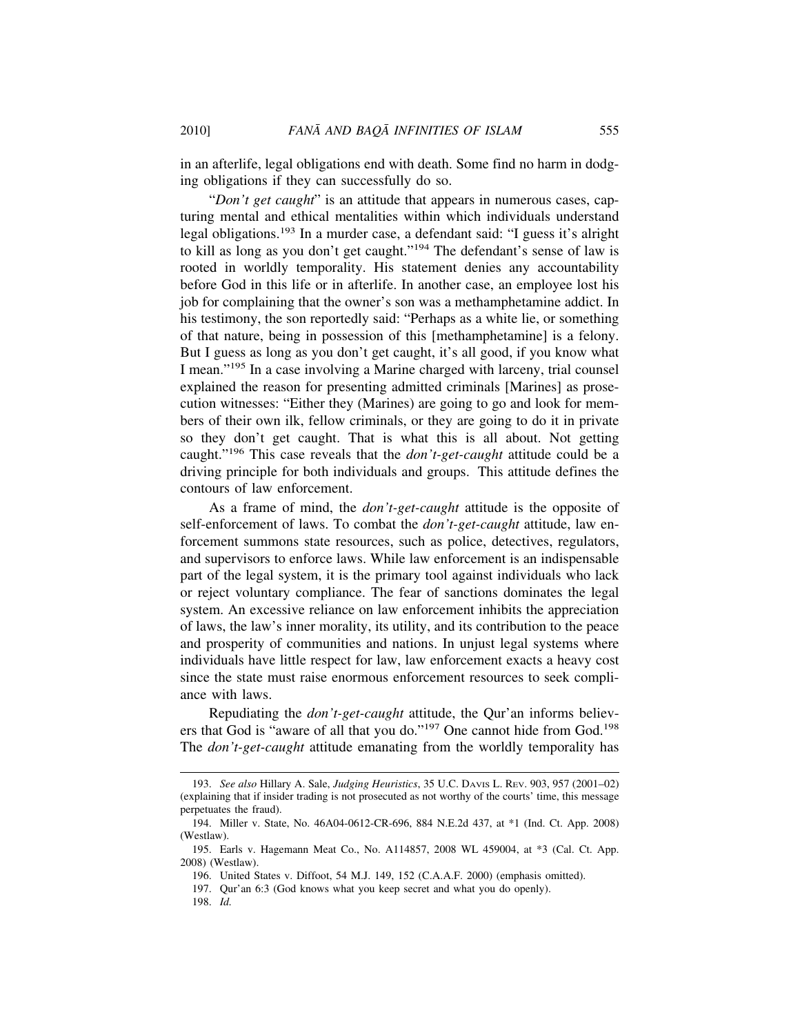in an afterlife, legal obligations end with death. Some find no harm in dodging obligations if they can successfully do so.

"*Don't get caught*" is an attitude that appears in numerous cases, capturing mental and ethical mentalities within which individuals understand legal obligations.[193] In a murder case, a defendant said: "I guess it's alright to kill as long as you don't get caught."[194] The defendant's sense of law is rooted in worldly temporality. His statement denies any accountability before God in this life or in afterlife. In another case, an employee lost his job for complaining that the owner's son was a methamphetamine addict. In his testimony, the son reportedly said: "Perhaps as a white lie, or something of that nature, being in possession of this [methamphetamine] is a felony. But I guess as long as you don't get caught, it's all good, if you know what I mean."[195] In a case involving a Marine charged with larceny, trial counsel explained the reason for presenting admitted criminals [Marines] as prosecution witnesses: "Either they (Marines) are going to go and look for members of their own ilk, fellow criminals, or they are going to do it in private so they don't get caught. That is what this is all about. Not getting caught."[196] This case reveals that the *don't-get-caught* attitude could be a driving principle for both individuals and groups. This attitude defines the contours of law enforcement.

As a frame of mind, the *don't-get-caught* attitude is the opposite of self-enforcement of laws. To combat the *don't-get-caught* attitude, law enforcement summons state resources, such as police, detectives, regulators, and supervisors to enforce laws. While law enforcement is an indispensable part of the legal system, it is the primary tool against individuals who lack or reject voluntary compliance. The fear of sanctions dominates the legal system. An excessive reliance on law enforcement inhibits the appreciation of laws, the law's inner morality, its utility, and its contribution to the peace and prosperity of communities and nations. In unjust legal systems where individuals have little respect for law, law enforcement exacts a heavy cost since the state must raise enormous enforcement resources to seek compliance with laws.

Repudiating the *don't-get-caught* attitude, the Qur'an informs believers that God is "aware of all that you do."[197] One cannot hide from God.[198] The *don't-get-caught* attitude emanating from the worldly temporality has

---

193. *See also* Hillary A. Sale, *Judging Heuristics*, 35 U.C. DAVIS L. REV. 903, 957 (2001–02) (explaining that if insider trading is not prosecuted as not worthy of the courts' time, this message perpetuates the fraud).

194. Miller v. State, No. 46A04-0612-CR-696, 884 N.E.2d 437, at *1 (Ind. Ct. App. 2008) (Westlaw).

195. Earls v. Hagemann Meat Co., No. A114857, 2008 WL 459004, at *3 (Cal. Ct. App. 2008) (Westlaw).

196. United States v. Diffoot, 54 M.J. 149, 152 (C.A.A.F. 2000) (emphasis omitted).

197. Qur'an 6:3 (God knows what you keep secret and what you do openly).

198. *Id.*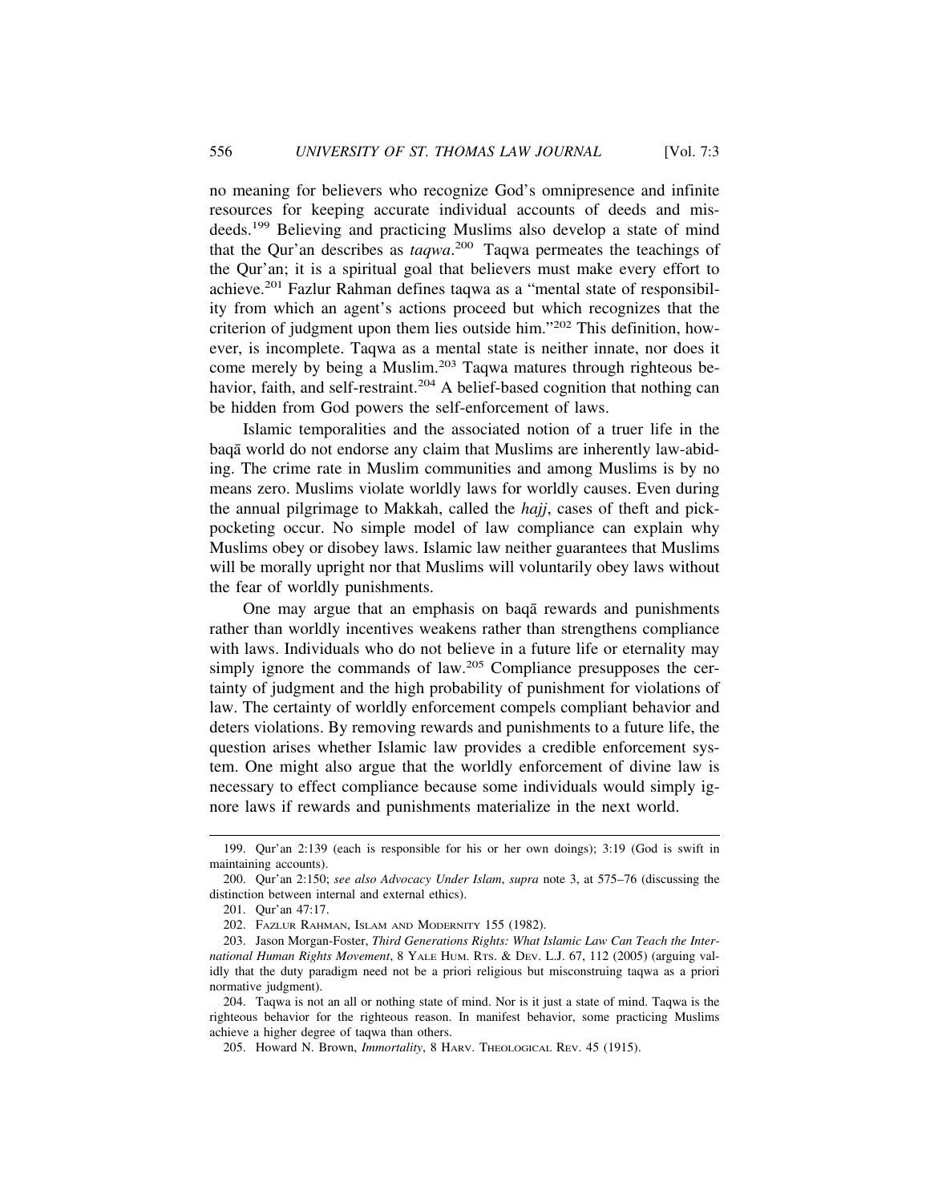no meaning for believers who recognize God's omnipresence and infinite resources for keeping accurate individual accounts of deeds and misdeeds.[199] Believing and practicing Muslims also develop a state of mind that the Qur'an describes as *taqwa*.[200] Taqwa permeates the teachings of the Qur'an; it is a spiritual goal that believers must make every effort to achieve.[201] Fazlur Rahman defines taqwa as a "mental state of responsibility from which an agent's actions proceed but which recognizes that the criterion of judgment upon them lies outside him."[202] This definition, however, is incomplete. Taqwa as a mental state is neither innate, nor does it come merely by being a Muslim.[203] Taqwa matures through righteous behavior, faith, and self-restraint.[204] A belief-based cognition that nothing can be hidden from God powers the self-enforcement of laws.

Islamic temporalities and the associated notion of a truer life in the baqā world do not endorse any claim that Muslims are inherently law-abiding. The crime rate in Muslim communities and among Muslims is by no means zero. Muslims violate worldly laws for worldly causes. Even during the annual pilgrimage to Makkah, called the *hajj*, cases of theft and pickpocketing occur. No simple model of law compliance can explain why Muslims obey or disobey laws. Islamic law neither guarantees that Muslims will be morally upright nor that Muslims will voluntarily obey laws without the fear of worldly punishments.

One may argue that an emphasis on baqā rewards and punishments rather than worldly incentives weakens rather than strengthens compliance with laws. Individuals who do not believe in a future life or eternality may simply ignore the commands of law.[205] Compliance presupposes the certainty of judgment and the high probability of punishment for violations of law. The certainty of worldly enforcement compels compliant behavior and deters violations. By removing rewards and punishments to a future life, the question arises whether Islamic law provides a credible enforcement system. One might also argue that the worldly enforcement of divine law is necessary to effect compliance because some individuals would simply ignore laws if rewards and punishments materialize in the next world.

---

199. Qur'an 2:139 (each is responsible for his or her own doings); 3:19 (God is swift in maintaining accounts).

200. Qur'an 2:150; *see also Advocacy Under Islam*, *supra* note 3, at 575–76 (discussing the distinction between internal and external ethics).

201. Qur'an 47:17.

202. Fazlur Rahman, Islam and Modernity 155 (1982).

203. Jason Morgan-Foster, *Third Generations Rights: What Islamic Law Can Teach the International Human Rights Movement*, 8 Yale Hum. Rts. & Dev. L.J. 67, 112 (2005) (arguing validly that the duty paradigm need not be a priori religious but misconstruing taqwa as a priori normative judgment).

204. Taqwa is not an all or nothing state of mind. Nor is it just a state of mind. Taqwa is the righteous behavior for the righteous reason. In manifest behavior, some practicing Muslims achieve a higher degree of taqwa than others.

205. Howard N. Brown, *Immortality*, 8 Harv. Theological Rev. 45 (1915).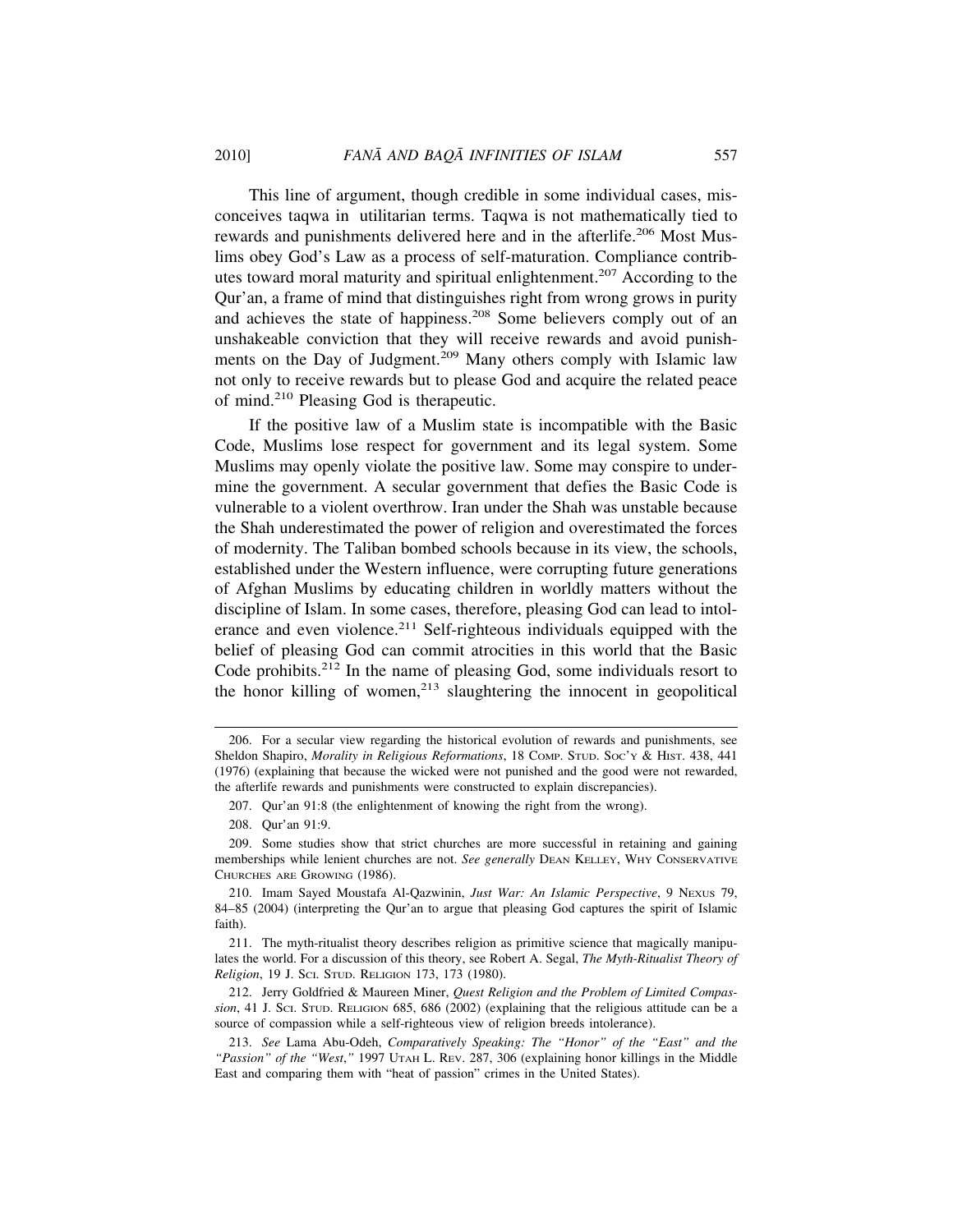This line of argument, though credible in some individual cases, misconceives taqwa in utilitarian terms. Taqwa is not mathematically tied to rewards and punishments delivered here and in the afterlife.[206] Most Muslims obey God's Law as a process of self-maturation. Compliance contributes toward moral maturity and spiritual enlightenment.[207] According to the Qur'an, a frame of mind that distinguishes right from wrong grows in purity and achieves the state of happiness.[208] Some believers comply out of an unshakeable conviction that they will receive rewards and avoid punishments on the Day of Judgment.[209] Many others comply with Islamic law not only to receive rewards but to please God and acquire the related peace of mind.[210] Pleasing God is therapeutic.

If the positive law of a Muslim state is incompatible with the Basic Code, Muslims lose respect for government and its legal system. Some Muslims may openly violate the positive law. Some may conspire to undermine the government. A secular government that defies the Basic Code is vulnerable to a violent overthrow. Iran under the Shah was unstable because the Shah underestimated the power of religion and overestimated the forces of modernity. The Taliban bombed schools because in its view, the schools, established under the Western influence, were corrupting future generations of Afghan Muslims by educating children in worldly matters without the discipline of Islam. In some cases, therefore, pleasing God can lead to intolerance and even violence.[211] Self-righteous individuals equipped with the belief of pleasing God can commit atrocities in this world that the Basic Code prohibits.[212] In the name of pleasing God, some individuals resort to the honor killing of women,[213] slaughtering the innocent in geopolitical

---

206. For a secular view regarding the historical evolution of rewards and punishments, see Sheldon Shapiro, *Morality in Religious Reformations*, 18 COMP. STUD. SOC'Y & HIST. 438, 441 (1976) (explaining that because the wicked were not punished and the good were not rewarded, the afterlife rewards and punishments were constructed to explain discrepancies).

207. Qur'an 91:8 (the enlightenment of knowing the right from the wrong).

208. Qur'an 91:9.

209. Some studies show that strict churches are more successful in retaining and gaining memberships while lenient churches are not. *See generally* DEAN KELLEY, WHY CONSERVATIVE CHURCHES ARE GROWING (1986).

210. Imam Sayed Moustafa Al-Qazwinin, *Just War: An Islamic Perspective*, 9 NEXUS 79, 84–85 (2004) (interpreting the Qur'an to argue that pleasing God captures the spirit of Islamic faith).

211. The myth-ritualist theory describes religion as primitive science that magically manipulates the world. For a discussion of this theory, see Robert A. Segal, *The Myth-Ritualist Theory of Religion*, 19 J. SCI. STUD. RELIGION 173, 173 (1980).

212. Jerry Goldfried & Maureen Miner, *Quest Religion and the Problem of Limited Compassion*, 41 J. SCI. STUD. RELIGION 685, 686 (2002) (explaining that the religious attitude can be a source of compassion while a self-righteous view of religion breeds intolerance).

213. *See* Lama Abu-Odeh, *Comparatively Speaking: The "Honor" of the "East" and the "Passion" of the "West*,*"* 1997 UTAH L. REV. 287, 306 (explaining honor killings in the Middle East and comparing them with "heat of passion" crimes in the United States).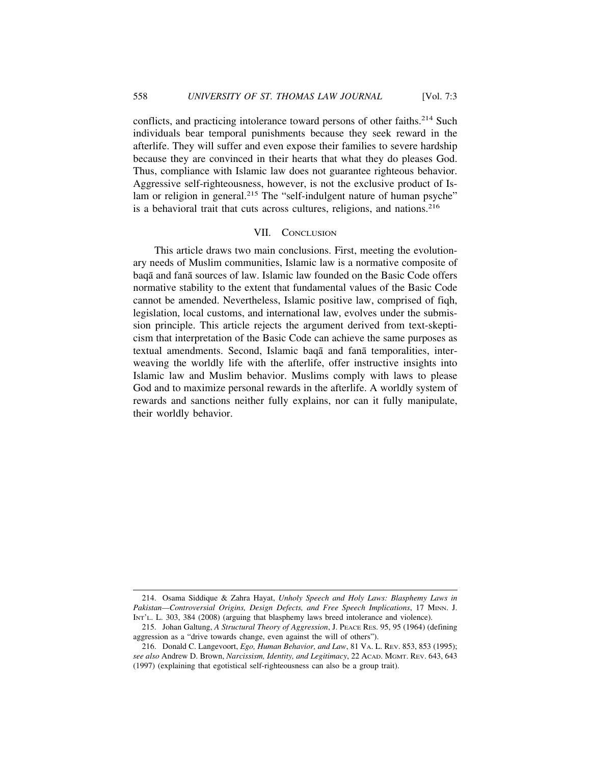conflicts, and practicing intolerance toward persons of other faiths.[214] Such individuals bear temporal punishments because they seek reward in the afterlife. They will suffer and even expose their families to severe hardship because they are convinced in their hearts that what they do pleases God. Thus, compliance with Islamic law does not guarantee righteous behavior. Aggressive self-righteousness, however, is not the exclusive product of Islam or religion in general.[215] The "self-indulgent nature of human psyche" is a behavioral trait that cuts across cultures, religions, and nations.[216]

## VII. Conclusion

This article draws two main conclusions. First, meeting the evolutionary needs of Muslim communities, Islamic law is a normative composite of baqā and fanā sources of law. Islamic law founded on the Basic Code offers normative stability to the extent that fundamental values of the Basic Code cannot be amended. Nevertheless, Islamic positive law, comprised of fiqh, legislation, local customs, and international law, evolves under the submission principle. This article rejects the argument derived from text-skepticism that interpretation of the Basic Code can achieve the same purposes as textual amendments. Second, Islamic baqā and fanā temporalities, interweaving the worldly life with the afterlife, offer instructive insights into Islamic law and Muslim behavior. Muslims comply with laws to please God and to maximize personal rewards in the afterlife. A worldly system of rewards and sanctions neither fully explains, nor can it fully manipulate, their worldly behavior.

---

214. Osama Siddique & Zahra Hayat, *Unholy Speech and Holy Laws: Blasphemy Laws in Pakistan—Controversial Origins, Design Defects, and Free Speech Implications*, 17 Minn. J. Int'l. L. 303, 384 (2008) (arguing that blasphemy laws breed intolerance and violence).

215. Johan Galtung, *A Structural Theory of Aggression*, J. Peace Res. 95, 95 (1964) (defining aggression as a "drive towards change, even against the will of others").

216. Donald C. Langevoort, *Ego, Human Behavior, and Law*, 81 Va. L. Rev. 853, 853 (1995); *see also* Andrew D. Brown, *Narcissism, Identity, and Legitimacy*, 22 Acad. Mgmt. Rev. 643, 643 (1997) (explaining that egotistical self-righteousness can also be a group trait).